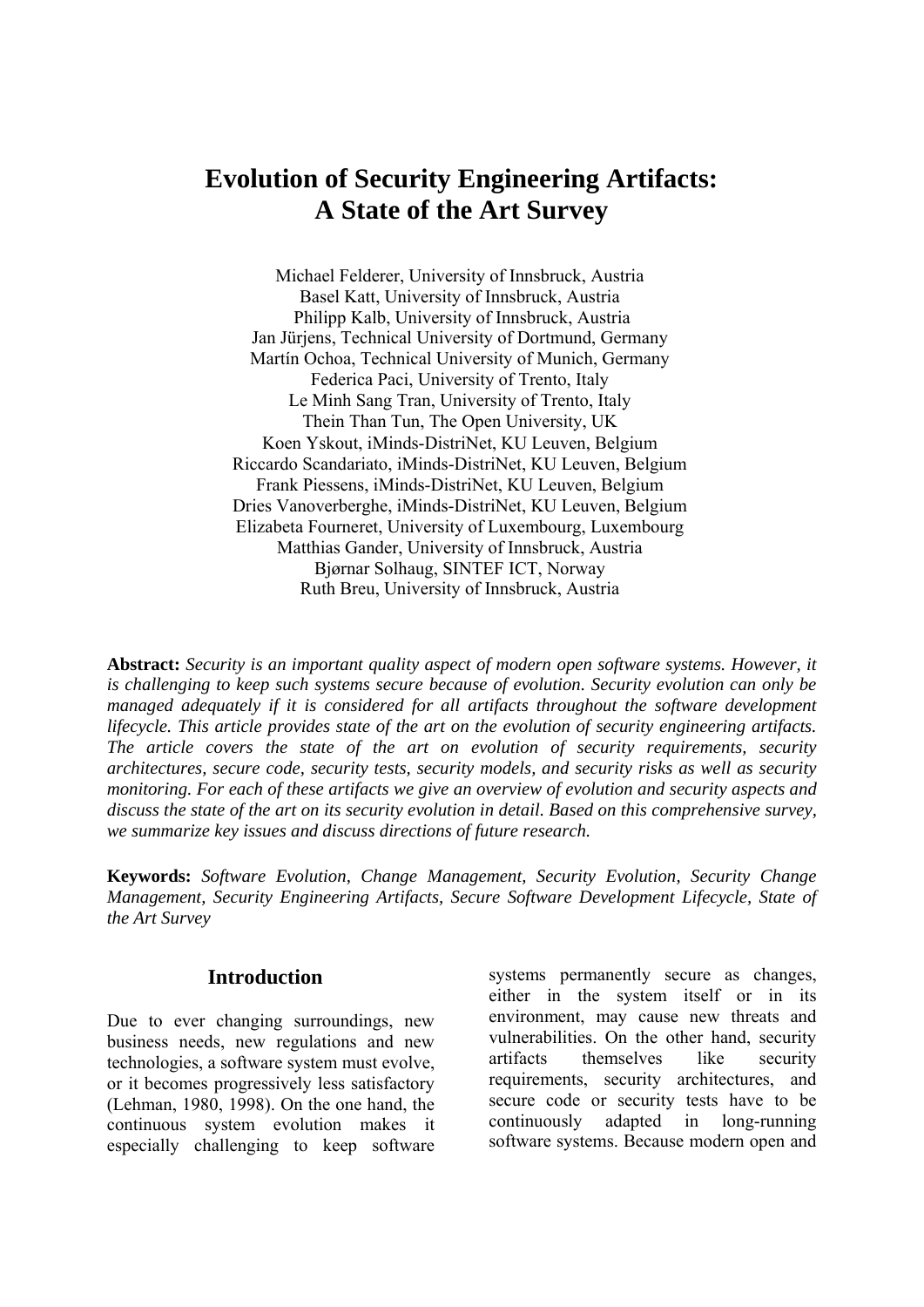# Evolution of Security Engineering Artifacts: A State of the Art Survey

Michael Felderer, University of Innsbruck, Austria
Basel Katt, University of Innsbruck, Austria
Philipp Kalb, University of Innsbruck, Austria
Jan Jürjens, Technical University of Dortmund, Germany
Martín Ochoa, Technical University of Munich, Germany
Federica Paci, University of Trento, Italy
Le Minh Sang Tran, University of Trento, Italy
Thein Than Tun, The Open University, UK
Koen Yskout, iMinds-DistriNet, KU Leuven, Belgium
Riccardo Scandariato, iMinds-DistriNet, KU Leuven, Belgium
Frank Piessens, iMinds-DistriNet, KU Leuven, Belgium
Dries Vanoverberghe, iMinds-DistriNet, KU Leuven, Belgium
Elizabeta Fourneret, University of Luxembourg, Luxembourg
Matthias Gander, University of Innsbruck, Austria
Bjørnar Solhaug, SINTEF ICT, Norway
Ruth Breu, University of Innsbruck, Austria

**Abstract:** *Security is an important quality aspect of modern open software systems. However, it is challenging to keep such systems secure because of evolution. Security evolution can only be managed adequately if it is considered for all artifacts throughout the software development lifecycle. This article provides state of the art on the evolution of security engineering artifacts. The article covers the state of the art on evolution of security requirements, security architectures, secure code, security tests, security models, and security risks as well as security monitoring. For each of these artifacts we give an overview of evolution and security aspects and discuss the state of the art on its security evolution in detail. Based on this comprehensive survey, we summarize key issues and discuss directions of future research.*

**Keywords:** *Software Evolution, Change Management, Security Evolution, Security Change Management, Security Engineering Artifacts, Secure Software Development Lifecycle, State of the Art Survey*

## Introduction

Due to ever changing surroundings, new business needs, new regulations and new technologies, a software system must evolve, or it becomes progressively less satisfactory (Lehman, 1980, 1998). On the one hand, the continuous system evolution makes it especially challenging to keep software systems permanently secure as changes, either in the system itself or in its environment, may cause new threats and vulnerabilities. On the other hand, security artifacts themselves like security requirements, security architectures, and secure code or security tests have to be continuously adapted in long-running software systems. Because modern open and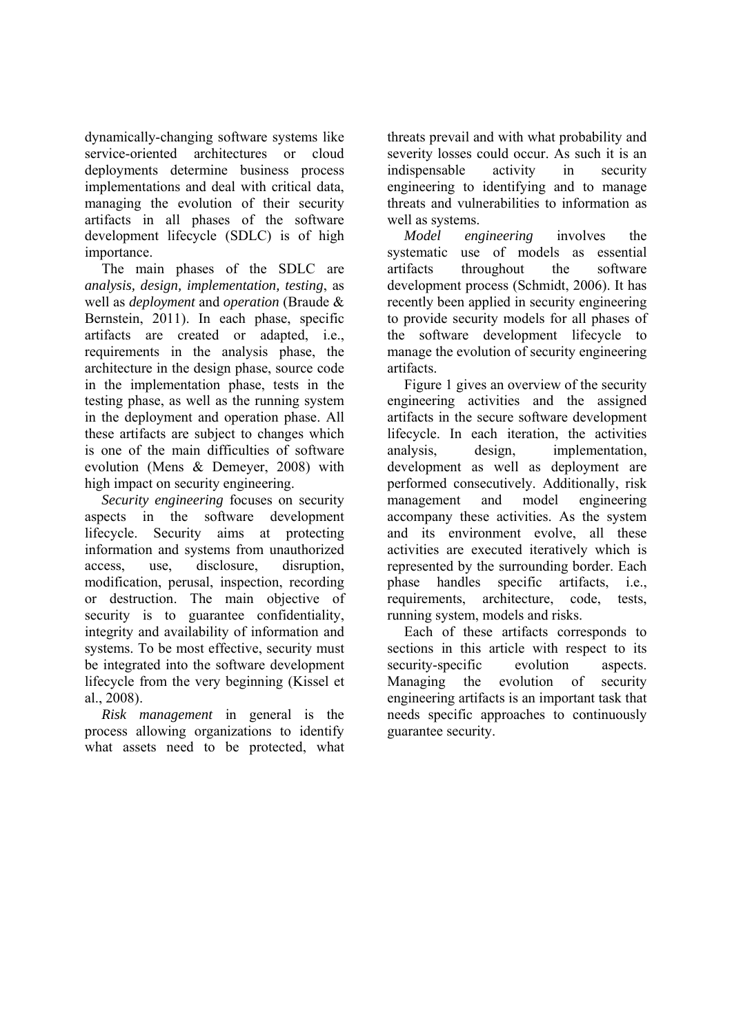dynamically-changing software systems like service-oriented architectures or cloud deployments determine business process implementations and deal with critical data, managing the evolution of their security artifacts in all phases of the software development lifecycle (SDLC) is of high importance.

The main phases of the SDLC are *analysis, design, implementation, testing*, as well as *deployment* and *operation* (Braude & Bernstein, 2011). In each phase, specific artifacts are created or adapted, i.e., requirements in the analysis phase, the architecture in the design phase, source code in the implementation phase, tests in the testing phase, as well as the running system in the deployment and operation phase. All these artifacts are subject to changes which is one of the main difficulties of software evolution (Mens & Demeyer, 2008) with high impact on security engineering.

*Security engineering* focuses on security aspects in the software development lifecycle. Security aims at protecting information and systems from unauthorized access, use, disclosure, disruption, modification, perusal, inspection, recording or destruction. The main objective of security is to guarantee confidentiality, integrity and availability of information and systems. To be most effective, security must be integrated into the software development lifecycle from the very beginning (Kissel et al., 2008).

*Risk management* in general is the process allowing organizations to identify what assets need to be protected, what threats prevail and with what probability and severity losses could occur. As such it is an indispensable activity in security engineering to identifying and to manage threats and vulnerabilities to information as well as systems.

*Model engineering* involves the systematic use of models as essential artifacts throughout the software development process (Schmidt, 2006). It has recently been applied in security engineering to provide security models for all phases of the software development lifecycle to manage the evolution of security engineering artifacts.

Figure 1 gives an overview of the security engineering activities and the assigned artifacts in the secure software development lifecycle. In each iteration, the activities analysis, design, implementation, development as well as deployment are performed consecutively. Additionally, risk management and model engineering accompany these activities. As the system and its environment evolve, all these activities are executed iteratively which is represented by the surrounding border. Each phase handles specific artifacts, i.e., requirements, architecture, code, tests, running system, models and risks.

Each of these artifacts corresponds to sections in this article with respect to its security-specific evolution aspects. Managing the evolution of security engineering artifacts is an important task that needs specific approaches to continuously guarantee security.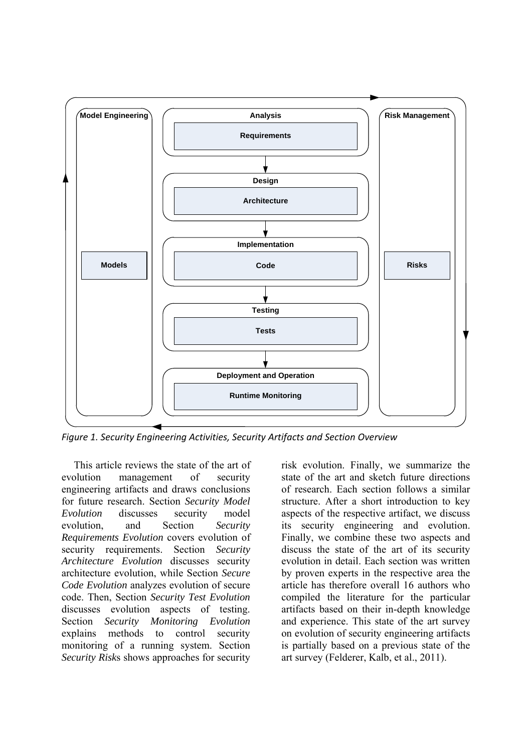Model Engineering

Models

Analysis

Requirements

Design

Architecture

Implementation

Code

Testing

Tests

Deployment and Operation

Runtime Monitoring

Risk Management

Risks

*Figure 1. Security Engineering Activities, Security Artifacts and Section Overview*

This article reviews the state of the art of evolution management of security engineering artifacts and draws conclusions for future research. Section *Security Model Evolution* discusses security model evolution, and Section *Security Requirements Evolution* covers evolution of security requirements. Section *Security Architecture Evolution* discusses security architecture evolution, while Section *Secure Code Evolution* analyzes evolution of secure code. Then, Section *Security Test Evolution* discusses evolution aspects of testing. Section *Security Monitoring Evolution* explains methods to control security monitoring of a running system. Section *Security Risks* shows approaches for security risk evolution. Finally, we summarize the state of the art and sketch future directions of research. Each section follows a similar structure. After a short introduction to key aspects of the respective artifact, we discuss its security engineering and evolution. Finally, we combine these two aspects and discuss the state of the art of its security evolution in detail. Each section was written by proven experts in the respective area the article has therefore overall 16 authors who compiled the literature for the particular artifacts based on their in-depth knowledge and experience. This state of the art survey on evolution of security engineering artifacts is partially based on a previous state of the art survey (Felderer, Kalb, et al., 2011).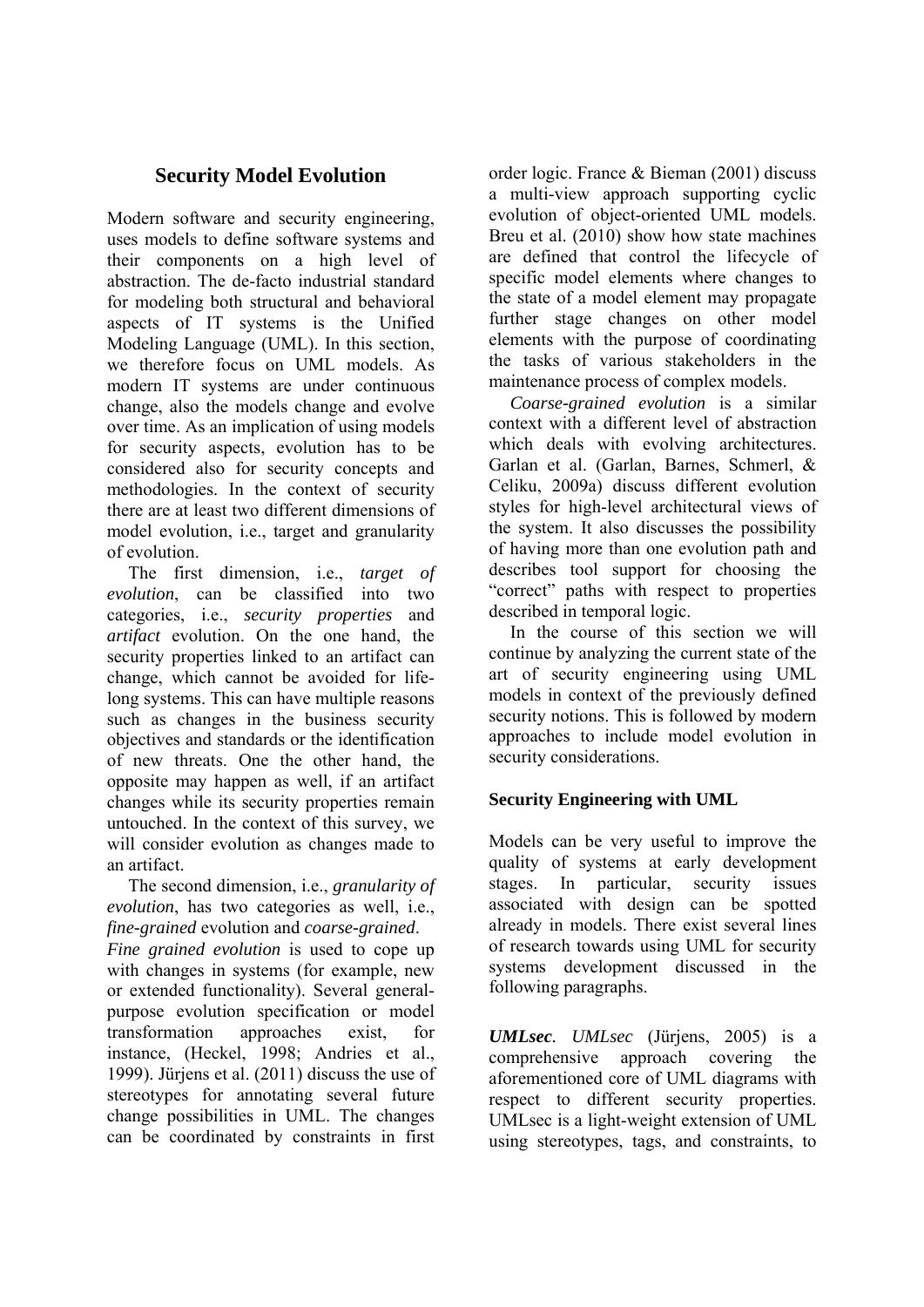## Security Model Evolution

Modern software and security engineering, uses models to define software systems and their components on a high level of abstraction. The de-facto industrial standard for modeling both structural and behavioral aspects of IT systems is the Unified Modeling Language (UML). In this section, we therefore focus on UML models. As modern IT systems are under continuous change, also the models change and evolve over time. As an implication of using models for security aspects, evolution has to be considered also for security concepts and methodologies. In the context of security there are at least two different dimensions of model evolution, i.e., target and granularity of evolution.

The first dimension, i.e., *target of evolution*, can be classified into two categories, i.e., *security properties* and *artifact* evolution. On the one hand, the security properties linked to an artifact can change, which cannot be avoided for life-long systems. This can have multiple reasons such as changes in the business security objectives and standards or the identification of new threats. One the other hand, the opposite may happen as well, if an artifact changes while its security properties remain untouched. In the context of this survey, we will consider evolution as changes made to an artifact.

The second dimension, i.e., *granularity of evolution*, has two categories as well, i.e., *fine-grained* evolution and *coarse-grained*. *Fine grained evolution* is used to cope up with changes in systems (for example, new or extended functionality). Several general-purpose evolution specification or model transformation approaches exist, for instance, (Heckel, 1998; Andries et al., 1999). Jürjens et al. (2011) discuss the use of stereotypes for annotating several future change possibilities in UML. The changes can be coordinated by constraints in first order logic. France & Bieman (2001) discuss a multi-view approach supporting cyclic evolution of object-oriented UML models. Breu et al. (2010) show how state machines are defined that control the lifecycle of specific model elements where changes to the state of a model element may propagate further stage changes on other model elements with the purpose of coordinating the tasks of various stakeholders in the maintenance process of complex models.

*Coarse-grained evolution* is a similar context with a different level of abstraction which deals with evolving architectures. Garlan et al. (Garlan, Barnes, Schmerl, & Celiku, 2009a) discuss different evolution styles for high-level architectural views of the system. It also discusses the possibility of having more than one evolution path and describes tool support for choosing the "correct" paths with respect to properties described in temporal logic.

In the course of this section we will continue by analyzing the current state of the art of security engineering using UML models in context of the previously defined security notions. This is followed by modern approaches to include model evolution in security considerations.

### Security Engineering with UML

Models can be very useful to improve the quality of systems at early development stages. In particular, security issues associated with design can be spotted already in models. There exist several lines of research towards using UML for security systems development discussed in the following paragraphs.

***UMLsec***. *UMLsec* (Jürjens, 2005) is a comprehensive approach covering the aforementioned core of UML diagrams with respect to different security properties. UMLsec is a light-weight extension of UML using stereotypes, tags, and constraints, to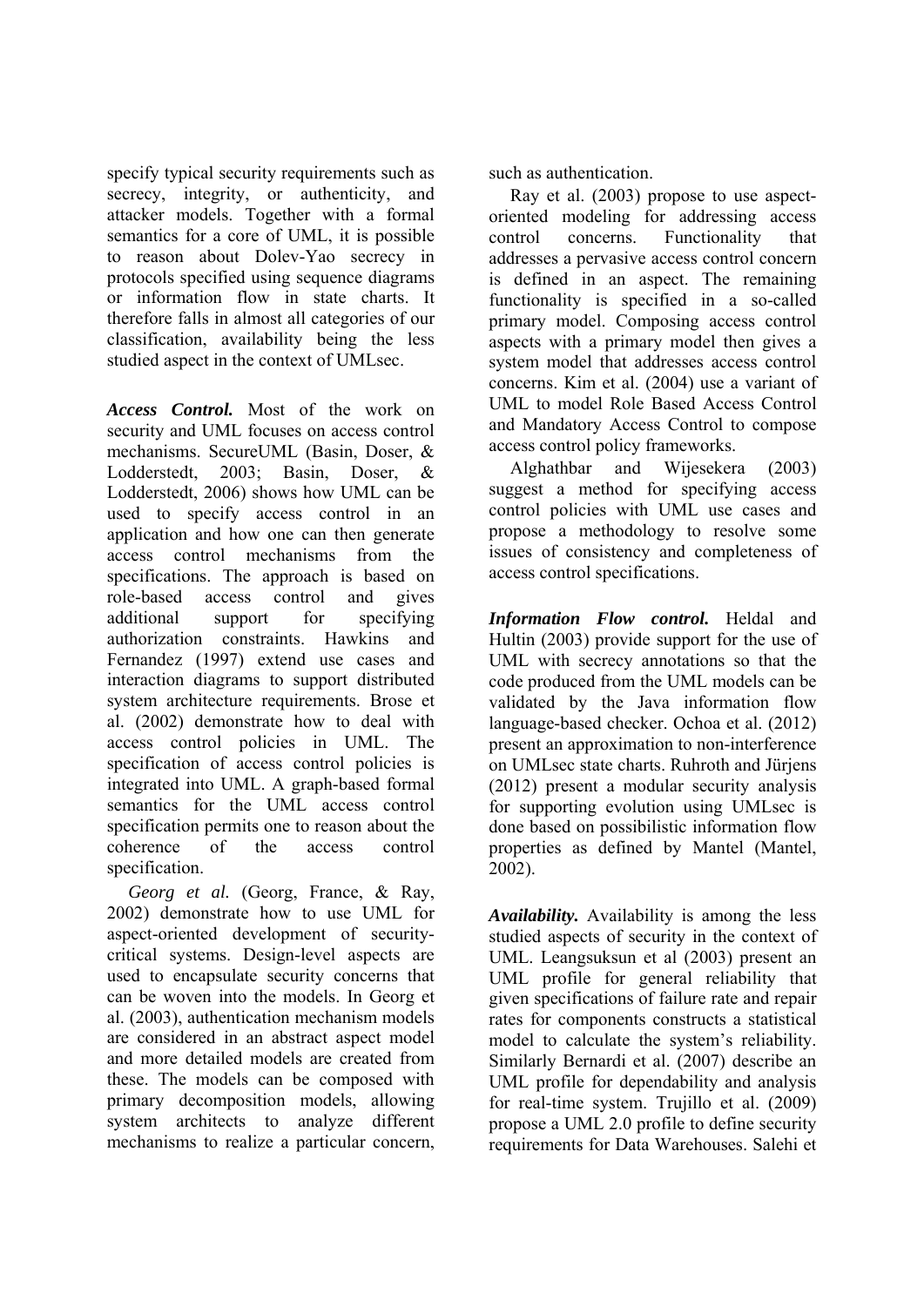specify typical security requirements such as secrecy, integrity, or authenticity, and attacker models. Together with a formal semantics for a core of UML, it is possible to reason about Dolev-Yao secrecy in protocols specified using sequence diagrams or information flow in state charts. It therefore falls in almost all categories of our classification, availability being the less studied aspect in the context of UMLsec.

***Access Control.*** Most of the work on security and UML focuses on access control mechanisms. SecureUML (Basin, Doser, & Lodderstedt, 2003; Basin, Doser, & Lodderstedt, 2006) shows how UML can be used to specify access control in an application and how one can then generate access control mechanisms from the specifications. The approach is based on role-based access control and gives additional support for specifying authorization constraints. Hawkins and Fernandez (1997) extend use cases and interaction diagrams to support distributed system architecture requirements. Brose et al. (2002) demonstrate how to deal with access control policies in UML. The specification of access control policies is integrated into UML. A graph-based formal semantics for the UML access control specification permits one to reason about the coherence of the access control specification.

*Georg et al.* (Georg, France, & Ray, 2002) demonstrate how to use UML for aspect-oriented development of security-critical systems. Design-level aspects are used to encapsulate security concerns that can be woven into the models. In Georg et al. (2003), authentication mechanism models are considered in an abstract aspect model and more detailed models are created from these. The models can be composed with primary decomposition models, allowing system architects to analyze different mechanisms to realize a particular concern, such as authentication.

Ray et al. (2003) propose to use aspect-oriented modeling for addressing access control concerns. Functionality that addresses a pervasive access control concern is defined in an aspect. The remaining functionality is specified in a so-called primary model. Composing access control aspects with a primary model then gives a system model that addresses access control concerns. Kim et al. (2004) use a variant of UML to model Role Based Access Control and Mandatory Access Control to compose access control policy frameworks.

Alghathbar and Wijesekera (2003) suggest a method for specifying access control policies with UML use cases and propose a methodology to resolve some issues of consistency and completeness of access control specifications.

***Information Flow control.*** Heldal and Hultin (2003) provide support for the use of UML with secrecy annotations so that the code produced from the UML models can be validated by the Java information flow language-based checker. Ochoa et al. (2012) present an approximation to non-interference on UMLsec state charts. Ruhroth and Jürjens (2012) present a modular security analysis for supporting evolution using UMLsec is done based on possibilistic information flow properties as defined by Mantel (Mantel, 2002).

***Availability.*** Availability is among the less studied aspects of security in the context of UML. Leangsuksun et al (2003) present an UML profile for general reliability that given specifications of failure rate and repair rates for components constructs a statistical model to calculate the system's reliability. Similarly Bernardi et al. (2007) describe an UML profile for dependability and analysis for real-time system. Trujillo et al. (2009) propose a UML 2.0 profile to define security requirements for Data Warehouses. Salehi et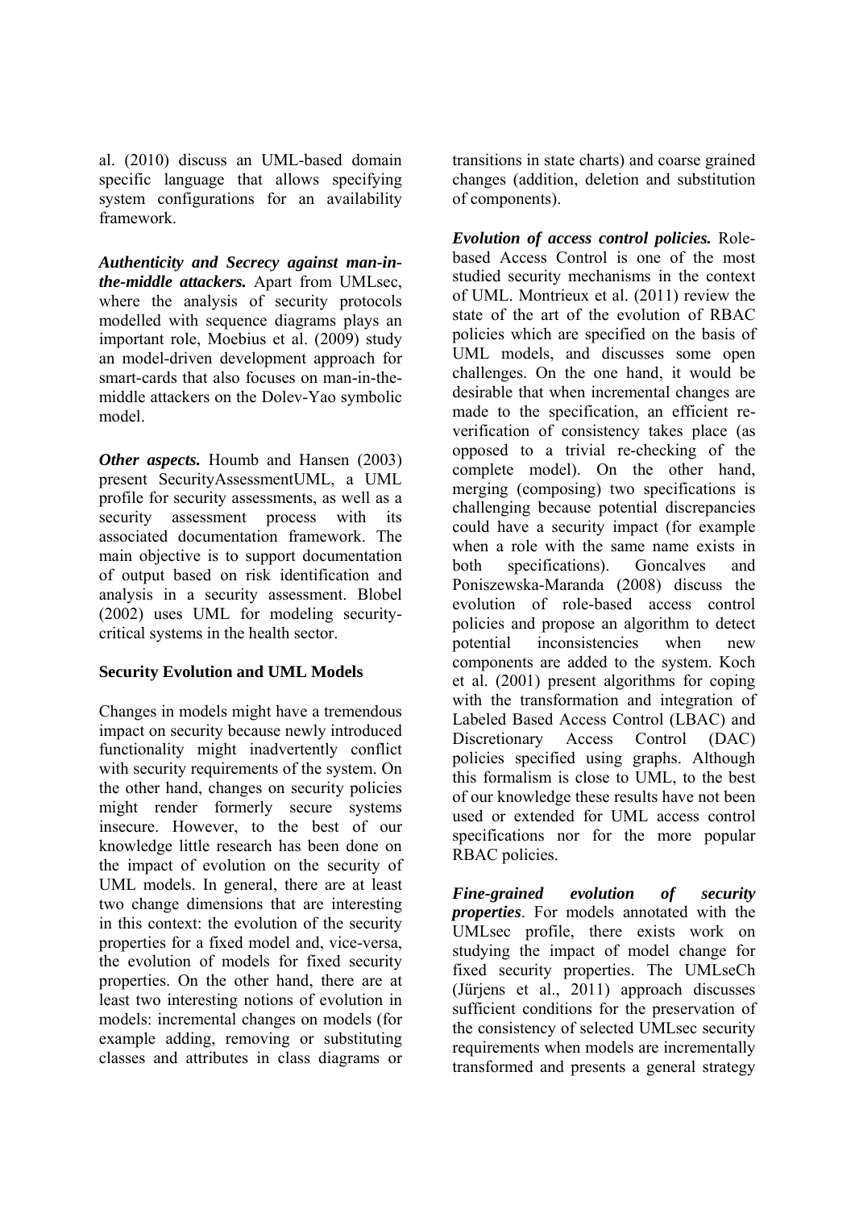al. (2010) discuss an UML-based domain specific language that allows specifying system configurations for an availability framework.

***Authenticity and Secrecy against man-in-the-middle attackers.*** Apart from UMLsec, where the analysis of security protocols modelled with sequence diagrams plays an important role, Moebius et al. (2009) study an model-driven development approach for smart-cards that also focuses on man-in-the-middle attackers on the Dolev-Yao symbolic model.

***Other aspects.*** Houmb and Hansen (2003) present SecurityAssessmentUML, a UML profile for security assessments, as well as a security assessment process with its associated documentation framework. The main objective is to support documentation of output based on risk identification and analysis in a security assessment. Blobel (2002) uses UML for modeling security-critical systems in the health sector.

**Security Evolution and UML Models**

Changes in models might have a tremendous impact on security because newly introduced functionality might inadvertently conflict with security requirements of the system. On the other hand, changes on security policies might render formerly secure systems insecure. However, to the best of our knowledge little research has been done on the impact of evolution on the security of UML models. In general, there are at least two change dimensions that are interesting in this context: the evolution of the security properties for a fixed model and, vice-versa, the evolution of models for fixed security properties. On the other hand, there are at least two interesting notions of evolution in models: incremental changes on models (for example adding, removing or substituting classes and attributes in class diagrams or transitions in state charts) and coarse grained changes (addition, deletion and substitution of components).

***Evolution of access control policies.*** Role-based Access Control is one of the most studied security mechanisms in the context of UML. Montrieux et al. (2011) review the state of the art of the evolution of RBAC policies which are specified on the basis of UML models, and discusses some open challenges. On the one hand, it would be desirable that when incremental changes are made to the specification, an efficient re-verification of consistency takes place (as opposed to a trivial re-checking of the complete model). On the other hand, merging (composing) two specifications is challenging because potential discrepancies could have a security impact (for example when a role with the same name exists in both specifications). Goncalves and Poniszewska-Maranda (2008) discuss the evolution of role-based access control policies and propose an algorithm to detect potential inconsistencies when new components are added to the system. Koch et al. (2001) present algorithms for coping with the transformation and integration of Labeled Based Access Control (LBAC) and Discretionary Access Control (DAC) policies specified using graphs. Although this formalism is close to UML, to the best of our knowledge these results have not been used or extended for UML access control specifications nor for the more popular RBAC policies.

***Fine-grained evolution of security properties***. For models annotated with the UMLsec profile, there exists work on studying the impact of model change for fixed security properties. The UMLseCh (Jürjens et al., 2011) approach discusses sufficient conditions for the preservation of the consistency of selected UMLsec security requirements when models are incrementally transformed and presents a general strategy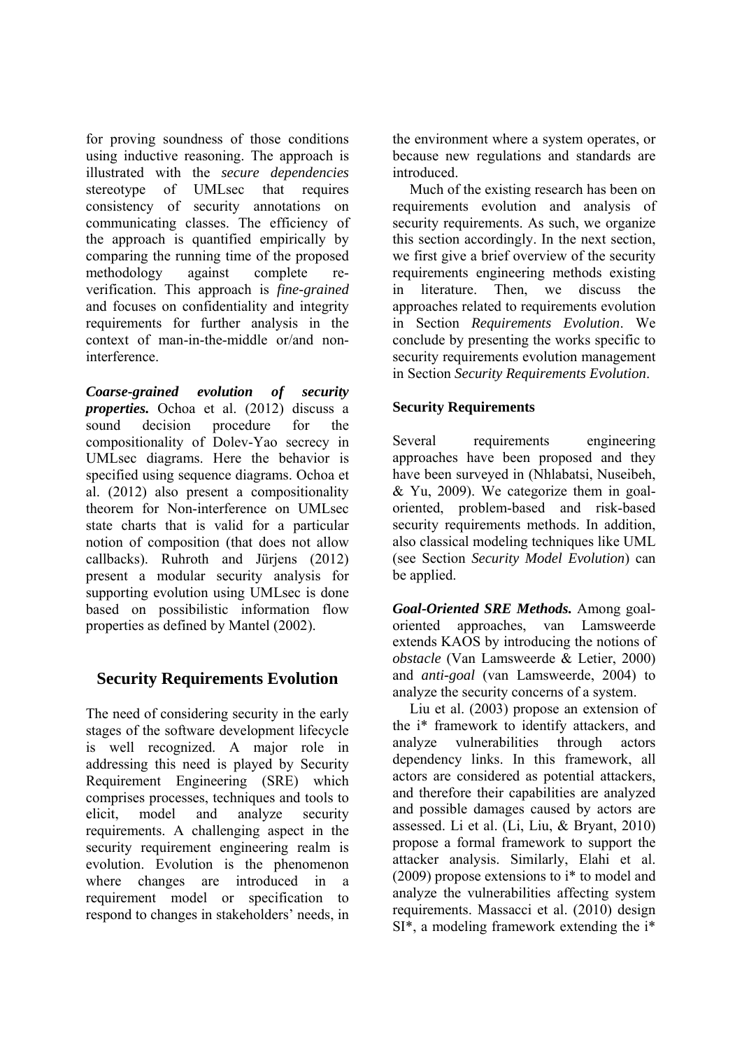for proving soundness of those conditions using inductive reasoning. The approach is illustrated with the *secure dependencies* stereotype of UMLsec that requires consistency of security annotations on communicating classes. The efficiency of the approach is quantified empirically by comparing the running time of the proposed methodology against complete re-verification. This approach is *fine-grained* and focuses on confidentiality and integrity requirements for further analysis in the context of man-in-the-middle or/and non-interference.

***Coarse-grained evolution of security properties.*** Ochoa et al. (2012) discuss a sound decision procedure for the compositionality of Dolev-Yao secrecy in UMLsec diagrams. Here the behavior is specified using sequence diagrams. Ochoa et al. (2012) also present a compositionality theorem for Non-interference on UMLsec state charts that is valid for a particular notion of composition (that does not allow callbacks). Ruhroth and Jürjens (2012) present a modular security analysis for supporting evolution using UMLsec is done based on possibilistic information flow properties as defined by Mantel (2002).

## Security Requirements Evolution

The need of considering security in the early stages of the software development lifecycle is well recognized. A major role in addressing this need is played by Security Requirement Engineering (SRE) which comprises processes, techniques and tools to elicit, model and analyze security requirements. A challenging aspect in the security requirement engineering realm is evolution. Evolution is the phenomenon where changes are introduced in a requirement model or specification to respond to changes in stakeholders' needs, in the environment where a system operates, or because new regulations and standards are introduced.

Much of the existing research has been on requirements evolution and analysis of security requirements. As such, we organize this section accordingly. In the next section, we first give a brief overview of the security requirements engineering methods existing in literature. Then, we discuss the approaches related to requirements evolution in Section *Requirements Evolution*. We conclude by presenting the works specific to security requirements evolution management in Section *Security Requirements Evolution*.

### Security Requirements

Several requirements engineering approaches have been proposed and they have been surveyed in (Nhlabatsi, Nuseibeh, & Yu, 2009). We categorize them in goal-oriented, problem-based and risk-based security requirements methods. In addition, also classical modeling techniques like UML (see Section *Security Model Evolution*) can be applied.

***Goal-Oriented SRE Methods.*** Among goal-oriented approaches, van Lamsweerde extends KAOS by introducing the notions of *obstacle* (Van Lamsweerde & Letier, 2000) and *anti-goal* (van Lamsweerde, 2004) to analyze the security concerns of a system.

Liu et al. (2003) propose an extension of the i* framework to identify attackers, and analyze vulnerabilities through actors dependency links. In this framework, all actors are considered as potential attackers, and therefore their capabilities are analyzed and possible damages caused by actors are assessed. Li et al. (Li, Liu, & Bryant, 2010) propose a formal framework to support the attacker analysis. Similarly, Elahi et al. (2009) propose extensions to i* to model and analyze the vulnerabilities affecting system requirements. Massacci et al. (2010) design SI*, a modeling framework extending the i*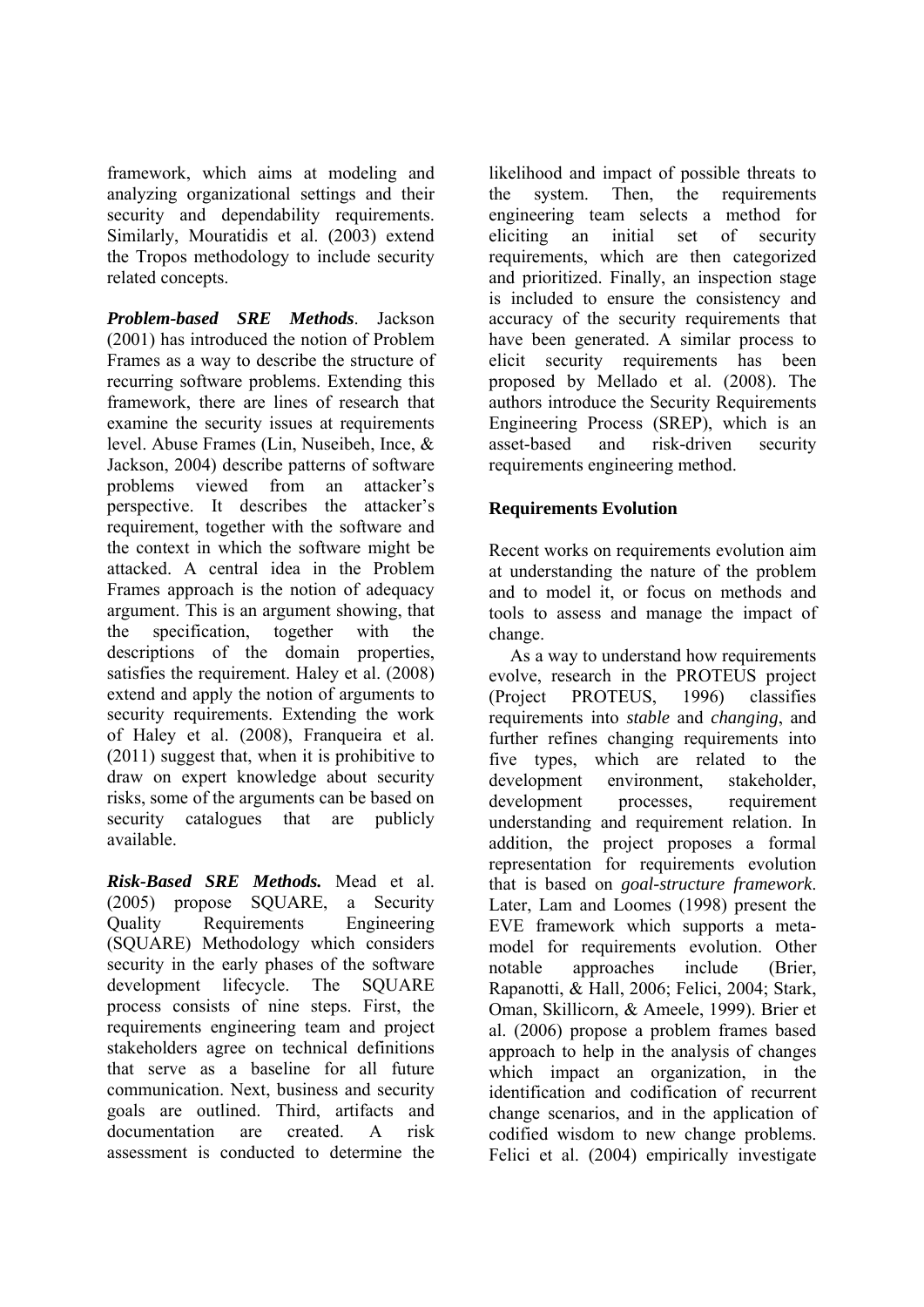framework, which aims at modeling and analyzing organizational settings and their security and dependability requirements. Similarly, Mouratidis et al. (2003) extend the Tropos methodology to include security related concepts.

***Problem-based SRE Methods***. Jackson (2001) has introduced the notion of Problem Frames as a way to describe the structure of recurring software problems. Extending this framework, there are lines of research that examine the security issues at requirements level. Abuse Frames (Lin, Nuseibeh, Ince, & Jackson, 2004) describe patterns of software problems viewed from an attacker's perspective. It describes the attacker's requirement, together with the software and the context in which the software might be attacked. A central idea in the Problem Frames approach is the notion of adequacy argument. This is an argument showing, that the specification, together with the descriptions of the domain properties, satisfies the requirement. Haley et al. (2008) extend and apply the notion of arguments to security requirements. Extending the work of Haley et al. (2008), Franqueira et al. (2011) suggest that, when it is prohibitive to draw on expert knowledge about security risks, some of the arguments can be based on security catalogues that are publicly available.

***Risk-Based SRE Methods.*** Mead et al. (2005) propose SQUARE, a Security Quality Requirements Engineering (SQUARE) Methodology which considers security in the early phases of the software development lifecycle. The SQUARE process consists of nine steps. First, the requirements engineering team and project stakeholders agree on technical definitions that serve as a baseline for all future communication. Next, business and security goals are outlined. Third, artifacts and documentation are created. A risk assessment is conducted to determine the likelihood and impact of possible threats to the system. Then, the requirements engineering team selects a method for eliciting an initial set of security requirements, which are then categorized and prioritized. Finally, an inspection stage is included to ensure the consistency and accuracy of the security requirements that have been generated. A similar process to elicit security requirements has been proposed by Mellado et al. (2008). The authors introduce the Security Requirements Engineering Process (SREP), which is an asset-based and risk-driven security requirements engineering method.

**Requirements Evolution**

Recent works on requirements evolution aim at understanding the nature of the problem and to model it, or focus on methods and tools to assess and manage the impact of change.

As a way to understand how requirements evolve, research in the PROTEUS project (Project PROTEUS, 1996) classifies requirements into *stable* and *changing*, and further refines changing requirements into five types, which are related to the development environment, stakeholder, development processes, requirement understanding and requirement relation. In addition, the project proposes a formal representation for requirements evolution that is based on *goal-structure framework*. Later, Lam and Loomes (1998) present the EVE framework which supports a meta-model for requirements evolution. Other notable approaches include (Brier, Rapanotti, & Hall, 2006; Felici, 2004; Stark, Oman, Skillicorn, & Ameele, 1999). Brier et al. (2006) propose a problem frames based approach to help in the analysis of changes which impact an organization, in the identification and codification of recurrent change scenarios, and in the application of codified wisdom to new change problems. Felici et al. (2004) empirically investigate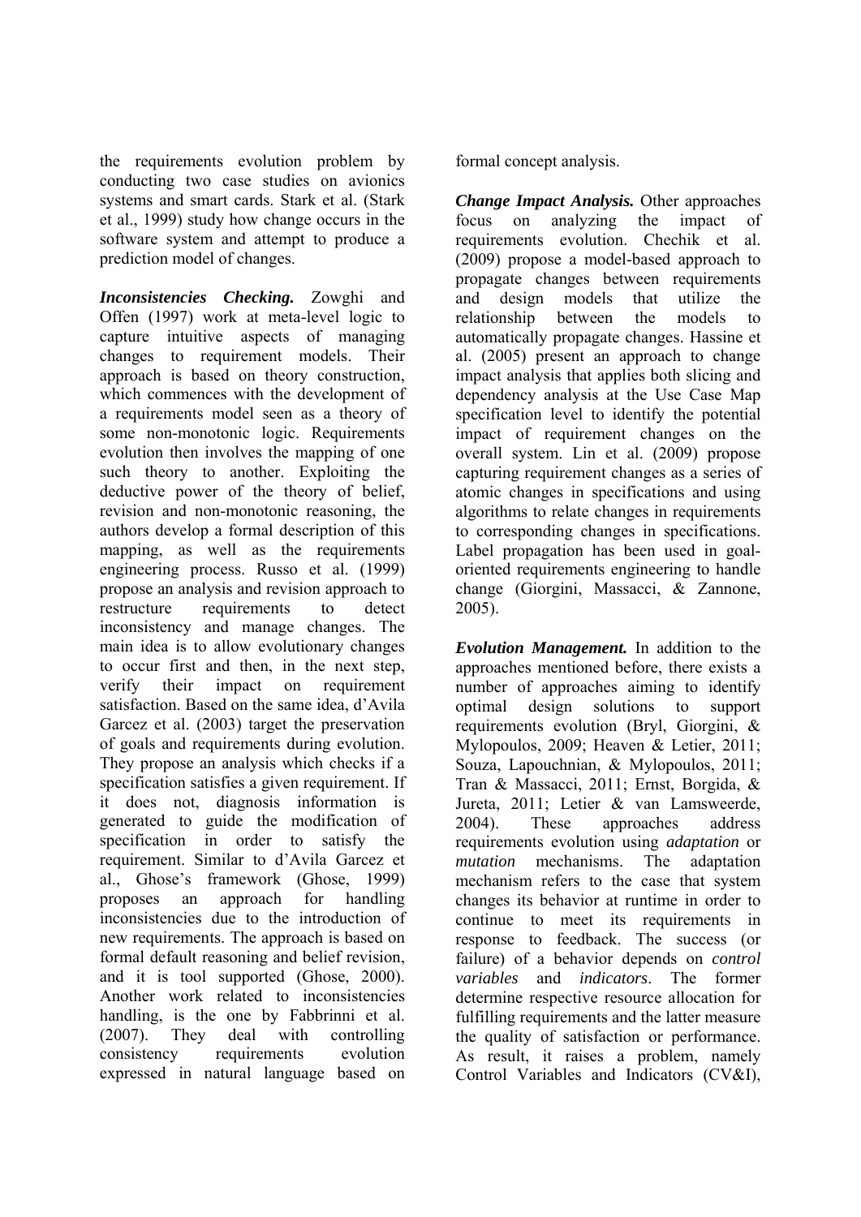the requirements evolution problem by conducting two case studies on avionics systems and smart cards. Stark et al. (Stark et al., 1999) study how change occurs in the software system and attempt to produce a prediction model of changes.

***Inconsistencies Checking.*** Zowghi and Offen (1997) work at meta-level logic to capture intuitive aspects of managing changes to requirement models. Their approach is based on theory construction, which commences with the development of a requirements model seen as a theory of some non-monotonic logic. Requirements evolution then involves the mapping of one such theory to another. Exploiting the deductive power of the theory of belief, revision and non-monotonic reasoning, the authors develop a formal description of this mapping, as well as the requirements engineering process. Russo et al. (1999) propose an analysis and revision approach to restructure requirements to detect inconsistency and manage changes. The main idea is to allow evolutionary changes to occur first and then, in the next step, verify their impact on requirement satisfaction. Based on the same idea, d'Avila Garcez et al. (2003) target the preservation of goals and requirements during evolution. They propose an analysis which checks if a specification satisfies a given requirement. If it does not, diagnosis information is generated to guide the modification of specification in order to satisfy the requirement. Similar to d'Avila Garcez et al., Ghose's framework (Ghose, 1999) proposes an approach for handling inconsistencies due to the introduction of new requirements. The approach is based on formal default reasoning and belief revision, and it is tool supported (Ghose, 2000). Another work related to inconsistencies handling, is the one by Fabbrinni et al. (2007). They deal with controlling consistency requirements evolution expressed in natural language based on formal concept analysis.

***Change Impact Analysis.*** Other approaches focus on analyzing the impact of requirements evolution. Chechik et al. (2009) propose a model-based approach to propagate changes between requirements and design models that utilize the relationship between the models to automatically propagate changes. Hassine et al. (2005) present an approach to change impact analysis that applies both slicing and dependency analysis at the Use Case Map specification level to identify the potential impact of requirement changes on the overall system. Lin et al. (2009) propose capturing requirement changes as a series of atomic changes in specifications and using algorithms to relate changes in requirements to corresponding changes in specifications. Label propagation has been used in goal-oriented requirements engineering to handle change (Giorgini, Massacci, & Zannone, 2005).

***Evolution Management.*** In addition to the approaches mentioned before, there exists a number of approaches aiming to identify optimal design solutions to support requirements evolution (Bryl, Giorgini, & Mylopoulos, 2009; Heaven & Letier, 2011; Souza, Lapouchnian, & Mylopoulos, 2011; Tran & Massacci, 2011; Ernst, Borgida, & Jureta, 2011; Letier & van Lamsweerde, 2004). These approaches address requirements evolution using *adaptation* or *mutation* mechanisms. The adaptation mechanism refers to the case that system changes its behavior at runtime in order to continue to meet its requirements in response to feedback. The success (or failure) of a behavior depends on *control variables* and *indicators*. The former determine respective resource allocation for fulfilling requirements and the latter measure the quality of satisfaction or performance. As result, it raises a problem, namely Control Variables and Indicators (CV&I),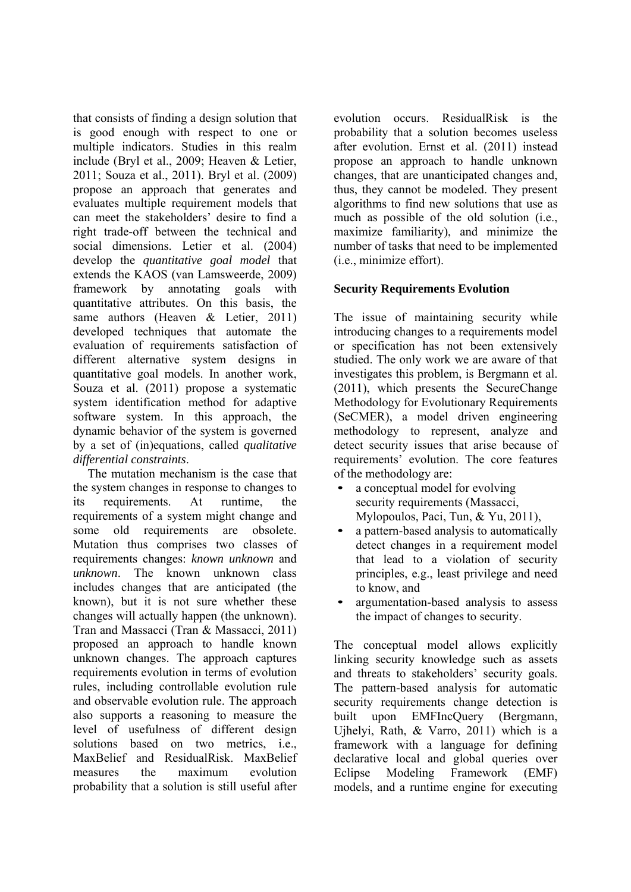that consists of finding a design solution that is good enough with respect to one or multiple indicators. Studies in this realm include (Bryl et al., 2009; Heaven & Letier, 2011; Souza et al., 2011). Bryl et al. (2009) propose an approach that generates and evaluates multiple requirement models that can meet the stakeholders' desire to find a right trade-off between the technical and social dimensions. Letier et al. (2004) develop the *quantitative goal model* that extends the KAOS (van Lamsweerde, 2009) framework by annotating goals with quantitative attributes. On this basis, the same authors (Heaven & Letier, 2011) developed techniques that automate the evaluation of requirements satisfaction of different alternative system designs in quantitative goal models. In another work, Souza et al. (2011) propose a systematic system identification method for adaptive software system. In this approach, the dynamic behavior of the system is governed by a set of (in)equations, called *qualitative differential constraints*.

The mutation mechanism is the case that the system changes in response to changes to its requirements. At runtime, the requirements of a system might change and some old requirements are obsolete. Mutation thus comprises two classes of requirements changes: *known unknown* and *unknown*. The known unknown class includes changes that are anticipated (the known), but it is not sure whether these changes will actually happen (the unknown). Tran and Massacci (Tran & Massacci, 2011) proposed an approach to handle known unknown changes. The approach captures requirements evolution in terms of evolution rules, including controllable evolution rule and observable evolution rule. The approach also supports a reasoning to measure the level of usefulness of different design solutions based on two metrics, i.e., MaxBelief and ResidualRisk. MaxBelief measures the maximum evolution probability that a solution is still useful after evolution occurs. ResidualRisk is the probability that a solution becomes useless after evolution. Ernst et al. (2011) instead propose an approach to handle unknown changes, that are unanticipated changes and, thus, they cannot be modeled. They present algorithms to find new solutions that use as much as possible of the old solution (i.e., maximize familiarity), and minimize the number of tasks that need to be implemented (i.e., minimize effort).

**Security Requirements Evolution**

The issue of maintaining security while introducing changes to a requirements model or specification has not been extensively studied. The only work we are aware of that investigates this problem, is Bergmann et al. (2011), which presents the SecureChange Methodology for Evolutionary Requirements (SeCMER), a model driven engineering methodology to represent, analyze and detect security issues that arise because of requirements' evolution. The core features of the methodology are:

- a conceptual model for evolving security requirements (Massacci, Mylopoulos, Paci, Tun, & Yu, 2011),
- a pattern-based analysis to automatically detect changes in a requirement model that lead to a violation of security principles, e.g., least privilege and need to know, and
- argumentation-based analysis to assess the impact of changes to security.

The conceptual model allows explicitly linking security knowledge such as assets and threats to stakeholders' security goals. The pattern-based analysis for automatic security requirements change detection is built upon EMFIncQuery (Bergmann, Ujhelyi, Rath, & Varro, 2011) which is a framework with a language for defining declarative local and global queries over Eclipse Modeling Framework (EMF) models, and a runtime engine for executing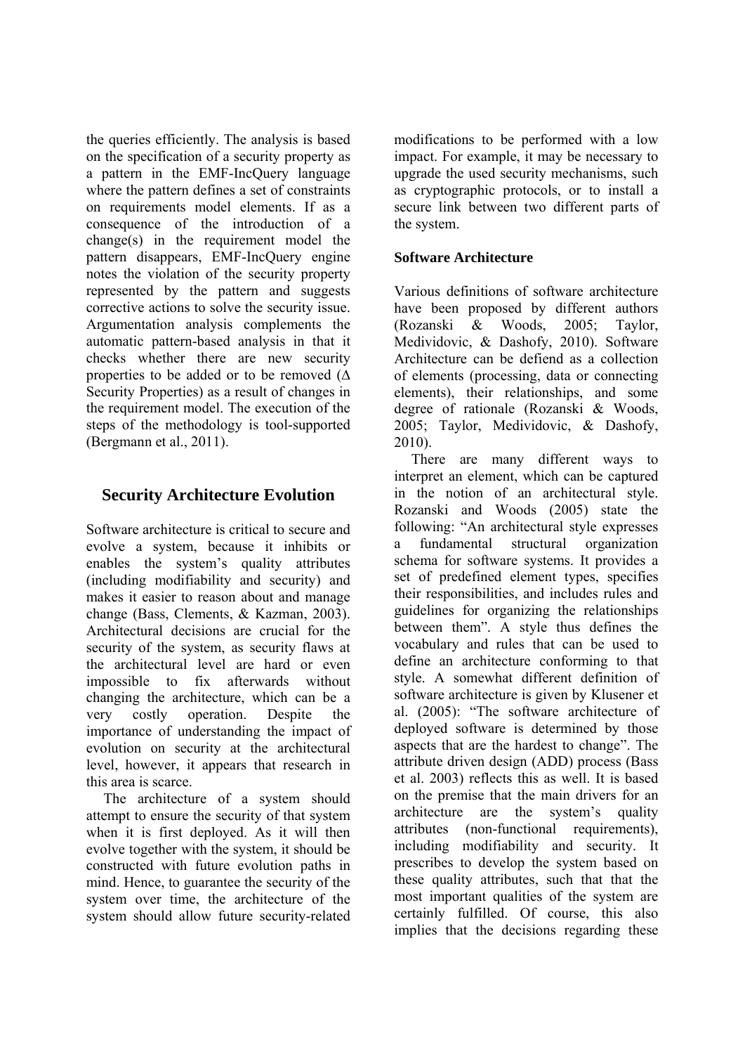the queries efficiently. The analysis is based on the specification of a security property as a pattern in the EMF-IncQuery language where the pattern defines a set of constraints on requirements model elements. If as a consequence of the introduction of a change(s) in the requirement model the pattern disappears, EMF-IncQuery engine notes the violation of the security property represented by the pattern and suggests corrective actions to solve the security issue. Argumentation analysis complements the automatic pattern-based analysis in that it checks whether there are new security properties to be added or to be removed ($\Delta$ Security Properties) as a result of changes in the requirement model. The execution of the steps of the methodology is tool-supported (Bergmann et al., 2011).

## Security Architecture Evolution

Software architecture is critical to secure and evolve a system, because it inhibits or enables the system's quality attributes (including modifiability and security) and makes it easier to reason about and manage change (Bass, Clements, & Kazman, 2003). Architectural decisions are crucial for the security of the system, as security flaws at the architectural level are hard or even impossible to fix afterwards without changing the architecture, which can be a very costly operation. Despite the importance of understanding the impact of evolution on security at the architectural level, however, it appears that research in this area is scarce.

The architecture of a system should attempt to ensure the security of that system when it is first deployed. As it will then evolve together with the system, it should be constructed with future evolution paths in mind. Hence, to guarantee the security of the system over time, the architecture of the system should allow future security-related modifications to be performed with a low impact. For example, it may be necessary to upgrade the used security mechanisms, such as cryptographic protocols, or to install a secure link between two different parts of the system.

### Software Architecture

Various definitions of software architecture have been proposed by different authors (Rozanski & Woods, 2005; Taylor, Medividovic, & Dashofy, 2010). Software Architecture can be defiend as a collection of elements (processing, data or connecting elements), their relationships, and some degree of rationale (Rozanski & Woods, 2005; Taylor, Medividovic, & Dashofy, 2010).

There are many different ways to interpret an element, which can be captured in the notion of an architectural style. Rozanski and Woods (2005) state the following: "An architectural style expresses a fundamental structural organization schema for software systems. It provides a set of predefined element types, specifies their responsibilities, and includes rules and guidelines for organizing the relationships between them". A style thus defines the vocabulary and rules that can be used to define an architecture conforming to that style. A somewhat different definition of software architecture is given by Klusener et al. (2005): "The software architecture of deployed software is determined by those aspects that are the hardest to change". The attribute driven design (ADD) process (Bass et al. 2003) reflects this as well. It is based on the premise that the main drivers for an architecture are the system's quality attributes (non-functional requirements), including modifiability and security. It prescribes to develop the system based on these quality attributes, such that that the most important qualities of the system are certainly fulfilled. Of course, this also implies that the decisions regarding these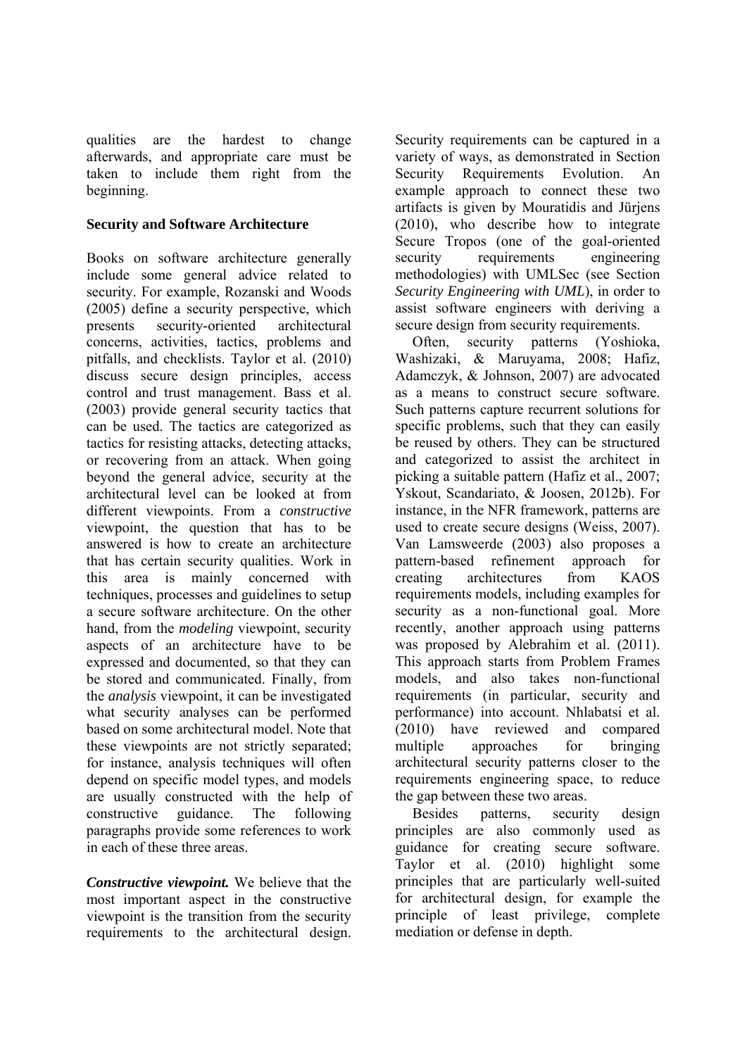qualities are the hardest to change afterwards, and appropriate care must be taken to include them right from the beginning.

## Security and Software Architecture

Books on software architecture generally include some general advice related to security. For example, Rozanski and Woods (2005) define a security perspective, which presents security-oriented architectural concerns, activities, tactics, problems and pitfalls, and checklists. Taylor et al. (2010) discuss secure design principles, access control and trust management. Bass et al. (2003) provide general security tactics that can be used. The tactics are categorized as tactics for resisting attacks, detecting attacks, or recovering from an attack. When going beyond the general advice, security at the architectural level can be looked at from different viewpoints. From a *constructive* viewpoint, the question that has to be answered is how to create an architecture that has certain security qualities. Work in this area is mainly concerned with techniques, processes and guidelines to setup a secure software architecture. On the other hand, from the *modeling* viewpoint, security aspects of an architecture have to be expressed and documented, so that they can be stored and communicated. Finally, from the *analysis* viewpoint, it can be investigated what security analyses can be performed based on some architectural model. Note that these viewpoints are not strictly separated; for instance, analysis techniques will often depend on specific model types, and models are usually constructed with the help of constructive guidance. The following paragraphs provide some references to work in each of these three areas.

***Constructive viewpoint.*** We believe that the most important aspect in the constructive viewpoint is the transition from the security requirements to the architectural design. Security requirements can be captured in a variety of ways, as demonstrated in Section Security Requirements Evolution. An example approach to connect these two artifacts is given by Mouratidis and Jürjens (2010), who describe how to integrate Secure Tropos (one of the goal-oriented security requirements engineering methodologies) with UMLSec (see Section *Security Engineering with UML*), in order to assist software engineers with deriving a secure design from security requirements.

Often, security patterns (Yoshioka, Washizaki, & Maruyama, 2008; Hafiz, Adamczyk, & Johnson, 2007) are advocated as a means to construct secure software. Such patterns capture recurrent solutions for specific problems, such that they can easily be reused by others. They can be structured and categorized to assist the architect in picking a suitable pattern (Hafiz et al., 2007; Yskout, Scandariato, & Joosen, 2012b). For instance, in the NFR framework, patterns are used to create secure designs (Weiss, 2007). Van Lamsweerde (2003) also proposes a pattern-based refinement approach for creating architectures from KAOS requirements models, including examples for security as a non-functional goal. More recently, another approach using patterns was proposed by Alebrahim et al. (2011). This approach starts from Problem Frames models, and also takes non-functional requirements (in particular, security and performance) into account. Nhlabatsi et al. (2010) have reviewed and compared multiple approaches for bringing architectural security patterns closer to the requirements engineering space, to reduce the gap between these two areas.

Besides patterns, security design principles are also commonly used as guidance for creating secure software. Taylor et al. (2010) highlight some principles that are particularly well-suited for architectural design, for example the principle of least privilege, complete mediation or defense in depth.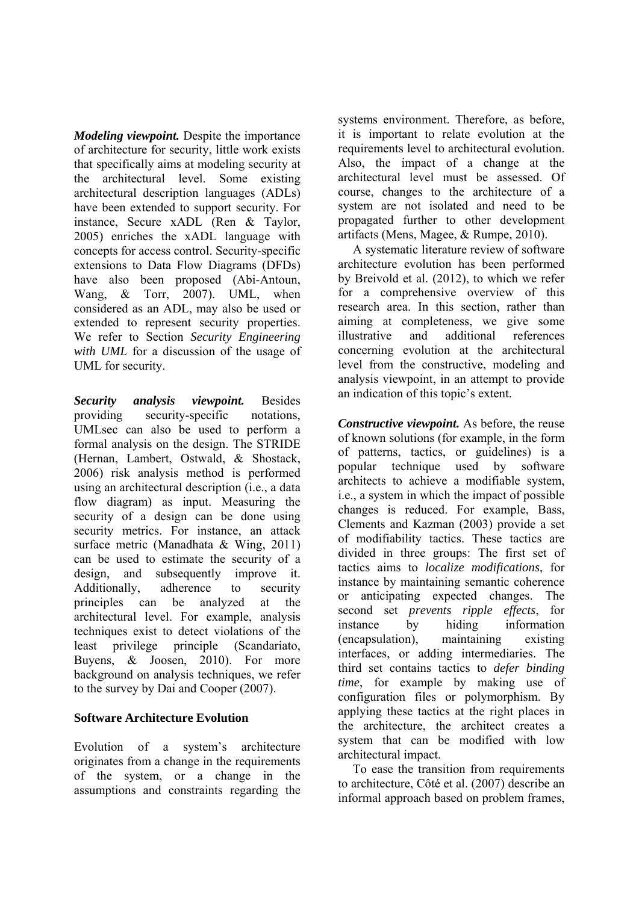***Modeling viewpoint.*** Despite the importance of architecture for security, little work exists that specifically aims at modeling security at the architectural level. Some existing architectural description languages (ADLs) have been extended to support security. For instance, Secure xADL (Ren & Taylor, 2005) enriches the xADL language with concepts for access control. Security-specific extensions to Data Flow Diagrams (DFDs) have also been proposed (Abi-Antoun, Wang, & Torr, 2007). UML, when considered as an ADL, may also be used or extended to represent security properties. We refer to Section *Security Engineering with UML* for a discussion of the usage of UML for security.

***Security analysis viewpoint.*** Besides providing security-specific notations, UMLsec can also be used to perform a formal analysis on the design. The STRIDE (Hernan, Lambert, Ostwald, & Shostack, 2006) risk analysis method is performed using an architectural description (i.e., a data flow diagram) as input. Measuring the security of a design can be done using security metrics. For instance, an attack surface metric (Manadhata & Wing, 2011) can be used to estimate the security of a design, and subsequently improve it. Additionally, adherence to security principles can be analyzed at the architectural level. For example, analysis techniques exist to detect violations of the least privilege principle (Scandariato, Buyens, & Joosen, 2010). For more background on analysis techniques, we refer to the survey by Dai and Cooper (2007).

## Software Architecture Evolution

Evolution of a system's architecture originates from a change in the requirements of the system, or a change in the assumptions and constraints regarding the systems environment. Therefore, as before, it is important to relate evolution at the requirements level to architectural evolution. Also, the impact of a change at the architectural level must be assessed. Of course, changes to the architecture of a system are not isolated and need to be propagated further to other development artifacts (Mens, Magee, & Rumpe, 2010).

A systematic literature review of software architecture evolution has been performed by Breivold et al. (2012), to which we refer for a comprehensive overview of this research area. In this section, rather than aiming at completeness, we give some illustrative and additional references concerning evolution at the architectural level from the constructive, modeling and analysis viewpoint, in an attempt to provide an indication of this topic's extent.

***Constructive viewpoint.*** As before, the reuse of known solutions (for example, in the form of patterns, tactics, or guidelines) is a popular technique used by software architects to achieve a modifiable system, i.e., a system in which the impact of possible changes is reduced. For example, Bass, Clements and Kazman (2003) provide a set of modifiability tactics. These tactics are divided in three groups: The first set of tactics aims to *localize modifications*, for instance by maintaining semantic coherence or anticipating expected changes. The second set *prevents ripple effects*, for instance by hiding information (encapsulation), maintaining existing interfaces, or adding intermediaries. The third set contains tactics to *defer binding time*, for example by making use of configuration files or polymorphism. By applying these tactics at the right places in the architecture, the architect creates a system that can be modified with low architectural impact.

To ease the transition from requirements to architecture, Côté et al. (2007) describe an informal approach based on problem frames,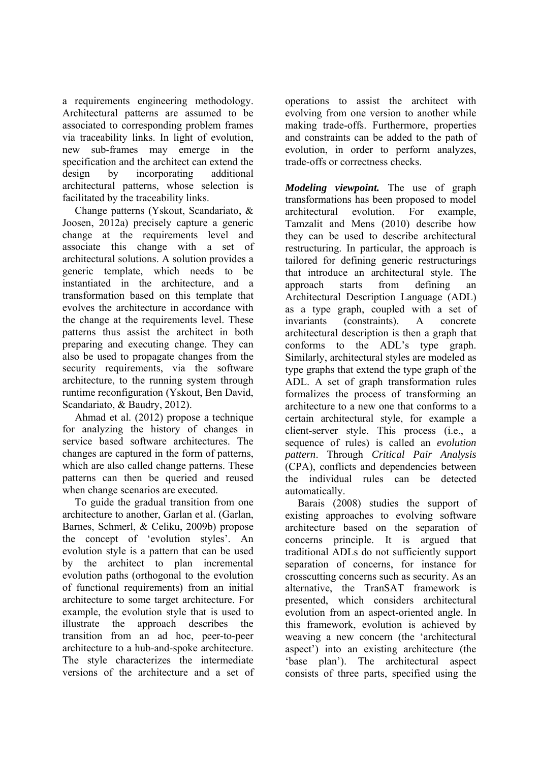a requirements engineering methodology. Architectural patterns are assumed to be associated to corresponding problem frames via traceability links. In light of evolution, new sub-frames may emerge in the specification and the architect can extend the design by incorporating additional architectural patterns, whose selection is facilitated by the traceability links.

Change patterns (Yskout, Scandariato, & Joosen, 2012a) precisely capture a generic change at the requirements level and associate this change with a set of architectural solutions. A solution provides a generic template, which needs to be instantiated in the architecture, and a transformation based on this template that evolves the architecture in accordance with the change at the requirements level. These patterns thus assist the architect in both preparing and executing change. They can also be used to propagate changes from the security requirements, via the software architecture, to the running system through runtime reconfiguration (Yskout, Ben David, Scandariato, & Baudry, 2012).

Ahmad et al. (2012) propose a technique for analyzing the history of changes in service based software architectures. The changes are captured in the form of patterns, which are also called change patterns. These patterns can then be queried and reused when change scenarios are executed.

To guide the gradual transition from one architecture to another, Garlan et al. (Garlan, Barnes, Schmerl, & Celiku, 2009b) propose the concept of 'evolution styles'. An evolution style is a pattern that can be used by the architect to plan incremental evolution paths (orthogonal to the evolution of functional requirements) from an initial architecture to some target architecture. For example, the evolution style that is used to illustrate the approach describes the transition from an ad hoc, peer-to-peer architecture to a hub-and-spoke architecture. The style characterizes the intermediate versions of the architecture and a set of operations to assist the architect with evolving from one version to another while making trade-offs. Furthermore, properties and constraints can be added to the path of evolution, in order to perform analyzes, trade-offs or correctness checks.

***Modeling viewpoint.*** The use of graph transformations has been proposed to model architectural evolution. For example, Tamzalit and Mens (2010) describe how they can be used to describe architectural restructuring. In particular, the approach is tailored for defining generic restructurings that introduce an architectural style. The approach starts from defining an Architectural Description Language (ADL) as a type graph, coupled with a set of invariants (constraints). A concrete architectural description is then a graph that conforms to the ADL's type graph. Similarly, architectural styles are modeled as type graphs that extend the type graph of the ADL. A set of graph transformation rules formalizes the process of transforming an architecture to a new one that conforms to a certain architectural style, for example a client-server style. This process (i.e., a sequence of rules) is called an *evolution pattern*. Through *Critical Pair Analysis* (CPA), conflicts and dependencies between the individual rules can be detected automatically.

Barais (2008) studies the support of existing approaches to evolving software architecture based on the separation of concerns principle. It is argued that traditional ADLs do not sufficiently support separation of concerns, for instance for crosscutting concerns such as security. As an alternative, the TranSAT framework is presented, which considers architectural evolution from an aspect-oriented angle. In this framework, evolution is achieved by weaving a new concern (the 'architectural aspect') into an existing architecture (the 'base plan'). The architectural aspect consists of three parts, specified using the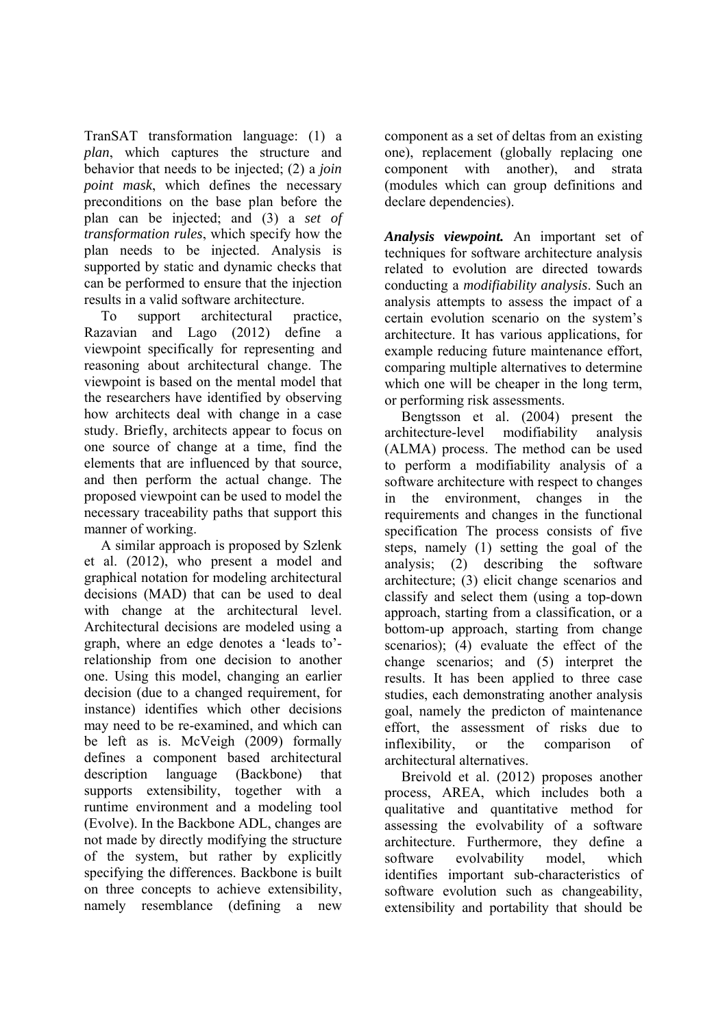TranSAT transformation language: (1) a *plan*, which captures the structure and behavior that needs to be injected; (2) a *join point mask*, which defines the necessary preconditions on the base plan before the plan can be injected; and (3) a *set of transformation rules*, which specify how the plan needs to be injected. Analysis is supported by static and dynamic checks that can be performed to ensure that the injection results in a valid software architecture.

To support architectural practice, Razavian and Lago (2012) define a viewpoint specifically for representing and reasoning about architectural change. The viewpoint is based on the mental model that the researchers have identified by observing how architects deal with change in a case study. Briefly, architects appear to focus on one source of change at a time, find the elements that are influenced by that source, and then perform the actual change. The proposed viewpoint can be used to model the necessary traceability paths that support this manner of working.

A similar approach is proposed by Szlenk et al. (2012), who present a model and graphical notation for modeling architectural decisions (MAD) that can be used to deal with change at the architectural level. Architectural decisions are modeled using a graph, where an edge denotes a 'leads to'-relationship from one decision to another one. Using this model, changing an earlier decision (due to a changed requirement, for instance) identifies which other decisions may need to be re-examined, and which can be left as is. McVeigh (2009) formally defines a component based architectural description language (Backbone) that supports extensibility, together with a runtime environment and a modeling tool (Evolve). In the Backbone ADL, changes are not made by directly modifying the structure of the system, but rather by explicitly specifying the differences. Backbone is built on three concepts to achieve extensibility, namely resemblance (defining a new component as a set of deltas from an existing one), replacement (globally replacing one component with another), and strata (modules which can group definitions and declare dependencies).

***Analysis viewpoint.*** An important set of techniques for software architecture analysis related to evolution are directed towards conducting a *modifiability analysis*. Such an analysis attempts to assess the impact of a certain evolution scenario on the system's architecture. It has various applications, for example reducing future maintenance effort, comparing multiple alternatives to determine which one will be cheaper in the long term, or performing risk assessments.

Bengtsson et al. (2004) present the architecture-level modifiability analysis (ALMA) process. The method can be used to perform a modifiability analysis of a software architecture with respect to changes in the environment, changes in the requirements and changes in the functional specification The process consists of five steps, namely (1) setting the goal of the analysis; (2) describing the software architecture; (3) elicit change scenarios and classify and select them (using a top-down approach, starting from a classification, or a bottom-up approach, starting from change scenarios); (4) evaluate the effect of the change scenarios; and (5) interpret the results. It has been applied to three case studies, each demonstrating another analysis goal, namely the predicton of maintenance effort, the assessment of risks due to inflexibility, or the comparison of architectural alternatives.

Breivold et al. (2012) proposes another process, AREA, which includes both a qualitative and quantitative method for assessing the evolvability of a software architecture. Furthermore, they define a software evolvability model, which identifies important sub-characteristics of software evolution such as changeability, extensibility and portability that should be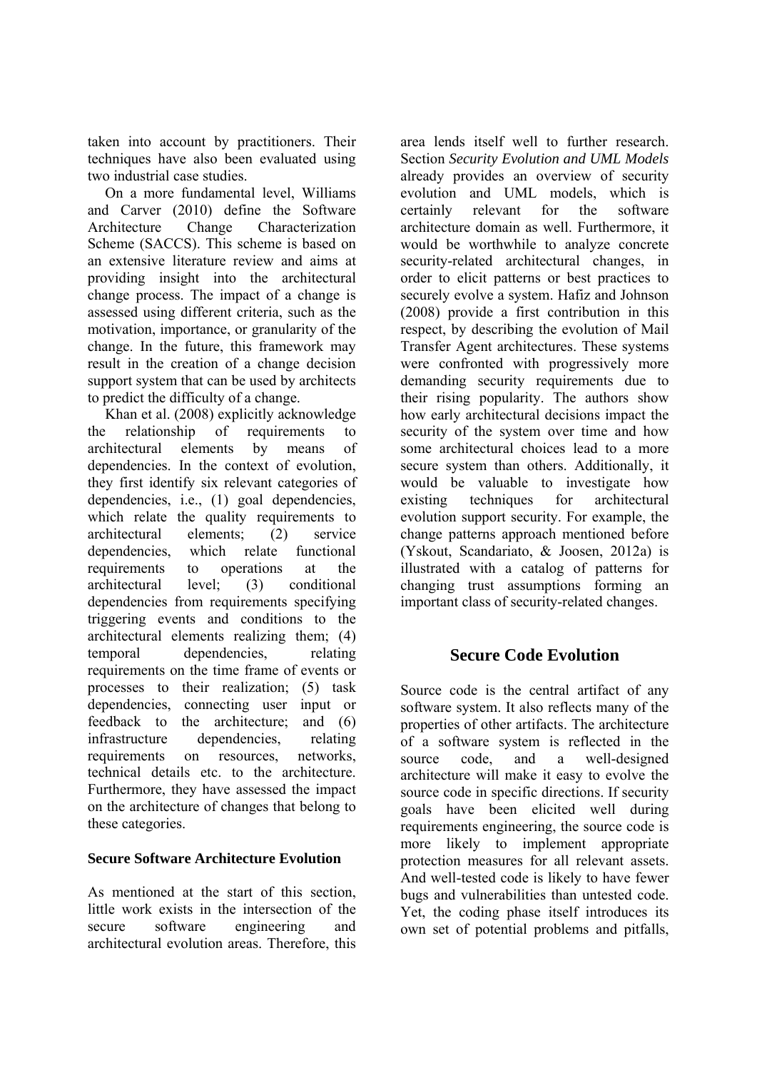taken into account by practitioners. Their techniques have also been evaluated using two industrial case studies.

On a more fundamental level, Williams and Carver (2010) define the Software Architecture Change Characterization Scheme (SACCS). This scheme is based on an extensive literature review and aims at providing insight into the architectural change process. The impact of a change is assessed using different criteria, such as the motivation, importance, or granularity of the change. In the future, this framework may result in the creation of a change decision support system that can be used by architects to predict the difficulty of a change.

Khan et al. (2008) explicitly acknowledge the relationship of requirements to architectural elements by means of dependencies. In the context of evolution, they first identify six relevant categories of dependencies, i.e., (1) goal dependencies, which relate the quality requirements to architectural elements; (2) service dependencies, which relate functional requirements to operations at the architectural level; (3) conditional dependencies from requirements specifying triggering events and conditions to the architectural elements realizing them; (4) temporal dependencies, relating requirements on the time frame of events or processes to their realization; (5) task dependencies, connecting user input or feedback to the architecture; and (6) infrastructure dependencies, relating requirements on resources, networks, technical details etc. to the architecture. Furthermore, they have assessed the impact on the architecture of changes that belong to these categories.

### Secure Software Architecture Evolution

As mentioned at the start of this section, little work exists in the intersection of the secure software engineering and architectural evolution areas. Therefore, this area lends itself well to further research. Section *Security Evolution and UML Models* already provides an overview of security evolution and UML models, which is certainly relevant for the software architecture domain as well. Furthermore, it would be worthwhile to analyze concrete security-related architectural changes, in order to elicit patterns or best practices to securely evolve a system. Hafiz and Johnson (2008) provide a first contribution in this respect, by describing the evolution of Mail Transfer Agent architectures. These systems were confronted with progressively more demanding security requirements due to their rising popularity. The authors show how early architectural decisions impact the security of the system over time and how some architectural choices lead to a more secure system than others. Additionally, it would be valuable to investigate how existing techniques for architectural evolution support security. For example, the change patterns approach mentioned before (Yskout, Scandariato, & Joosen, 2012a) is illustrated with a catalog of patterns for changing trust assumptions forming an important class of security-related changes.

## Secure Code Evolution

Source code is the central artifact of any software system. It also reflects many of the properties of other artifacts. The architecture of a software system is reflected in the source code, and a well-designed architecture will make it easy to evolve the source code in specific directions. If security goals have been elicited well during requirements engineering, the source code is more likely to implement appropriate protection measures for all relevant assets. And well-tested code is likely to have fewer bugs and vulnerabilities than untested code. Yet, the coding phase itself introduces its own set of potential problems and pitfalls,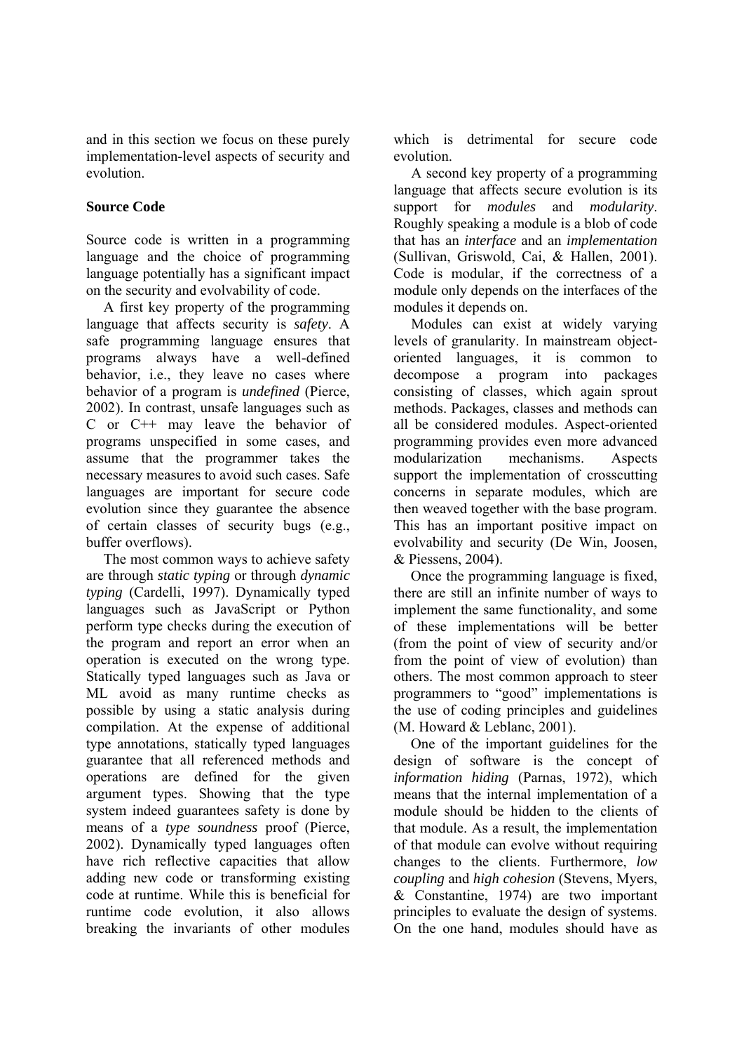and in this section we focus on these purely implementation-level aspects of security and evolution.

### Source Code

Source code is written in a programming language and the choice of programming language potentially has a significant impact on the security and evolvability of code.

A first key property of the programming language that affects security is *safety*. A safe programming language ensures that programs always have a well-defined behavior, i.e., they leave no cases where behavior of a program is *undefined* (Pierce, 2002). In contrast, unsafe languages such as C or C++ may leave the behavior of programs unspecified in some cases, and assume that the programmer takes the necessary measures to avoid such cases. Safe languages are important for secure code evolution since they guarantee the absence of certain classes of security bugs (e.g., buffer overflows).

The most common ways to achieve safety are through *static typing* or through *dynamic typing* (Cardelli, 1997). Dynamically typed languages such as JavaScript or Python perform type checks during the execution of the program and report an error when an operation is executed on the wrong type. Statically typed languages such as Java or ML avoid as many runtime checks as possible by using a static analysis during compilation. At the expense of additional type annotations, statically typed languages guarantee that all referenced methods and operations are defined for the given argument types. Showing that the type system indeed guarantees safety is done by means of a *type soundness* proof (Pierce, 2002). Dynamically typed languages often have rich reflective capacities that allow adding new code or transforming existing code at runtime. While this is beneficial for runtime code evolution, it also allows breaking the invariants of other modules which is detrimental for secure code evolution.

A second key property of a programming language that affects secure evolution is its support for *modules* and *modularity*. Roughly speaking a module is a blob of code that has an *interface* and an *implementation* (Sullivan, Griswold, Cai, & Hallen, 2001). Code is modular, if the correctness of a module only depends on the interfaces of the modules it depends on.

Modules can exist at widely varying levels of granularity. In mainstream object-oriented languages, it is common to decompose a program into packages consisting of classes, which again sprout methods. Packages, classes and methods can all be considered modules. Aspect-oriented programming provides even more advanced modularization mechanisms. Aspects support the implementation of crosscutting concerns in separate modules, which are then weaved together with the base program. This has an important positive impact on evolvability and security (De Win, Joosen, & Piessens, 2004).

Once the programming language is fixed, there are still an infinite number of ways to implement the same functionality, and some of these implementations will be better (from the point of view of security and/or from the point of view of evolution) than others. The most common approach to steer programmers to "good" implementations is the use of coding principles and guidelines (M. Howard & Leblanc, 2001).

One of the important guidelines for the design of software is the concept of *information hiding* (Parnas, 1972), which means that the internal implementation of a module should be hidden to the clients of that module. As a result, the implementation of that module can evolve without requiring changes to the clients. Furthermore, *low coupling* and *high cohesion* (Stevens, Myers, & Constantine, 1974) are two important principles to evaluate the design of systems. On the one hand, modules should have as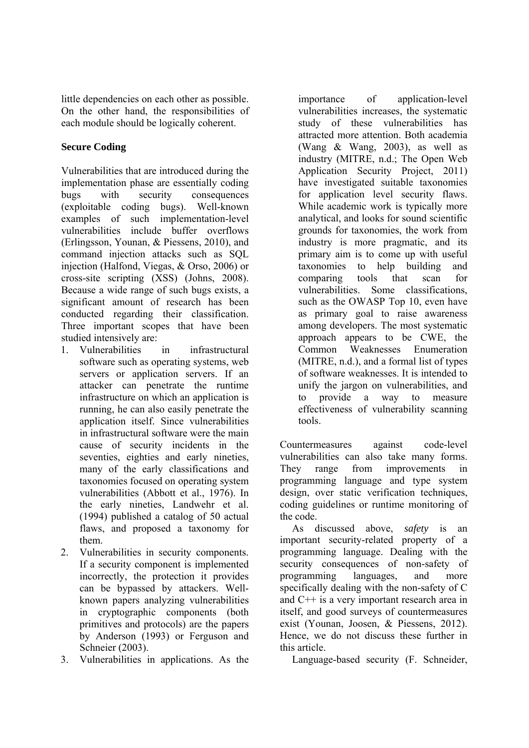little dependencies on each other as possible. On the other hand, the responsibilities of each module should be logically coherent.

**Secure Coding**

Vulnerabilities that are introduced during the implementation phase are essentially coding bugs with security consequences (exploitable coding bugs). Well-known examples of such implementation-level vulnerabilities include buffer overflows (Erlingsson, Younan, & Piessens, 2010), and command injection attacks such as SQL injection (Halfond, Viegas, & Orso, 2006) or cross-site scripting (XSS) (Johns, 2008). Because a wide range of such bugs exists, a significant amount of research has been conducted regarding their classification. Three important scopes that have been studied intensively are:

1. Vulnerabilities in infrastructural software such as operating systems, web servers or application servers. If an attacker can penetrate the runtime infrastructure on which an application is running, he can also easily penetrate the application itself. Since vulnerabilities in infrastructural software were the main cause of security incidents in the seventies, eighties and early nineties, many of the early classifications and taxonomies focused on operating system vulnerabilities (Abbott et al., 1976). In the early nineties, Landwehr et al. (1994) published a catalog of 50 actual flaws, and proposed a taxonomy for them.
2. Vulnerabilities in security components. If a security component is implemented incorrectly, the protection it provides can be bypassed by attackers. Well-known papers analyzing vulnerabilities in cryptographic components (both primitives and protocols) are the papers by Anderson (1993) or Ferguson and Schneier (2003).
3. Vulnerabilities in applications. As the importance of application-level vulnerabilities increases, the systematic study of these vulnerabilities has attracted more attention. Both academia (Wang & Wang, 2003), as well as industry (MITRE, n.d.; The Open Web Application Security Project, 2011) have investigated suitable taxonomies for application level security flaws. While academic work is typically more analytical, and looks for sound scientific grounds for taxonomies, the work from industry is more pragmatic, and its primary aim is to come up with useful taxonomies to help building and comparing tools that scan for vulnerabilities. Some classifications, such as the OWASP Top 10, even have as primary goal to raise awareness among developers. The most systematic approach appears to be CWE, the Common Weaknesses Enumeration (MITRE, n.d.), and a formal list of types of software weaknesses. It is intended to unify the jargon on vulnerabilities, and to provide a way to measure effectiveness of vulnerability scanning tools.

Countermeasures against code-level vulnerabilities can also take many forms. They range from improvements in programming language and type system design, over static verification techniques, coding guidelines or runtime monitoring of the code.

As discussed above, *safety* is an important security-related property of a programming language. Dealing with the security consequences of non-safety of programming languages, and more specifically dealing with the non-safety of C and C++ is a very important research area in itself, and good surveys of countermeasures exist (Younan, Joosen, & Piessens, 2012). Hence, we do not discuss these further in this article.

Language-based security (F. Schneider,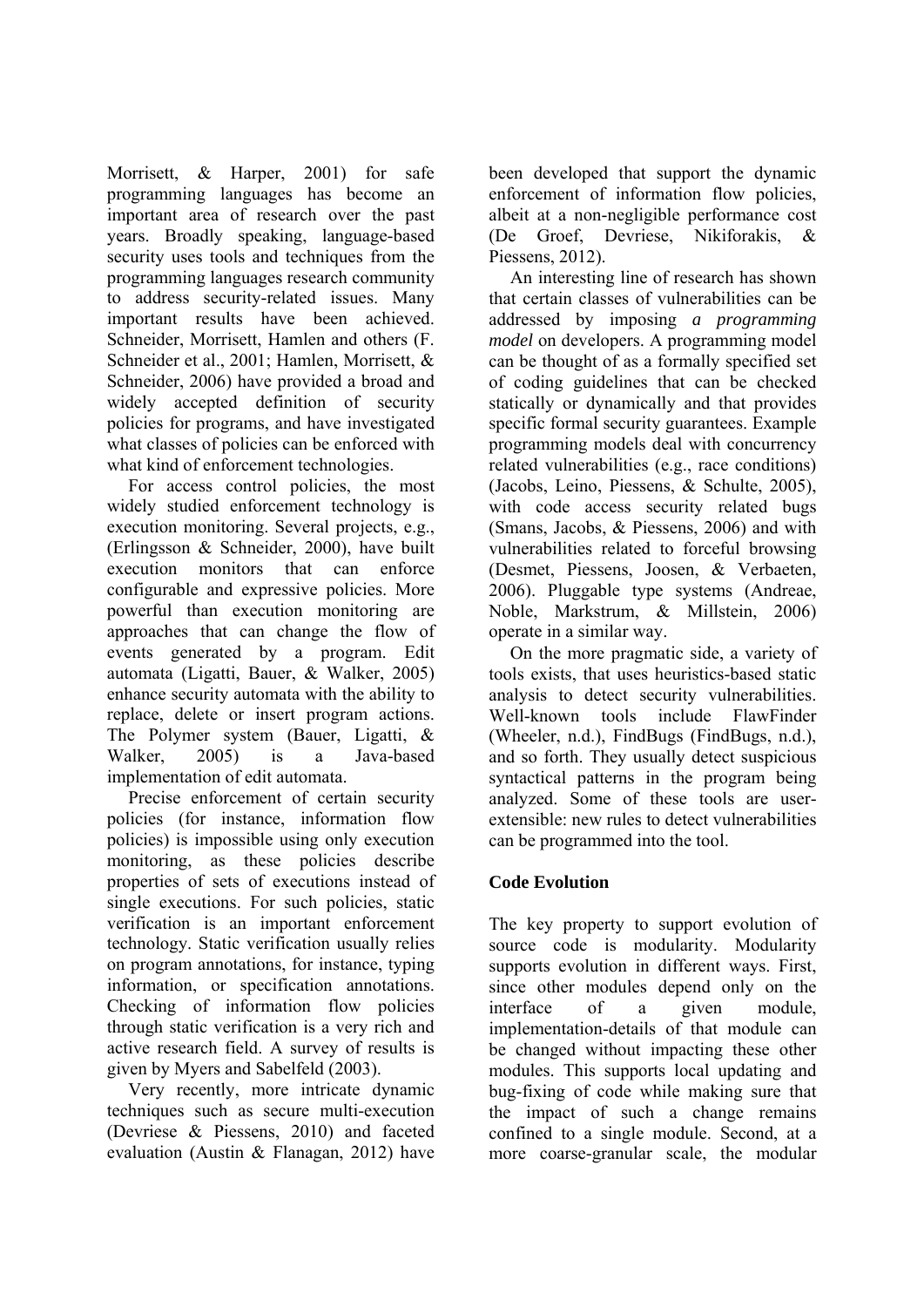Morrisett, & Harper, 2001) for safe programming languages has become an important area of research over the past years. Broadly speaking, language-based security uses tools and techniques from the programming languages research community to address security-related issues. Many important results have been achieved. Schneider, Morrisett, Hamlen and others (F. Schneider et al., 2001; Hamlen, Morrisett, & Schneider, 2006) have provided a broad and widely accepted definition of security policies for programs, and have investigated what classes of policies can be enforced with what kind of enforcement technologies.

For access control policies, the most widely studied enforcement technology is execution monitoring. Several projects, e.g., (Erlingsson & Schneider, 2000), have built execution monitors that can enforce configurable and expressive policies. More powerful than execution monitoring are approaches that can change the flow of events generated by a program. Edit automata (Ligatti, Bauer, & Walker, 2005) enhance security automata with the ability to replace, delete or insert program actions. The Polymer system (Bauer, Ligatti, & Walker, 2005) is a Java-based implementation of edit automata.

Precise enforcement of certain security policies (for instance, information flow policies) is impossible using only execution monitoring, as these policies describe properties of sets of executions instead of single executions. For such policies, static verification is an important enforcement technology. Static verification usually relies on program annotations, for instance, typing information, or specification annotations. Checking of information flow policies through static verification is a very rich and active research field. A survey of results is given by Myers and Sabelfeld (2003).

Very recently, more intricate dynamic techniques such as secure multi-execution (Devriese & Piessens, 2010) and faceted evaluation (Austin & Flanagan, 2012) have been developed that support the dynamic enforcement of information flow policies, albeit at a non-negligible performance cost (De Groef, Devriese, Nikiforakis, & Piessens, 2012).

An interesting line of research has shown that certain classes of vulnerabilities can be addressed by imposing *a programming model* on developers. A programming model can be thought of as a formally specified set of coding guidelines that can be checked statically or dynamically and that provides specific formal security guarantees. Example programming models deal with concurrency related vulnerabilities (e.g., race conditions) (Jacobs, Leino, Piessens, & Schulte, 2005), with code access security related bugs (Smans, Jacobs, & Piessens, 2006) and with vulnerabilities related to forceful browsing (Desmet, Piessens, Joosen, & Verbaeten, 2006). Pluggable type systems (Andreae, Noble, Markstrum, & Millstein, 2006) operate in a similar way.

On the more pragmatic side, a variety of tools exists, that uses heuristics-based static analysis to detect security vulnerabilities. Well-known tools include FlawFinder (Wheeler, n.d.), FindBugs (FindBugs, n.d.), and so forth. They usually detect suspicious syntactical patterns in the program being analyzed. Some of these tools are user-extensible: new rules to detect vulnerabilities can be programmed into the tool.

## Code Evolution

The key property to support evolution of source code is modularity. Modularity supports evolution in different ways. First, since other modules depend only on the interface of a given module, implementation-details of that module can be changed without impacting these other modules. This supports local updating and bug-fixing of code while making sure that the impact of such a change remains confined to a single module. Second, at a more coarse-granular scale, the modular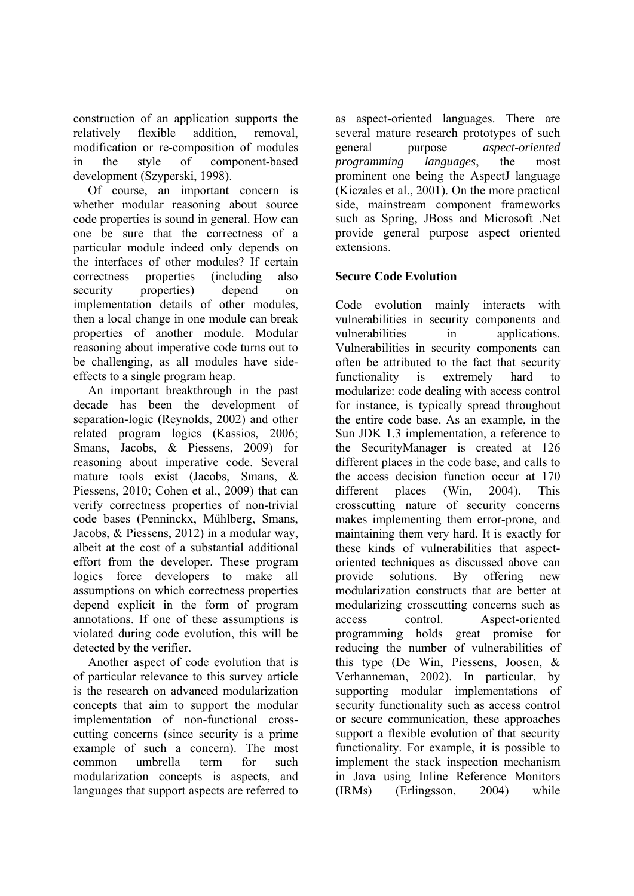construction of an application supports the relatively flexible addition, removal, modification or re-composition of modules in the style of component-based development (Szyperski, 1998).

Of course, an important concern is whether modular reasoning about source code properties is sound in general. How can one be sure that the correctness of a particular module indeed only depends on the interfaces of other modules? If certain correctness properties (including also security properties) depend on implementation details of other modules, then a local change in one module can break properties of another module. Modular reasoning about imperative code turns out to be challenging, as all modules have side-effects to a single program heap.

An important breakthrough in the past decade has been the development of separation-logic (Reynolds, 2002) and other related program logics (Kassios, 2006; Smans, Jacobs, & Piessens, 2009) for reasoning about imperative code. Several mature tools exist (Jacobs, Smans, & Piessens, 2010; Cohen et al., 2009) that can verify correctness properties of non-trivial code bases (Penninckx, Mühlberg, Smans, Jacobs, & Piessens, 2012) in a modular way, albeit at the cost of a substantial additional effort from the developer. These program logics force developers to make all assumptions on which correctness properties depend explicit in the form of program annotations. If one of these assumptions is violated during code evolution, this will be detected by the verifier.

Another aspect of code evolution that is of particular relevance to this survey article is the research on advanced modularization concepts that aim to support the modular implementation of non-functional cross-cutting concerns (since security is a prime example of such a concern). The most common umbrella term for such modularization concepts is aspects, and languages that support aspects are referred to as aspect-oriented languages. There are several mature research prototypes of such general purpose *aspect-oriented programming languages*, the most prominent one being the AspectJ language (Kiczales et al., 2001). On the more practical side, mainstream component frameworks such as Spring, JBoss and Microsoft .Net provide general purpose aspect oriented extensions.

### Secure Code Evolution

Code evolution mainly interacts with vulnerabilities in security components and vulnerabilities in applications. Vulnerabilities in security components can often be attributed to the fact that security functionality is extremely hard to modularize: code dealing with access control for instance, is typically spread throughout the entire code base. As an example, in the Sun JDK 1.3 implementation, a reference to the SecurityManager is created at 126 different places in the code base, and calls to the access decision function occur at 170 different places (Win, 2004). This crosscutting nature of security concerns makes implementing them error-prone, and maintaining them very hard. It is exactly for these kinds of vulnerabilities that aspect-oriented techniques as discussed above can provide solutions. By offering new modularization constructs that are better at modularizing crosscutting concerns such as access control. Aspect-oriented programming holds great promise for reducing the number of vulnerabilities of this type (De Win, Piessens, Joosen, & Verhanneman, 2002). In particular, by supporting modular implementations of security functionality such as access control or secure communication, these approaches support a flexible evolution of that security functionality. For example, it is possible to implement the stack inspection mechanism in Java using Inline Reference Monitors (IRMs) (Erlingsson, 2004) while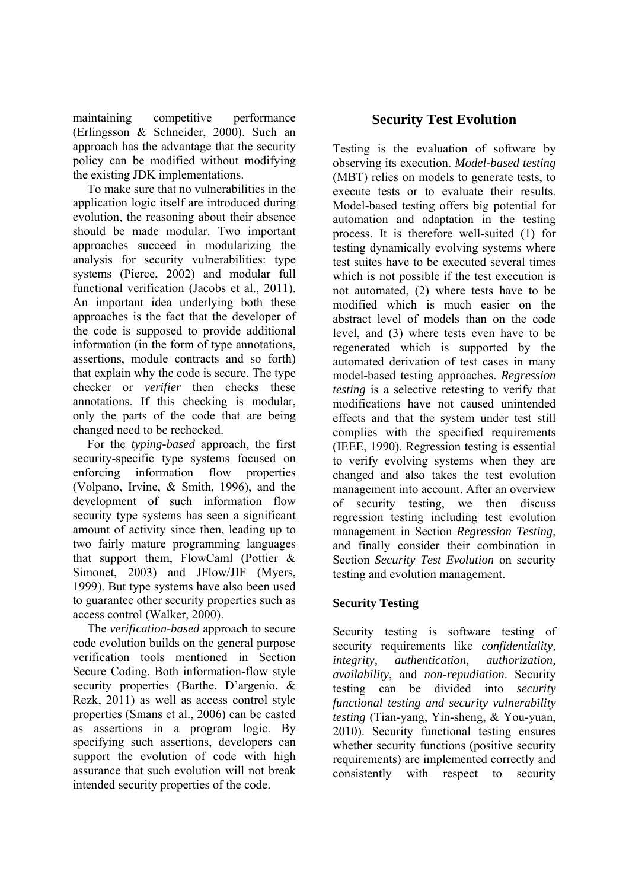maintaining competitive performance (Erlingsson & Schneider, 2000). Such an approach has the advantage that the security policy can be modified without modifying the existing JDK implementations.

To make sure that no vulnerabilities in the application logic itself are introduced during evolution, the reasoning about their absence should be made modular. Two important approaches succeed in modularizing the analysis for security vulnerabilities: type systems (Pierce, 2002) and modular full functional verification (Jacobs et al., 2011). An important idea underlying both these approaches is the fact that the developer of the code is supposed to provide additional information (in the form of type annotations, assertions, module contracts and so forth) that explain why the code is secure. The type checker or *verifier* then checks these annotations. If this checking is modular, only the parts of the code that are being changed need to be rechecked.

For the *typing-based* approach, the first security-specific type systems focused on enforcing information flow properties (Volpano, Irvine, & Smith, 1996), and the development of such information flow security type systems has seen a significant amount of activity since then, leading up to two fairly mature programming languages that support them, FlowCaml (Pottier & Simonet, 2003) and JFlow/JIF (Myers, 1999). But type systems have also been used to guarantee other security properties such as access control (Walker, 2000).

The *verification-based* approach to secure code evolution builds on the general purpose verification tools mentioned in Section Secure Coding. Both information-flow style security properties (Barthe, D'argenio, & Rezk, 2011) as well as access control style properties (Smans et al., 2006) can be casted as assertions in a program logic. By specifying such assertions, developers can support the evolution of code with high assurance that such evolution will not break intended security properties of the code.

## Security Test Evolution

Testing is the evaluation of software by observing its execution. *Model-based testing* (MBT) relies on models to generate tests, to execute tests or to evaluate their results. Model-based testing offers big potential for automation and adaptation in the testing process. It is therefore well-suited (1) for testing dynamically evolving systems where test suites have to be executed several times which is not possible if the test execution is not automated, (2) where tests have to be modified which is much easier on the abstract level of models than on the code level, and (3) where tests even have to be regenerated which is supported by the automated derivation of test cases in many model-based testing approaches. *Regression testing* is a selective retesting to verify that modifications have not caused unintended effects and that the system under test still complies with the specified requirements (IEEE, 1990). Regression testing is essential to verify evolving systems when they are changed and also takes the test evolution management into account. After an overview of security testing, we then discuss regression testing including test evolution management in Section *Regression Testing*, and finally consider their combination in Section *Security Test Evolution* on security testing and evolution management.

### Security Testing

Security testing is software testing of security requirements like *confidentiality, integrity, authentication, authorization, availability*, and *non-repudiation*. Security testing can be divided into *security functional testing and security vulnerability testing* (Tian-yang, Yin-sheng, & You-yuan, 2010). Security functional testing ensures whether security functions (positive security requirements) are implemented correctly and consistently with respect to security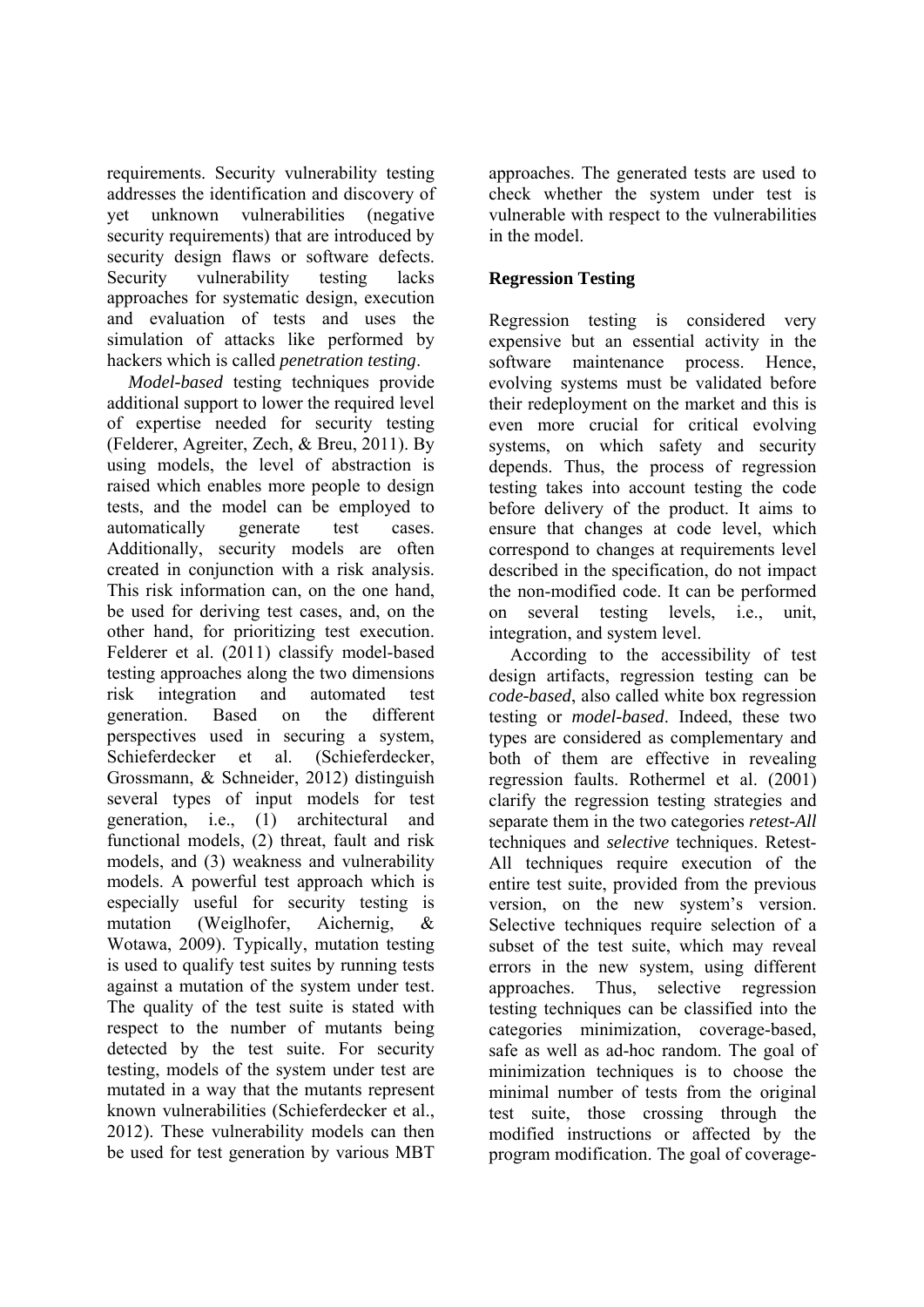requirements. Security vulnerability testing addresses the identification and discovery of yet unknown vulnerabilities (negative security requirements) that are introduced by security design flaws or software defects. Security vulnerability testing lacks approaches for systematic design, execution and evaluation of tests and uses the simulation of attacks like performed by hackers which is called *penetration testing*.

*Model-based* testing techniques provide additional support to lower the required level of expertise needed for security testing (Felderer, Agreiter, Zech, & Breu, 2011). By using models, the level of abstraction is raised which enables more people to design tests, and the model can be employed to automatically generate test cases. Additionally, security models are often created in conjunction with a risk analysis. This risk information can, on the one hand, be used for deriving test cases, and, on the other hand, for prioritizing test execution. Felderer et al. (2011) classify model-based testing approaches along the two dimensions risk integration and automated test generation. Based on the different perspectives used in securing a system, Schieferdecker et al. (Schieferdecker, Grossmann, & Schneider, 2012) distinguish several types of input models for test generation, i.e., (1) architectural and functional models, (2) threat, fault and risk models, and (3) weakness and vulnerability models. A powerful test approach which is especially useful for security testing is mutation (Weiglhofer, Aichernig, & Wotawa, 2009). Typically, mutation testing is used to qualify test suites by running tests against a mutation of the system under test. The quality of the test suite is stated with respect to the number of mutants being detected by the test suite. For security testing, models of the system under test are mutated in a way that the mutants represent known vulnerabilities (Schieferdecker et al., 2012). These vulnerability models can then be used for test generation by various MBT approaches. The generated tests are used to check whether the system under test is vulnerable with respect to the vulnerabilities in the model.

## Regression Testing

Regression testing is considered very expensive but an essential activity in the software maintenance process. Hence, evolving systems must be validated before their redeployment on the market and this is even more crucial for critical evolving systems, on which safety and security depends. Thus, the process of regression testing takes into account testing the code before delivery of the product. It aims to ensure that changes at code level, which correspond to changes at requirements level described in the specification, do not impact the non-modified code. It can be performed on several testing levels, i.e., unit, integration, and system level.

According to the accessibility of test design artifacts, regression testing can be *code-based*, also called white box regression testing or *model-based*. Indeed, these two types are considered as complementary and both of them are effective in revealing regression faults. Rothermel et al. (2001) clarify the regression testing strategies and separate them in the two categories *retest-All* techniques and *selective* techniques. Retest-All techniques require execution of the entire test suite, provided from the previous version, on the new system's version. Selective techniques require selection of a subset of the test suite, which may reveal errors in the new system, using different approaches. Thus, selective regression testing techniques can be classified into the categories minimization, coverage-based, safe as well as ad-hoc random. The goal of minimization techniques is to choose the minimal number of tests from the original test suite, those crossing through the modified instructions or affected by the program modification. The goal of coverage-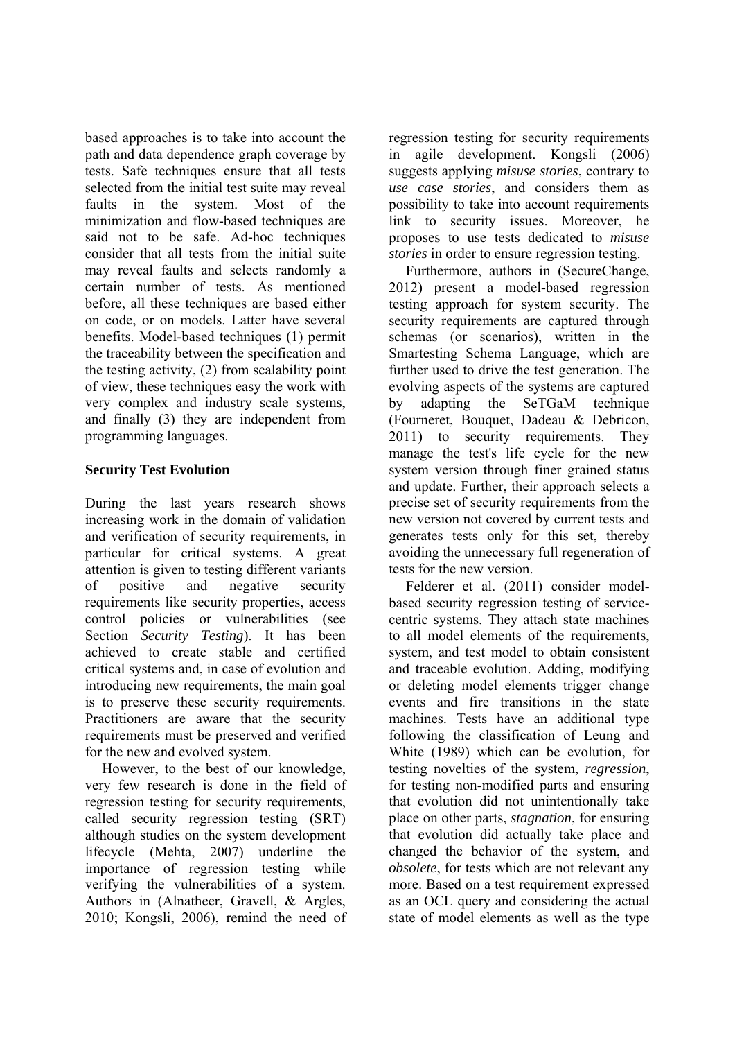based approaches is to take into account the path and data dependence graph coverage by tests. Safe techniques ensure that all tests selected from the initial test suite may reveal faults in the system. Most of the minimization and flow-based techniques are said not to be safe. Ad-hoc techniques consider that all tests from the initial suite may reveal faults and selects randomly a certain number of tests. As mentioned before, all these techniques are based either on code, or on models. Latter have several benefits. Model-based techniques (1) permit the traceability between the specification and the testing activity, (2) from scalability point of view, these techniques easy the work with very complex and industry scale systems, and finally (3) they are independent from programming languages.

**Security Test Evolution**

During the last years research shows increasing work in the domain of validation and verification of security requirements, in particular for critical systems. A great attention is given to testing different variants of positive and negative security requirements like security properties, access control policies or vulnerabilities (see Section *Security Testing*). It has been achieved to create stable and certified critical systems and, in case of evolution and introducing new requirements, the main goal is to preserve these security requirements. Practitioners are aware that the security requirements must be preserved and verified for the new and evolved system.

However, to the best of our knowledge, very few research is done in the field of regression testing for security requirements, called security regression testing (SRT) although studies on the system development lifecycle (Mehta, 2007) underline the importance of regression testing while verifying the vulnerabilities of a system. Authors in (Alnatheer, Gravell, & Argles, 2010; Kongsli, 2006), remind the need of regression testing for security requirements in agile development. Kongsli (2006) suggests applying *misuse stories*, contrary to *use case stories*, and considers them as possibility to take into account requirements link to security issues. Moreover, he proposes to use tests dedicated to *misuse stories* in order to ensure regression testing.

Furthermore, authors in (SecureChange, 2012) present a model-based regression testing approach for system security. The security requirements are captured through schemas (or scenarios), written in the Smartesting Schema Language, which are further used to drive the test generation. The evolving aspects of the systems are captured by adapting the SeTGaM technique (Fourneret, Bouquet, Dadeau & Debricon, 2011) to security requirements. They manage the test's life cycle for the new system version through finer grained status and update. Further, their approach selects a precise set of security requirements from the new version not covered by current tests and generates tests only for this set, thereby avoiding the unnecessary full regeneration of tests for the new version.

Felderer et al. (2011) consider model-based security regression testing of service-centric systems. They attach state machines to all model elements of the requirements, system, and test model to obtain consistent and traceable evolution. Adding, modifying or deleting model elements trigger change events and fire transitions in the state machines. Tests have an additional type following the classification of Leung and White (1989) which can be evolution, for testing novelties of the system, *regression*, for testing non-modified parts and ensuring that evolution did not unintentionally take place on other parts, *stagnation*, for ensuring that evolution did actually take place and changed the behavior of the system, and *obsolete*, for tests which are not relevant any more. Based on a test requirement expressed as an OCL query and considering the actual state of model elements as well as the type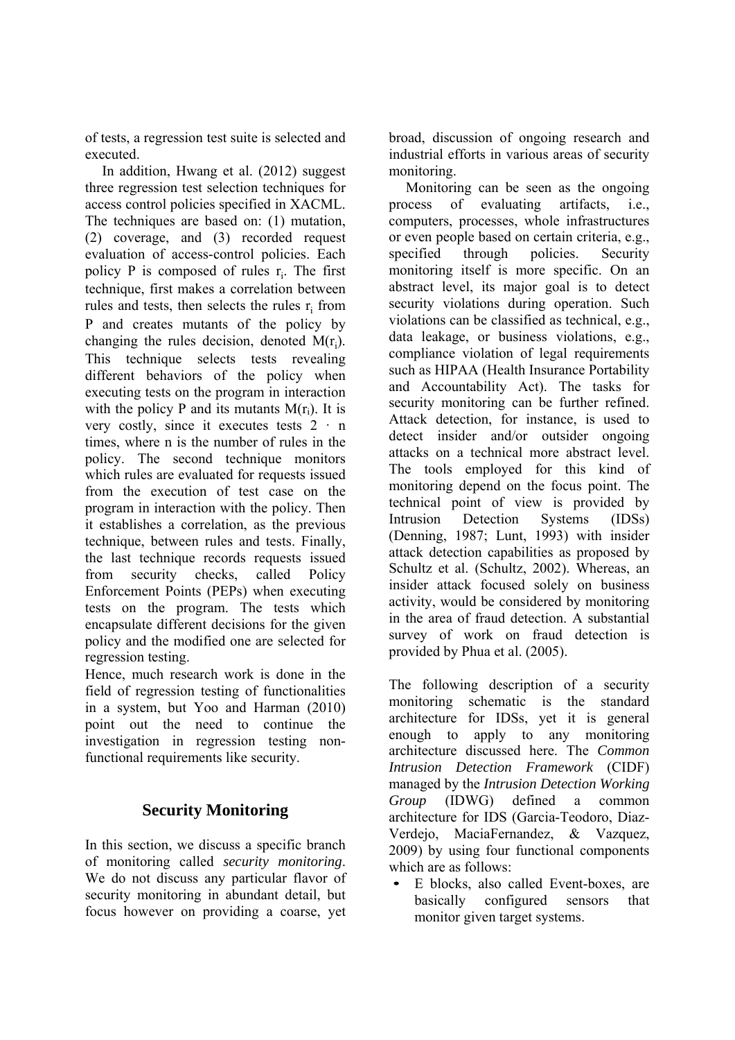of tests, a regression test suite is selected and executed.

In addition, Hwang et al. (2012) suggest three regression test selection techniques for access control policies specified in XACML. The techniques are based on: (1) mutation, (2) coverage, and (3) recorded request evaluation of access-control policies. Each policy P is composed of rules $r_i$. The first technique, first makes a correlation between rules and tests, then selects the rules $r_i$ from P and creates mutants of the policy by changing the rules decision, denoted $M(r_i)$. This technique selects tests revealing different behaviors of the policy when executing tests on the program in interaction with the policy P and its mutants $M(r_i)$. It is very costly, since it executes tests $2 \cdot n$ times, where n is the number of rules in the policy. The second technique monitors which rules are evaluated for requests issued from the execution of test case on the program in interaction with the policy. Then it establishes a correlation, as the previous technique, between rules and tests. Finally, the last technique records requests issued from security checks, called Policy Enforcement Points (PEPs) when executing tests on the program. The tests which encapsulate different decisions for the given policy and the modified one are selected for regression testing.

Hence, much research work is done in the field of regression testing of functionalities in a system, but Yoo and Harman (2010) point out the need to continue the investigation in regression testing non-functional requirements like security.

## Security Monitoring

In this section, we discuss a specific branch of monitoring called *security monitoring*. We do not discuss any particular flavor of security monitoring in abundant detail, but focus however on providing a coarse, yet broad, discussion of ongoing research and industrial efforts in various areas of security monitoring.

Monitoring can be seen as the ongoing process of evaluating artifacts, i.e., computers, processes, whole infrastructures or even people based on certain criteria, e.g., specified through policies. Security monitoring itself is more specific. On an abstract level, its major goal is to detect security violations during operation. Such violations can be classified as technical, e.g., data leakage, or business violations, e.g., compliance violation of legal requirements such as HIPAA (Health Insurance Portability and Accountability Act). The tasks for security monitoring can be further refined. Attack detection, for instance, is used to detect insider and/or outsider ongoing attacks on a technical more abstract level. The tools employed for this kind of monitoring depend on the focus point. The technical point of view is provided by Intrusion Detection Systems (IDSs) (Denning, 1987; Lunt, 1993) with insider attack detection capabilities as proposed by Schultz et al. (Schultz, 2002). Whereas, an insider attack focused solely on business activity, would be considered by monitoring in the area of fraud detection. A substantial survey of work on fraud detection is provided by Phua et al. (2005).

The following description of a security monitoring schematic is the standard architecture for IDSs, yet it is general enough to apply to any monitoring architecture discussed here. The *Common Intrusion Detection Framework* (CIDF) managed by the *Intrusion Detection Working Group* (IDWG) defined a common architecture for IDS (Garcia-Teodoro, Diaz-Verdejo, MaciaFernandez, & Vazquez, 2009) by using four functional components which are as follows:

- E blocks, also called Event-boxes, are basically configured sensors that monitor given target systems.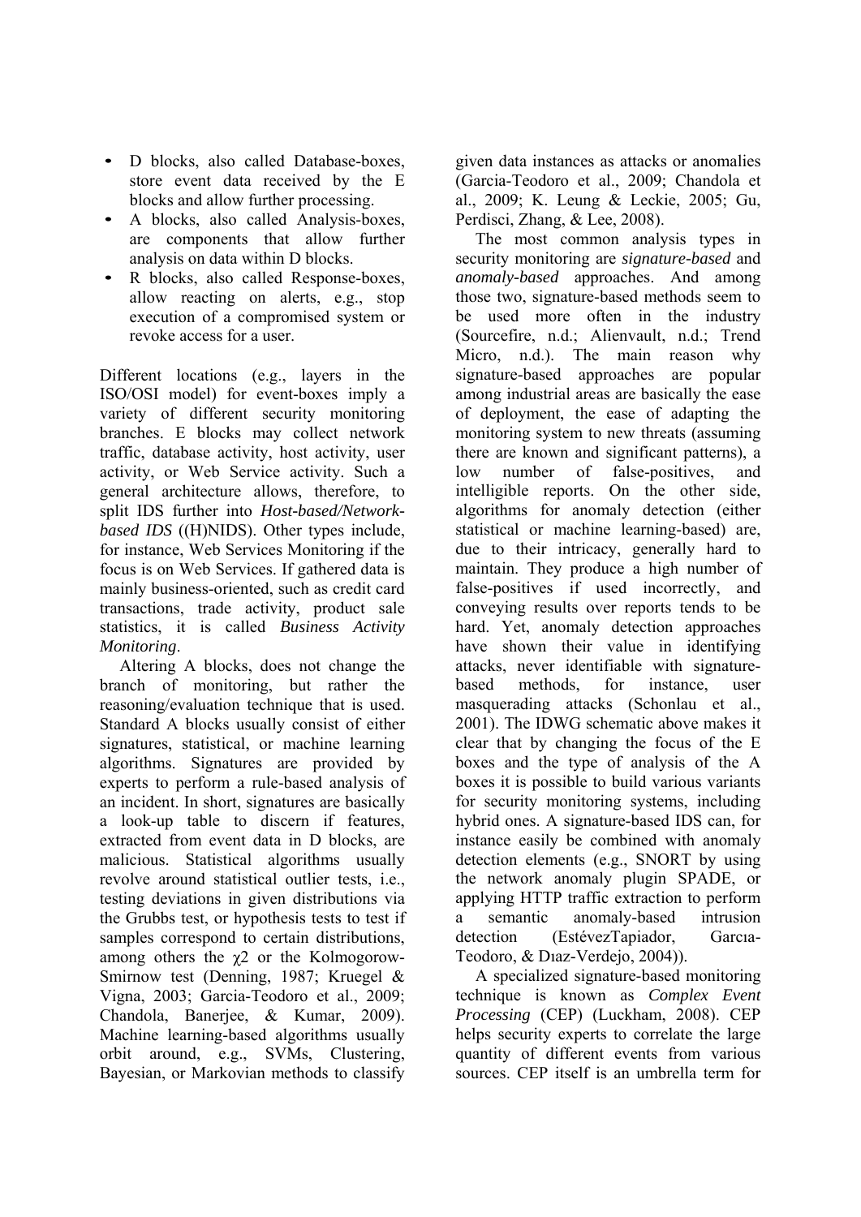- D blocks, also called Database-boxes, store event data received by the E blocks and allow further processing.
- A blocks, also called Analysis-boxes, are components that allow further analysis on data within D blocks.
- R blocks, also called Response-boxes, allow reacting on alerts, e.g., stop execution of a compromised system or revoke access for a user.

Different locations (e.g., layers in the ISO/OSI model) for event-boxes imply a variety of different security monitoring branches. E blocks may collect network traffic, database activity, host activity, user activity, or Web Service activity. Such a general architecture allows, therefore, to split IDS further into ***Host-based/Network-based IDS*** ((H)NIDS). Other types include, for instance, Web Services Monitoring if the focus is on Web Services. If gathered data is mainly business-oriented, such as credit card transactions, trade activity, product sale statistics, it is called *Business Activity Monitoring*.

Altering A blocks, does not change the branch of monitoring, but rather the reasoning/evaluation technique that is used. Standard A blocks usually consist of either signatures, statistical, or machine learning algorithms. Signatures are provided by experts to perform a rule-based analysis of an incident. In short, signatures are basically a look-up table to discern if features, extracted from event data in D blocks, are malicious. Statistical algorithms usually revolve around statistical outlier tests, i.e., testing deviations in given distributions via the Grubbs test, or hypothesis tests to test if samples correspond to certain distributions, among others the $\chi 2$ or the Kolmogorow-Smirnow test (Denning, 1987; Kruegel & Vigna, 2003; Garcia-Teodoro et al., 2009; Chandola, Banerjee, & Kumar, 2009). Machine learning-based algorithms usually orbit around, e.g., SVMs, Clustering, Bayesian, or Markovian methods to classify given data instances as attacks or anomalies (Garcia-Teodoro et al., 2009; Chandola et al., 2009; K. Leung & Leckie, 2005; Gu, Perdisci, Zhang, & Lee, 2008).

The most common analysis types in security monitoring are ***signature-based*** and *anomaly-based* approaches. And among those two, signature-based methods seem to be used more often in the industry (Sourcefire, n.d.; Alienvault, n.d.; Trend Micro, n.d.). The main reason why signature-based approaches are popular among industrial areas are basically the ease of deployment, the ease of adapting the monitoring system to new threats (assuming there are known and significant patterns), a low number of false-positives, and intelligible reports. On the other side, algorithms for anomaly detection (either statistical or machine learning-based) are, due to their intricacy, generally hard to maintain. They produce a high number of false-positives if used incorrectly, and conveying results over reports tends to be hard. Yet, anomaly detection approaches have shown their value in identifying attacks, never identifiable with signature-based methods, for instance, user masquerading attacks (Schonlau et al., 2001). The IDWG schematic above makes it clear that by changing the focus of the E boxes and the type of analysis of the A boxes it is possible to build various variants for security monitoring systems, including hybrid ones. A signature-based IDS can, for instance easily be combined with anomaly detection elements (e.g., SNORT by using the network anomaly plugin SPADE, or applying HTTP traffic extraction to perform a semantic anomaly-based intrusion detection (EstévezTapiador, Garcıa-Teodoro, & Dıaz-Verdejo, 2004)).

A specialized signature-based monitoring technique is known as *Complex Event Processing* (CEP) (Luckham, 2008). CEP helps security experts to correlate the large quantity of different events from various sources. CEP itself is an umbrella term for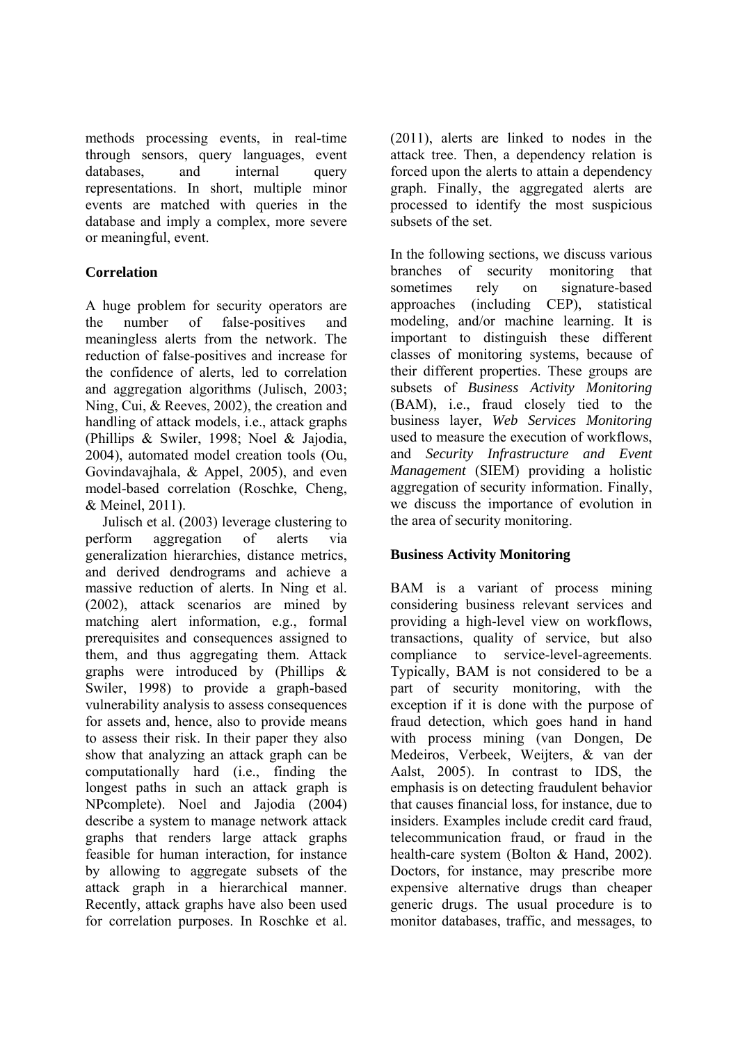methods processing events, in real-time through sensors, query languages, event databases, and internal query representations. In short, multiple minor events are matched with queries in the database and imply a complex, more severe or meaningful, event.

### Correlation

A huge problem for security operators are the number of false-positives and meaningless alerts from the network. The reduction of false-positives and increase for the confidence of alerts, led to correlation and aggregation algorithms (Julisch, 2003; Ning, Cui, & Reeves, 2002), the creation and handling of attack models, i.e., attack graphs (Phillips & Swiler, 1998; Noel & Jajodia, 2004), automated model creation tools (Ou, Govindavajhala, & Appel, 2005), and even model-based correlation (Roschke, Cheng, & Meinel, 2011).

Julisch et al. (2003) leverage clustering to perform aggregation of alerts via generalization hierarchies, distance metrics, and derived dendrograms and achieve a massive reduction of alerts. In Ning et al. (2002), attack scenarios are mined by matching alert information, e.g., formal prerequisites and consequences assigned to them, and thus aggregating them. Attack graphs were introduced by (Phillips & Swiler, 1998) to provide a graph-based vulnerability analysis to assess consequences for assets and, hence, also to provide means to assess their risk. In their paper they also show that analyzing an attack graph can be computationally hard (i.e., finding the longest paths in such an attack graph is NPcomplete). Noel and Jajodia (2004) describe a system to manage network attack graphs that renders large attack graphs feasible for human interaction, for instance by allowing to aggregate subsets of the attack graph in a hierarchical manner. Recently, attack graphs have also been used for correlation purposes. In Roschke et al. (2011), alerts are linked to nodes in the attack tree. Then, a dependency relation is forced upon the alerts to attain a dependency graph. Finally, the aggregated alerts are processed to identify the most suspicious subsets of the set.

In the following sections, we discuss various branches of security monitoring that sometimes rely on signature-based approaches (including CEP), statistical modeling, and/or machine learning. It is important to distinguish these different classes of monitoring systems, because of their different properties. These groups are subsets of *Business Activity Monitoring* (BAM), i.e., fraud closely tied to the business layer, *Web Services Monitoring* used to measure the execution of workflows, and *Security Infrastructure and Event Management* (SIEM) providing a holistic aggregation of security information. Finally, we discuss the importance of evolution in the area of security monitoring.

### Business Activity Monitoring

BAM is a variant of process mining considering business relevant services and providing a high-level view on workflows, transactions, quality of service, but also compliance to service-level-agreements. Typically, BAM is not considered to be a part of security monitoring, with the exception if it is done with the purpose of fraud detection, which goes hand in hand with process mining (van Dongen, De Medeiros, Verbeek, Weijters, & van der Aalst, 2005). In contrast to IDS, the emphasis is on detecting fraudulent behavior that causes financial loss, for instance, due to insiders. Examples include credit card fraud, telecommunication fraud, or fraud in the health-care system (Bolton & Hand, 2002). Doctors, for instance, may prescribe more expensive alternative drugs than cheaper generic drugs. The usual procedure is to monitor databases, traffic, and messages, to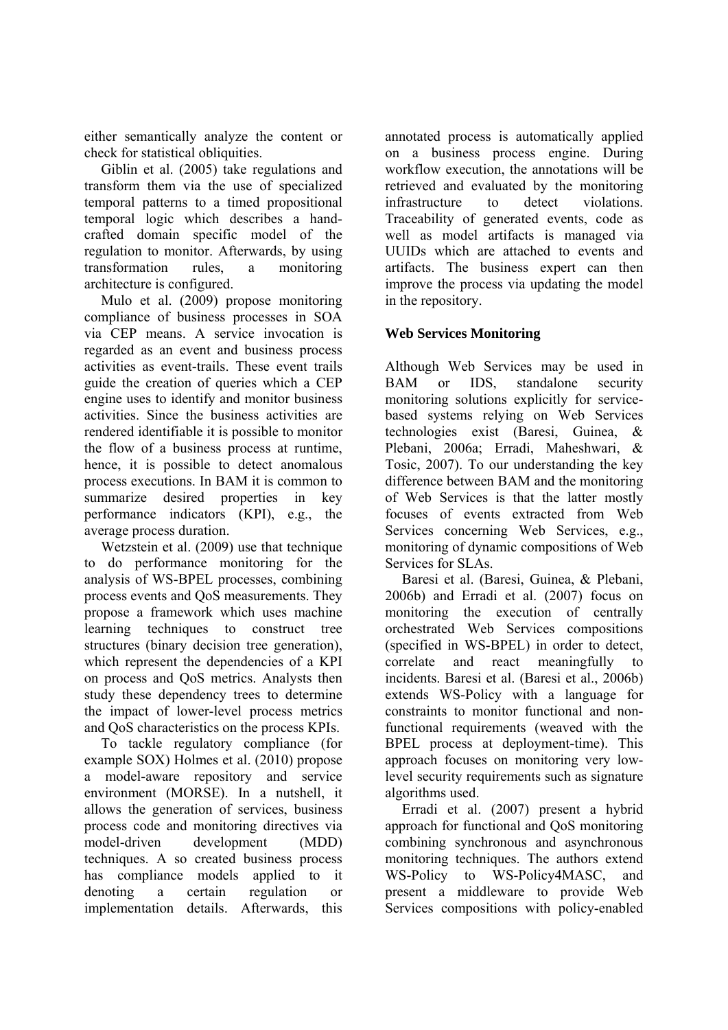either semantically analyze the content or check for statistical obliquities.

Giblin et al. (2005) take regulations and transform them via the use of specialized temporal patterns to a timed propositional temporal logic which describes a hand-crafted domain specific model of the regulation to monitor. Afterwards, by using transformation rules, a monitoring architecture is configured.

Mulo et al. (2009) propose monitoring compliance of business processes in SOA via CEP means. A service invocation is regarded as an event and business process activities as event-trails. These event trails guide the creation of queries which a CEP engine uses to identify and monitor business activities. Since the business activities are rendered identifiable it is possible to monitor the flow of a business process at runtime, hence, it is possible to detect anomalous process executions. In BAM it is common to summarize desired properties in key performance indicators (KPI), e.g., the average process duration.

Wetzstein et al. (2009) use that technique to do performance monitoring for the analysis of WS-BPEL processes, combining process events and QoS measurements. They propose a framework which uses machine learning techniques to construct tree structures (binary decision tree generation), which represent the dependencies of a KPI on process and QoS metrics. Analysts then study these dependency trees to determine the impact of lower-level process metrics and QoS characteristics on the process KPIs.

To tackle regulatory compliance (for example SOX) Holmes et al. (2010) propose a model-aware repository and service environment (MORSE). In a nutshell, it allows the generation of services, business process code and monitoring directives via model-driven development (MDD) techniques. A so created business process has compliance models applied to it denoting a certain regulation or implementation details. Afterwards, this annotated process is automatically applied on a business process engine. During workflow execution, the annotations will be retrieved and evaluated by the monitoring infrastructure to detect violations. Traceability of generated events, code as well as model artifacts is managed via UUIDs which are attached to events and artifacts. The business expert can then improve the process via updating the model in the repository.

**Web Services Monitoring**

Although Web Services may be used in BAM or IDS, standalone security monitoring solutions explicitly for service-based systems relying on Web Services technologies exist (Baresi, Guinea, & Plebani, 2006a; Erradi, Maheshwari, & Tosic, 2007). To our understanding the key difference between BAM and the monitoring of Web Services is that the latter mostly focuses of events extracted from Web Services concerning Web Services, e.g., monitoring of dynamic compositions of Web Services for SLAs.

Baresi et al. (Baresi, Guinea, & Plebani, 2006b) and Erradi et al. (2007) focus on monitoring the execution of centrally orchestrated Web Services compositions (specified in WS-BPEL) in order to detect, correlate and react meaningfully to incidents. Baresi et al. (Baresi et al., 2006b) extends WS-Policy with a language for constraints to monitor functional and non-functional requirements (weaved with the BPEL process at deployment-time). This approach focuses on monitoring very low-level security requirements such as signature algorithms used.

Erradi et al. (2007) present a hybrid approach for functional and QoS monitoring combining synchronous and asynchronous monitoring techniques. The authors extend WS-Policy to WS-Policy4MASC, and present a middleware to provide Web Services compositions with policy-enabled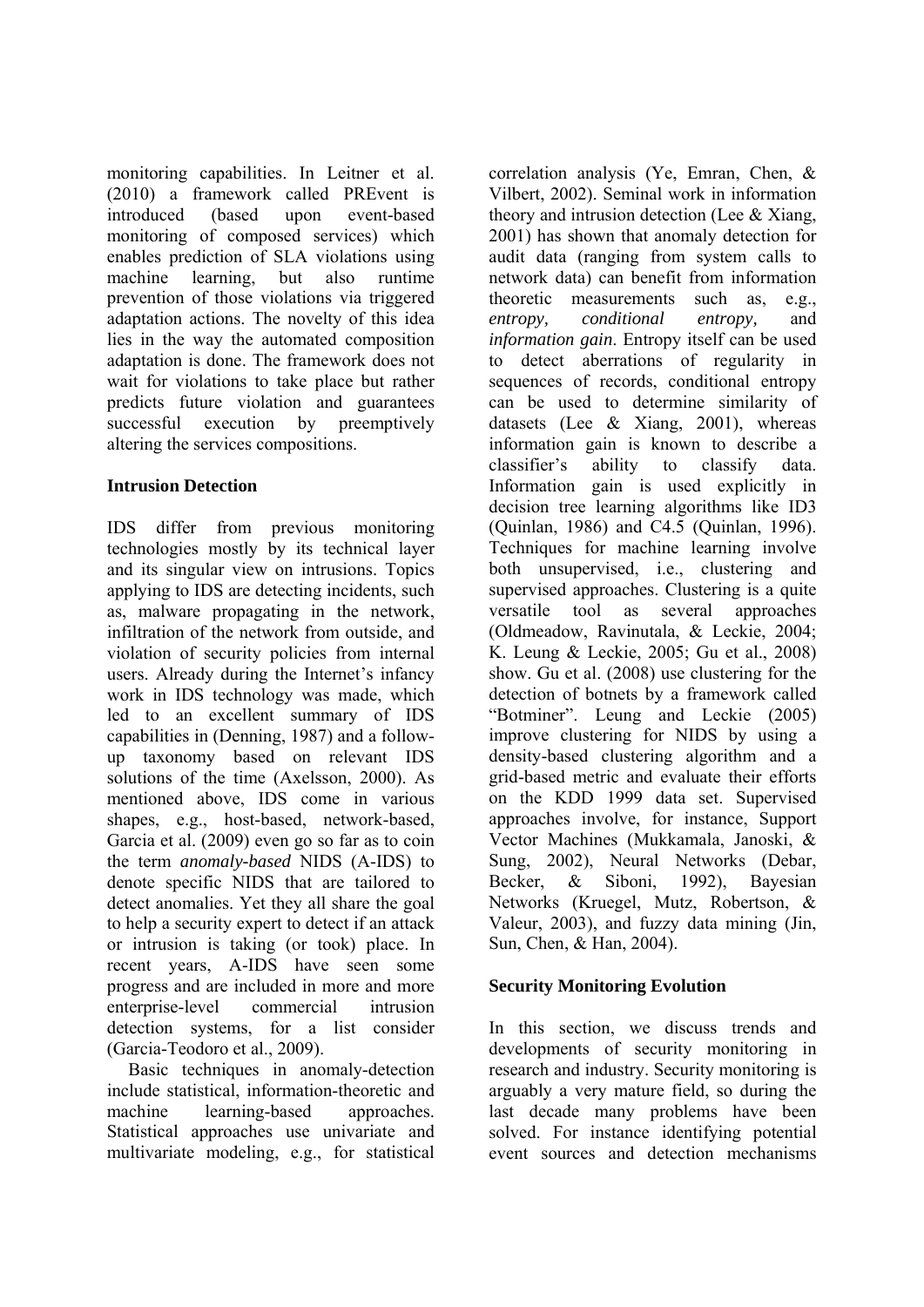monitoring capabilities. In Leitner et al. (2010) a framework called PREvent is introduced (based upon event-based monitoring of composed services) which enables prediction of SLA violations using machine learning, but also runtime prevention of those violations via triggered adaptation actions. The novelty of this idea lies in the way the automated composition adaptation is done. The framework does not wait for violations to take place but rather predicts future violation and guarantees successful execution by preemptively altering the services compositions.

**Intrusion Detection**

IDS differ from previous monitoring technologies mostly by its technical layer and its singular view on intrusions. Topics applying to IDS are detecting incidents, such as, malware propagating in the network, infiltration of the network from outside, and violation of security policies from internal users. Already during the Internet's infancy work in IDS technology was made, which led to an excellent summary of IDS capabilities in (Denning, 1987) and a follow-up taxonomy based on relevant IDS solutions of the time (Axelsson, 2000). As mentioned above, IDS come in various shapes, e.g., host-based, network-based, Garcia et al. (2009) even go so far as to coin the term *anomaly-based* NIDS (A-IDS) to denote specific NIDS that are tailored to detect anomalies. Yet they all share the goal to help a security expert to detect if an attack or intrusion is taking (or took) place. In recent years, A-IDS have seen some progress and are included in more and more enterprise-level commercial intrusion detection systems, for a list consider (Garcia-Teodoro et al., 2009).

Basic techniques in anomaly-detection include statistical, information-theoretic and machine learning-based approaches. Statistical approaches use univariate and multivariate modeling, e.g., for statistical correlation analysis (Ye, Emran, Chen, & Vilbert, 2002). Seminal work in information theory and intrusion detection (Lee & Xiang, 2001) has shown that anomaly detection for audit data (ranging from system calls to network data) can benefit from information theoretic measurements such as, e.g., *entropy, conditional entropy,* and *information gain*. Entropy itself can be used to detect aberrations of regularity in sequences of records, conditional entropy can be used to determine similarity of datasets (Lee & Xiang, 2001), whereas information gain is known to describe a classifier's ability to classify data. Information gain is used explicitly in decision tree learning algorithms like ID3 (Quinlan, 1986) and C4.5 (Quinlan, 1996). Techniques for machine learning involve both unsupervised, i.e., clustering and supervised approaches. Clustering is a quite versatile tool as several approaches (Oldmeadow, Ravinutala, & Leckie, 2004; K. Leung & Leckie, 2005; Gu et al., 2008) show. Gu et al. (2008) use clustering for the detection of botnets by a framework called "Botminer". Leung and Leckie (2005) improve clustering for NIDS by using a density-based clustering algorithm and a grid-based metric and evaluate their efforts on the KDD 1999 data set. Supervised approaches involve, for instance, Support Vector Machines (Mukkamala, Janoski, & Sung, 2002), Neural Networks (Debar, Becker, & Siboni, 1992), Bayesian Networks (Kruegel, Mutz, Robertson, & Valeur, 2003), and fuzzy data mining (Jin, Sun, Chen, & Han, 2004).

**Security Monitoring Evolution**

In this section, we discuss trends and developments of security monitoring in research and industry. Security monitoring is arguably a very mature field, so during the last decade many problems have been solved. For instance identifying potential event sources and detection mechanisms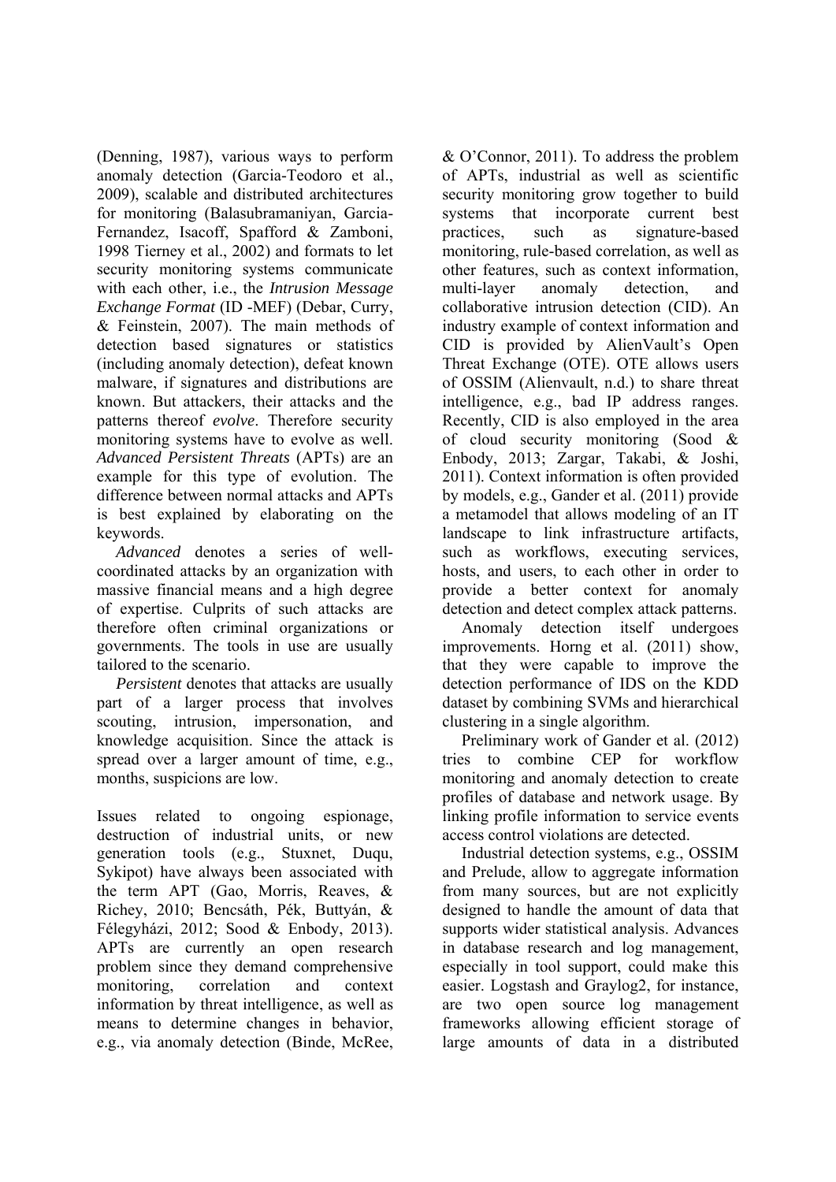(Denning, 1987), various ways to perform anomaly detection (Garcia-Teodoro et al., 2009), scalable and distributed architectures for monitoring (Balasubramaniyan, Garcia-Fernandez, Isacoff, Spafford & Zamboni, 1998 Tierney et al., 2002) and formats to let security monitoring systems communicate with each other, i.e., the *Intrusion Message Exchange Format* (ID -MEF) (Debar, Curry, & Feinstein, 2007). The main methods of detection based signatures or statistics (including anomaly detection), defeat known malware, if signatures and distributions are known. But attackers, their attacks and the patterns thereof *evolve*. Therefore security monitoring systems have to evolve as well. *Advanced Persistent Threats* (APTs) are an example for this type of evolution. The difference between normal attacks and APTs is best explained by elaborating on the keywords.

*Advanced* denotes a series of well-coordinated attacks by an organization with massive financial means and a high degree of expertise. Culprits of such attacks are therefore often criminal organizations or governments. The tools in use are usually tailored to the scenario.

*Persistent* denotes that attacks are usually part of a larger process that involves scouting, intrusion, impersonation, and knowledge acquisition. Since the attack is spread over a larger amount of time, e.g., months, suspicions are low.

Issues related to ongoing espionage, destruction of industrial units, or new generation tools (e.g., Stuxnet, Duqu, Sykipot) have always been associated with the term APT (Gao, Morris, Reaves, & Richey, 2010; Bencsáth, Pék, Buttyán, & Félegyházi, 2012; Sood & Enbody, 2013). APTs are currently an open research problem since they demand comprehensive monitoring, correlation and context information by threat intelligence, as well as means to determine changes in behavior, e.g., via anomaly detection (Binde, McRee, & O'Connor, 2011). To address the problem of APTs, industrial as well as scientific security monitoring grow together to build systems that incorporate current best practices, such as signature-based monitoring, rule-based correlation, as well as other features, such as context information, multi-layer anomaly detection, and collaborative intrusion detection (CID). An industry example of context information and CID is provided by AlienVault's Open Threat Exchange (OTE). OTE allows users of OSSIM (Alienvault, n.d.) to share threat intelligence, e.g., bad IP address ranges. Recently, CID is also employed in the area of cloud security monitoring (Sood & Enbody, 2013; Zargar, Takabi, & Joshi, 2011). Context information is often provided by models, e.g., Gander et al. (2011) provide a metamodel that allows modeling of an IT landscape to link infrastructure artifacts, such as workflows, executing services, hosts, and users, to each other in order to provide a better context for anomaly detection and detect complex attack patterns.

Anomaly detection itself undergoes improvements. Horng et al. (2011) show, that they were capable to improve the detection performance of IDS on the KDD dataset by combining SVMs and hierarchical clustering in a single algorithm.

Preliminary work of Gander et al. (2012) tries to combine CEP for workflow monitoring and anomaly detection to create profiles of database and network usage. By linking profile information to service events access control violations are detected.

Industrial detection systems, e.g., OSSIM and Prelude, allow to aggregate information from many sources, but are not explicitly designed to handle the amount of data that supports wider statistical analysis. Advances in database research and log management, especially in tool support, could make this easier. Logstash and Graylog2, for instance, are two open source log management frameworks allowing efficient storage of large amounts of data in a distributed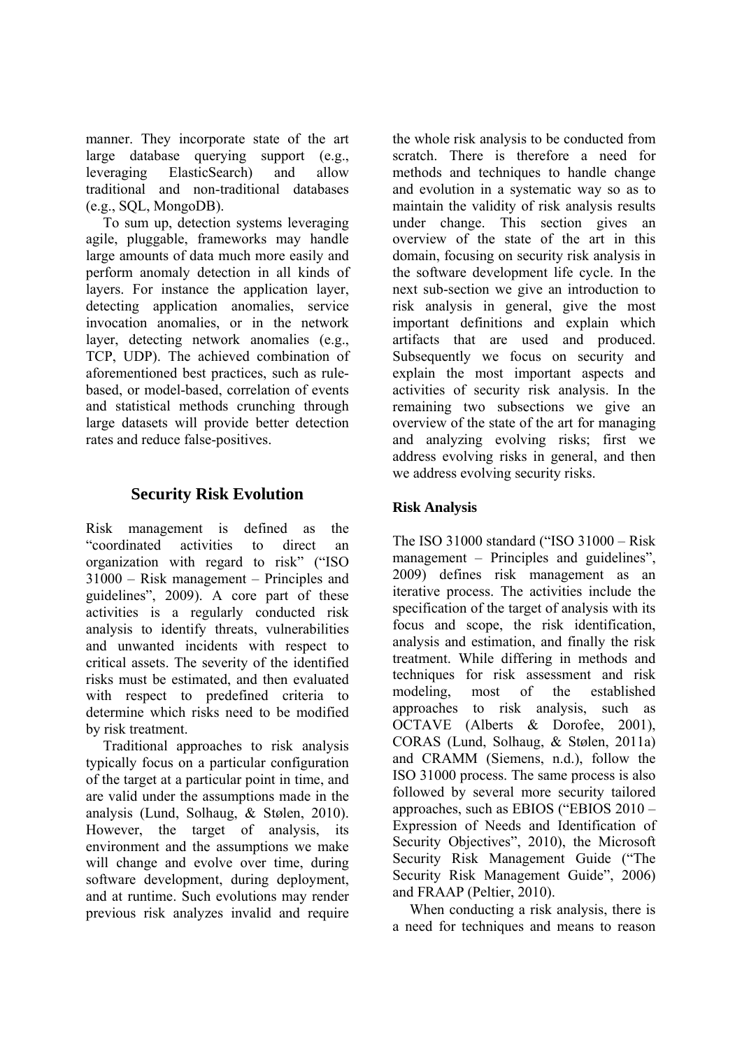manner. They incorporate state of the art large database querying support (e.g., leveraging ElasticSearch) and allow traditional and non-traditional databases (e.g., SQL, MongoDB).

To sum up, detection systems leveraging agile, pluggable, frameworks may handle large amounts of data much more easily and perform anomaly detection in all kinds of layers. For instance the application layer, detecting application anomalies, service invocation anomalies, or in the network layer, detecting network anomalies (e.g., TCP, UDP). The achieved combination of aforementioned best practices, such as rule-based, or model-based, correlation of events and statistical methods crunching through large datasets will provide better detection rates and reduce false-positives.

## Security Risk Evolution

Risk management is defined as the "coordinated activities to direct an organization with regard to risk" ("ISO 31000 – Risk management – Principles and guidelines", 2009). A core part of these activities is a regularly conducted risk analysis to identify threats, vulnerabilities and unwanted incidents with respect to critical assets. The severity of the identified risks must be estimated, and then evaluated with respect to predefined criteria to determine which risks need to be modified by risk treatment.

Traditional approaches to risk analysis typically focus on a particular configuration of the target at a particular point in time, and are valid under the assumptions made in the analysis (Lund, Solhaug, & Stølen, 2010). However, the target of analysis, its environment and the assumptions we make will change and evolve over time, during software development, during deployment, and at runtime. Such evolutions may render previous risk analyzes invalid and require the whole risk analysis to be conducted from scratch. There is therefore a need for methods and techniques to handle change and evolution in a systematic way so as to maintain the validity of risk analysis results under change. This section gives an overview of the state of the art in this domain, focusing on security risk analysis in the software development life cycle. In the next sub-section we give an introduction to risk analysis in general, give the most important definitions and explain which artifacts that are used and produced. Subsequently we focus on security and explain the most important aspects and activities of security risk analysis. In the remaining two subsections we give an overview of the state of the art for managing and analyzing evolving risks; first we address evolving risks in general, and then we address evolving security risks.

### Risk Analysis

The ISO 31000 standard ("ISO 31000 – Risk management – Principles and guidelines", 2009) defines risk management as an iterative process. The activities include the specification of the target of analysis with its focus and scope, the risk identification, analysis and estimation, and finally the risk treatment. While differing in methods and techniques for risk assessment and risk modeling, most of the established approaches to risk analysis, such as OCTAVE (Alberts & Dorofee, 2001), CORAS (Lund, Solhaug, & Stølen, 2011a) and CRAMM (Siemens, n.d.), follow the ISO 31000 process. The same process is also followed by several more security tailored approaches, such as EBIOS ("EBIOS 2010 – Expression of Needs and Identification of Security Objectives", 2010), the Microsoft Security Risk Management Guide ("The Security Risk Management Guide", 2006) and FRAAP (Peltier, 2010).

When conducting a risk analysis, there is a need for techniques and means to reason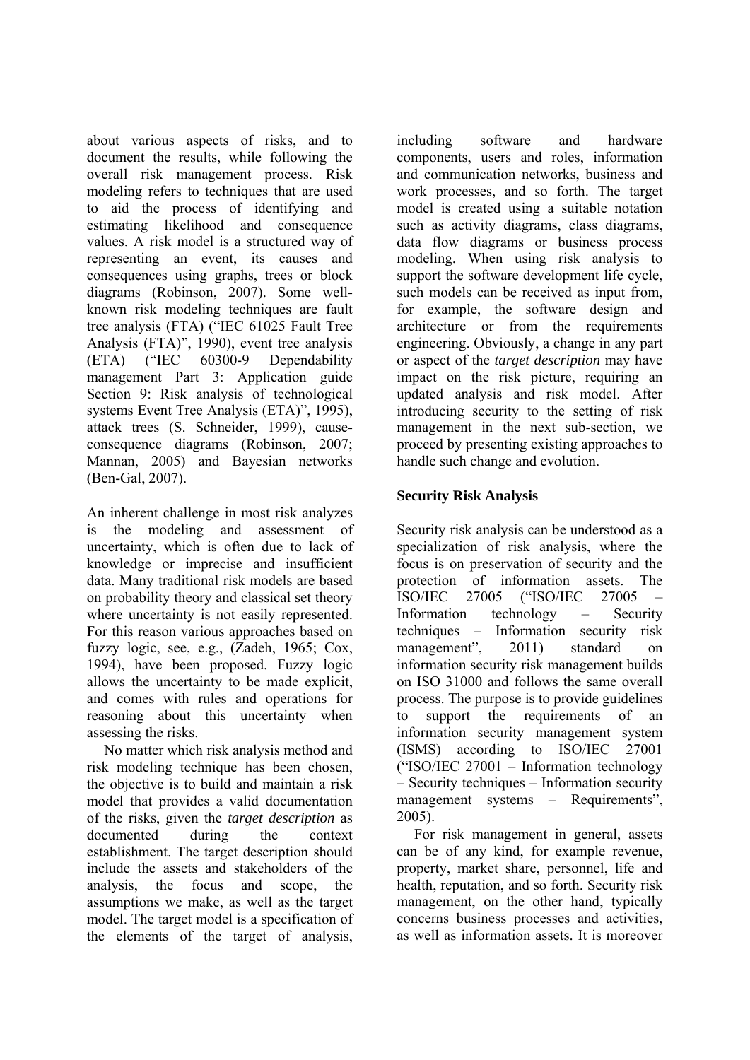about various aspects of risks, and to document the results, while following the overall risk management process. Risk modeling refers to techniques that are used to aid the process of identifying and estimating likelihood and consequence values. A risk model is a structured way of representing an event, its causes and consequences using graphs, trees or block diagrams (Robinson, 2007). Some well-known risk modeling techniques are fault tree analysis (FTA) ("IEC 61025 Fault Tree Analysis (FTA)", 1990), event tree analysis (ETA) ("IEC 60300-9 Dependability management Part 3: Application guide Section 9: Risk analysis of technological systems Event Tree Analysis (ETA)", 1995), attack trees (S. Schneider, 1999), cause-consequence diagrams (Robinson, 2007; Mannan, 2005) and Bayesian networks (Ben-Gal, 2007).

An inherent challenge in most risk analyzes is the modeling and assessment of uncertainty, which is often due to lack of knowledge or imprecise and insufficient data. Many traditional risk models are based on probability theory and classical set theory where uncertainty is not easily represented. For this reason various approaches based on fuzzy logic, see, e.g., (Zadeh, 1965; Cox, 1994), have been proposed. Fuzzy logic allows the uncertainty to be made explicit, and comes with rules and operations for reasoning about this uncertainty when assessing the risks.

No matter which risk analysis method and risk modeling technique has been chosen, the objective is to build and maintain a risk model that provides a valid documentation of the risks, given the *target description* as documented during the context establishment. The target description should include the assets and stakeholders of the analysis, the focus and scope, the assumptions we make, as well as the target model. The target model is a specification of the elements of the target of analysis, including software and hardware components, users and roles, information and communication networks, business and work processes, and so forth. The target model is created using a suitable notation such as activity diagrams, class diagrams, data flow diagrams or business process modeling. When using risk analysis to support the software development life cycle, such models can be received as input from, for example, the software design and architecture or from the requirements engineering. Obviously, a change in any part or aspect of the *target description* may have impact on the risk picture, requiring an updated analysis and risk model. After introducing security to the setting of risk management in the next sub-section, we proceed by presenting existing approaches to handle such change and evolution.

### Security Risk Analysis

Security risk analysis can be understood as a specialization of risk analysis, where the focus is on preservation of security and the protection of information assets. The ISO/IEC 27005 ("ISO/IEC 27005 – Information technology – Security techniques – Information security risk management", 2011) standard on information security risk management builds on ISO 31000 and follows the same overall process. The purpose is to provide guidelines to support the requirements of an information security management system (ISMS) according to ISO/IEC 27001 ("ISO/IEC 27001 – Information technology – Security techniques – Information security management systems – Requirements", 2005).

For risk management in general, assets can be of any kind, for example revenue, property, market share, personnel, life and health, reputation, and so forth. Security risk management, on the other hand, typically concerns business processes and activities, as well as information assets. It is moreover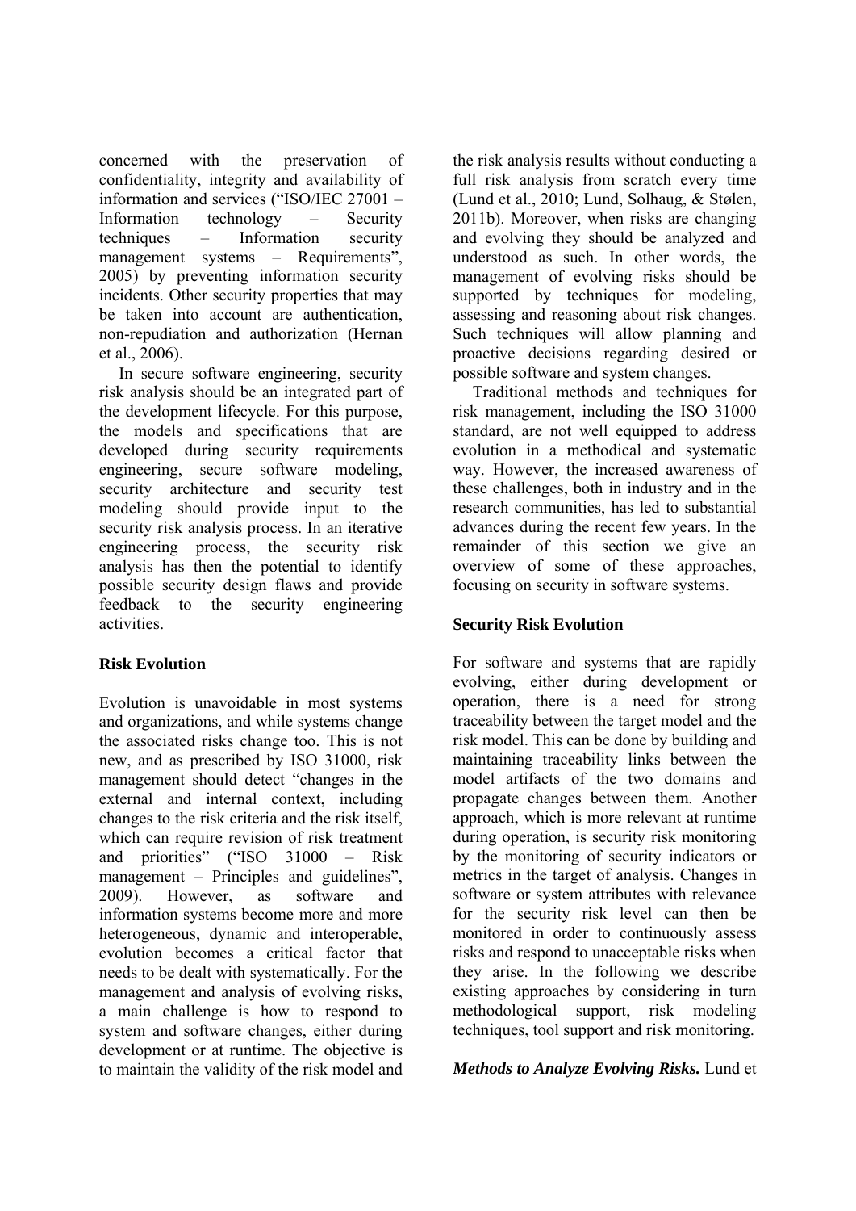concerned with the preservation of confidentiality, integrity and availability of information and services ("ISO/IEC 27001 – Information technology – Security techniques – Information security management systems – Requirements", 2005) by preventing information security incidents. Other security properties that may be taken into account are authentication, non-repudiation and authorization (Hernan et al., 2006).

In secure software engineering, security risk analysis should be an integrated part of the development lifecycle. For this purpose, the models and specifications that are developed during security requirements engineering, secure software modeling, security architecture and security test modeling should provide input to the security risk analysis process. In an iterative engineering process, the security risk analysis has then the potential to identify possible security design flaws and provide feedback to the security engineering activities.

## Risk Evolution

Evolution is unavoidable in most systems and organizations, and while systems change the associated risks change too. This is not new, and as prescribed by ISO 31000, risk management should detect "changes in the external and internal context, including changes to the risk criteria and the risk itself, which can require revision of risk treatment and priorities" ("ISO 31000 – Risk management – Principles and guidelines", 2009). However, as software and information systems become more and more heterogeneous, dynamic and interoperable, evolution becomes a critical factor that needs to be dealt with systematically. For the management and analysis of evolving risks, a main challenge is how to respond to system and software changes, either during development or at runtime. The objective is to maintain the validity of the risk model and the risk analysis results without conducting a full risk analysis from scratch every time (Lund et al., 2010; Lund, Solhaug, & Stølen, 2011b). Moreover, when risks are changing and evolving they should be analyzed and understood as such. In other words, the management of evolving risks should be supported by techniques for modeling, assessing and reasoning about risk changes. Such techniques will allow planning and proactive decisions regarding desired or possible software and system changes.

Traditional methods and techniques for risk management, including the ISO 31000 standard, are not well equipped to address evolution in a methodical and systematic way. However, the increased awareness of these challenges, both in industry and in the research communities, has led to substantial advances during the recent few years. In the remainder of this section we give an overview of some of these approaches, focusing on security in software systems.

## Security Risk Evolution

For software and systems that are rapidly evolving, either during development or operation, there is a need for strong traceability between the target model and the risk model. This can be done by building and maintaining traceability links between the model artifacts of the two domains and propagate changes between them. Another approach, which is more relevant at runtime during operation, is security risk monitoring by the monitoring of security indicators or metrics in the target of analysis. Changes in software or system attributes with relevance for the security risk level can then be monitored in order to continuously assess risks and respond to unacceptable risks when they arise. In the following we describe existing approaches by considering in turn methodological support, risk modeling techniques, tool support and risk monitoring.

***Methods to Analyze Evolving Risks.*** Lund et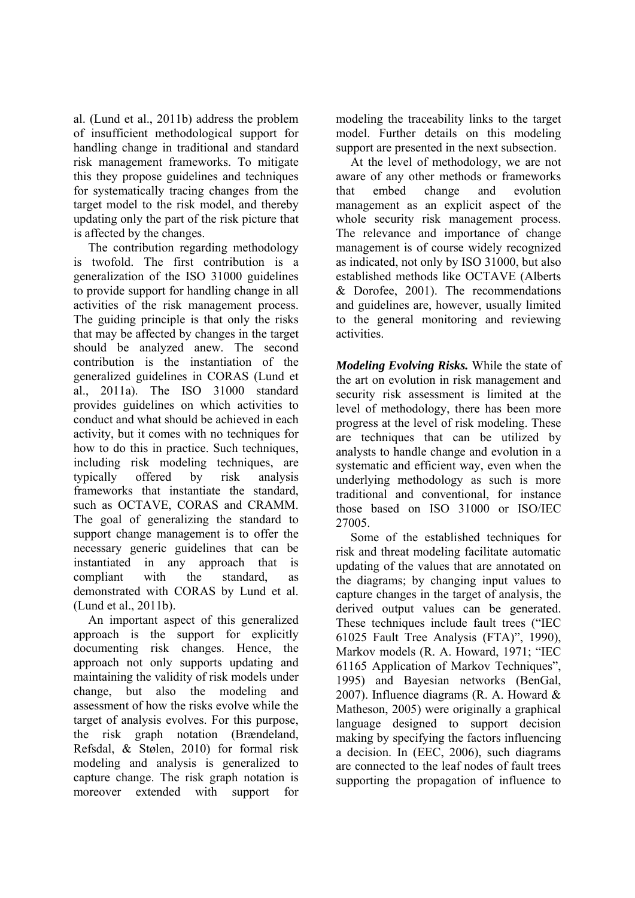al. (Lund et al., 2011b) address the problem of insufficient methodological support for handling change in traditional and standard risk management frameworks. To mitigate this they propose guidelines and techniques for systematically tracing changes from the target model to the risk model, and thereby updating only the part of the risk picture that is affected by the changes.

The contribution regarding methodology is twofold. The first contribution is a generalization of the ISO 31000 guidelines to provide support for handling change in all activities of the risk management process. The guiding principle is that only the risks that may be affected by changes in the target should be analyzed anew. The second contribution is the instantiation of the generalized guidelines in CORAS (Lund et al., 2011a). The ISO 31000 standard provides guidelines on which activities to conduct and what should be achieved in each activity, but it comes with no techniques for how to do this in practice. Such techniques, including risk modeling techniques, are typically offered by risk analysis frameworks that instantiate the standard, such as OCTAVE, CORAS and CRAMM. The goal of generalizing the standard to support change management is to offer the necessary generic guidelines that can be instantiated in any approach that is compliant with the standard, as demonstrated with CORAS by Lund et al. (Lund et al., 2011b).

An important aspect of this generalized approach is the support for explicitly documenting risk changes. Hence, the approach not only supports updating and maintaining the validity of risk models under change, but also the modeling and assessment of how the risks evolve while the target of analysis evolves. For this purpose, the risk graph notation (Brændeland, Refsdal, & Stølen, 2010) for formal risk modeling and analysis is generalized to capture change. The risk graph notation is moreover extended with support for modeling the traceability links to the target model. Further details on this modeling support are presented in the next subsection.

At the level of methodology, we are not aware of any other methods or frameworks that embed change and evolution management as an explicit aspect of the whole security risk management process. The relevance and importance of change management is of course widely recognized as indicated, not only by ISO 31000, but also established methods like OCTAVE (Alberts & Dorofee, 2001). The recommendations and guidelines are, however, usually limited to the general monitoring and reviewing activities.

***Modeling Evolving Risks.*** While the state of the art on evolution in risk management and security risk assessment is limited at the level of methodology, there has been more progress at the level of risk modeling. These are techniques that can be utilized by analysts to handle change and evolution in a systematic and efficient way, even when the underlying methodology as such is more traditional and conventional, for instance those based on ISO 31000 or ISO/IEC 27005.

Some of the established techniques for risk and threat modeling facilitate automatic updating of the values that are annotated on the diagrams; by changing input values to capture changes in the target of analysis, the derived output values can be generated. These techniques include fault trees ("IEC 61025 Fault Tree Analysis (FTA)", 1990), Markov models (R. A. Howard, 1971; "IEC 61165 Application of Markov Techniques", 1995) and Bayesian networks (BenGal, 2007). Influence diagrams (R. A. Howard & Matheson, 2005) were originally a graphical language designed to support decision making by specifying the factors influencing a decision. In (EEC, 2006), such diagrams are connected to the leaf nodes of fault trees supporting the propagation of influence to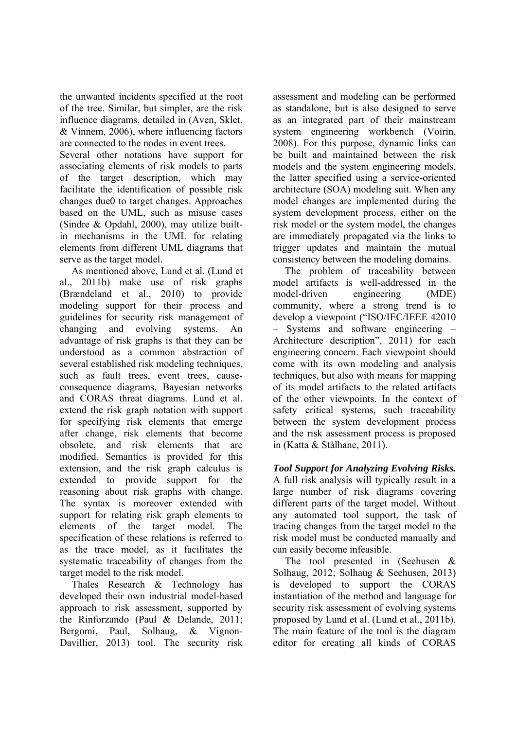the unwanted incidents specified at the root of the tree. Similar, but simpler, are the risk influence diagrams, detailed in (Aven, Sklet, & Vinnem, 2006), where influencing factors are connected to the nodes in event trees.

Several other notations have support for associating elements of risk models to parts of the target description, which may facilitate the identification of possible risk changes due0 to target changes. Approaches based on the UML, such as misuse cases (Sindre & Opdahl, 2000), may utilize built-in mechanisms in the UML for relating elements from different UML diagrams that serve as the target model.

As mentioned above, Lund et al. (Lund et al., 2011b) make use of risk graphs (Brændeland et al., 2010) to provide modeling support for their process and guidelines for security risk management of changing and evolving systems. An advantage of risk graphs is that they can be understood as a common abstraction of several established risk modeling techniques, such as fault trees, event trees, cause-consequence diagrams, Bayesian networks and CORAS threat diagrams. Lund et al. extend the risk graph notation with support for specifying risk elements that emerge after change, risk elements that become obsolete, and risk elements that are modified. Semantics is provided for this extension, and the risk graph calculus is extended to provide support for the reasoning about risk graphs with change. The syntax is moreover extended with support for relating risk graph elements to elements of the target model. The specification of these relations is referred to as the trace model, as it facilitates the systematic traceability of changes from the target model to the risk model.

Thales Research & Technology has developed their own industrial model-based approach to risk assessment, supported by the Rinforzando (Paul & Delande, 2011; Bergomi, Paul, Solhaug, & Vignon-Davillier, 2013) tool. The security risk assessment and modeling can be performed as standalone, but is also designed to serve as an integrated part of their mainstream system engineering workbench (Voirin, 2008). For this purpose, dynamic links can be built and maintained between the risk models and the system engineering models, the latter specified using a service-oriented architecture (SOA) modeling suit. When any model changes are implemented during the system development process, either on the risk model or the system model, the changes are immediately propagated via the links to trigger updates and maintain the mutual consistency between the modeling domains.

The problem of traceability between model artifacts is well-addressed in the model-driven engineering (MDE) community, where a strong trend is to develop a viewpoint ("ISO/IEC/IEEE 42010 – Systems and software engineering – Architecture description", 2011) for each engineering concern. Each viewpoint should come with its own modeling and analysis techniques, but also with means for mapping of its model artifacts to the related artifacts of the other viewpoints. In the context of safety critical systems, such traceability between the system development process and the risk assessment process is proposed in (Katta & Stålhane, 2011).

***Tool Support for Analyzing Evolving Risks.*** A full risk analysis will typically result in a large number of risk diagrams covering different parts of the target model. Without any automated tool support, the task of tracing changes from the target model to the risk model must be conducted manually and can easily become infeasible.

The tool presented in (Seehusen & Solhaug, 2012; Solhaug & Seehusen, 2013) is developed to support the CORAS instantiation of the method and language for security risk assessment of evolving systems proposed by Lund et al. (Lund et al., 2011b). The main feature of the tool is the diagram editor for creating all kinds of CORAS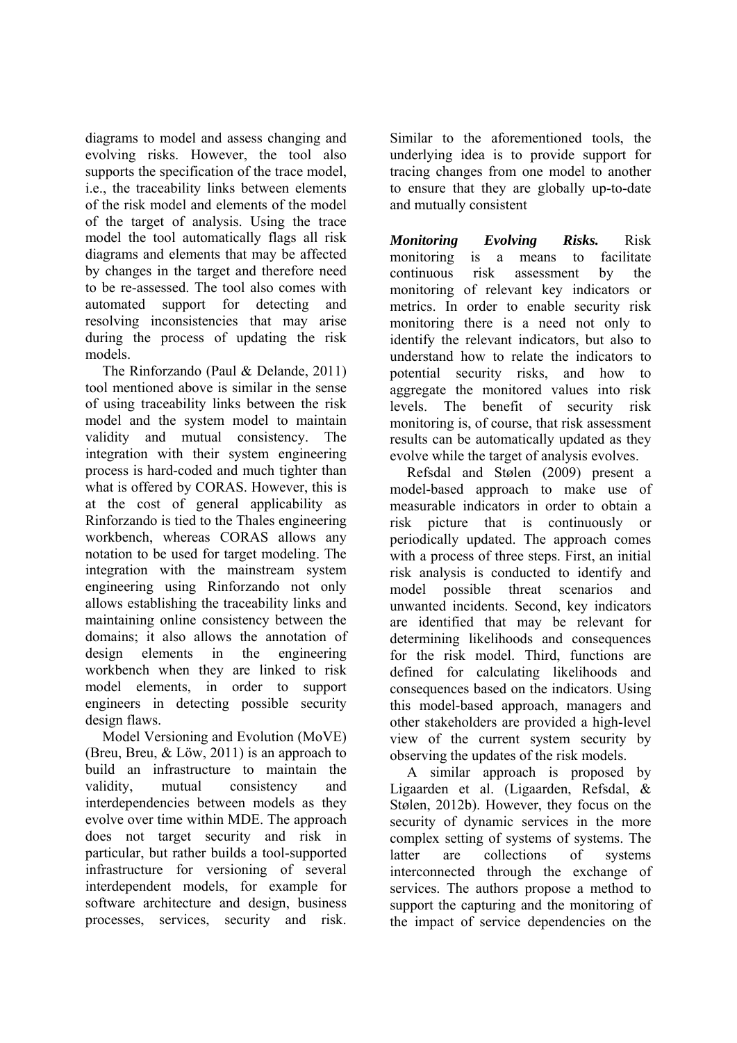diagrams to model and assess changing and evolving risks. However, the tool also supports the specification of the trace model, i.e., the traceability links between elements of the risk model and elements of the model of the target of analysis. Using the trace model the tool automatically flags all risk diagrams and elements that may be affected by changes in the target and therefore need to be re-assessed. The tool also comes with automated support for detecting and resolving inconsistencies that may arise during the process of updating the risk models.

The Rinforzando (Paul & Delande, 2011) tool mentioned above is similar in the sense of using traceability links between the risk model and the system model to maintain validity and mutual consistency. The integration with their system engineering process is hard-coded and much tighter than what is offered by CORAS. However, this is at the cost of general applicability as Rinforzando is tied to the Thales engineering workbench, whereas CORAS allows any notation to be used for target modeling. The integration with the mainstream system engineering using Rinforzando not only allows establishing the traceability links and maintaining online consistency between the domains; it also allows the annotation of design elements in the engineering workbench when they are linked to risk model elements, in order to support engineers in detecting possible security design flaws.

Model Versioning and Evolution (MoVE) (Breu, Breu, & Löw, 2011) is an approach to build an infrastructure to maintain the validity, mutual consistency and interdependencies between models as they evolve over time within MDE. The approach does not target security and risk in particular, but rather builds a tool-supported infrastructure for versioning of several interdependent models, for example for software architecture and design, business processes, services, security and risk. Similar to the aforementioned tools, the underlying idea is to provide support for tracing changes from one model to another to ensure that they are globally up-to-date and mutually consistent

***Monitoring Evolving Risks.*** Risk monitoring is a means to facilitate continuous risk assessment by the monitoring of relevant key indicators or metrics. In order to enable security risk monitoring there is a need not only to identify the relevant indicators, but also to understand how to relate the indicators to potential security risks, and how to aggregate the monitored values into risk levels. The benefit of security risk monitoring is, of course, that risk assessment results can be automatically updated as they evolve while the target of analysis evolves.

Refsdal and Stølen (2009) present a model-based approach to make use of measurable indicators in order to obtain a risk picture that is continuously or periodically updated. The approach comes with a process of three steps. First, an initial risk analysis is conducted to identify and model possible threat scenarios and unwanted incidents. Second, key indicators are identified that may be relevant for determining likelihoods and consequences for the risk model. Third, functions are defined for calculating likelihoods and consequences based on the indicators. Using this model-based approach, managers and other stakeholders are provided a high-level view of the current system security by observing the updates of the risk models.

A similar approach is proposed by Ligaarden et al. (Ligaarden, Refsdal, & Stølen, 2012b). However, they focus on the security of dynamic services in the more complex setting of systems of systems. The latter are collections of systems interconnected through the exchange of services. The authors propose a method to support the capturing and the monitoring of the impact of service dependencies on the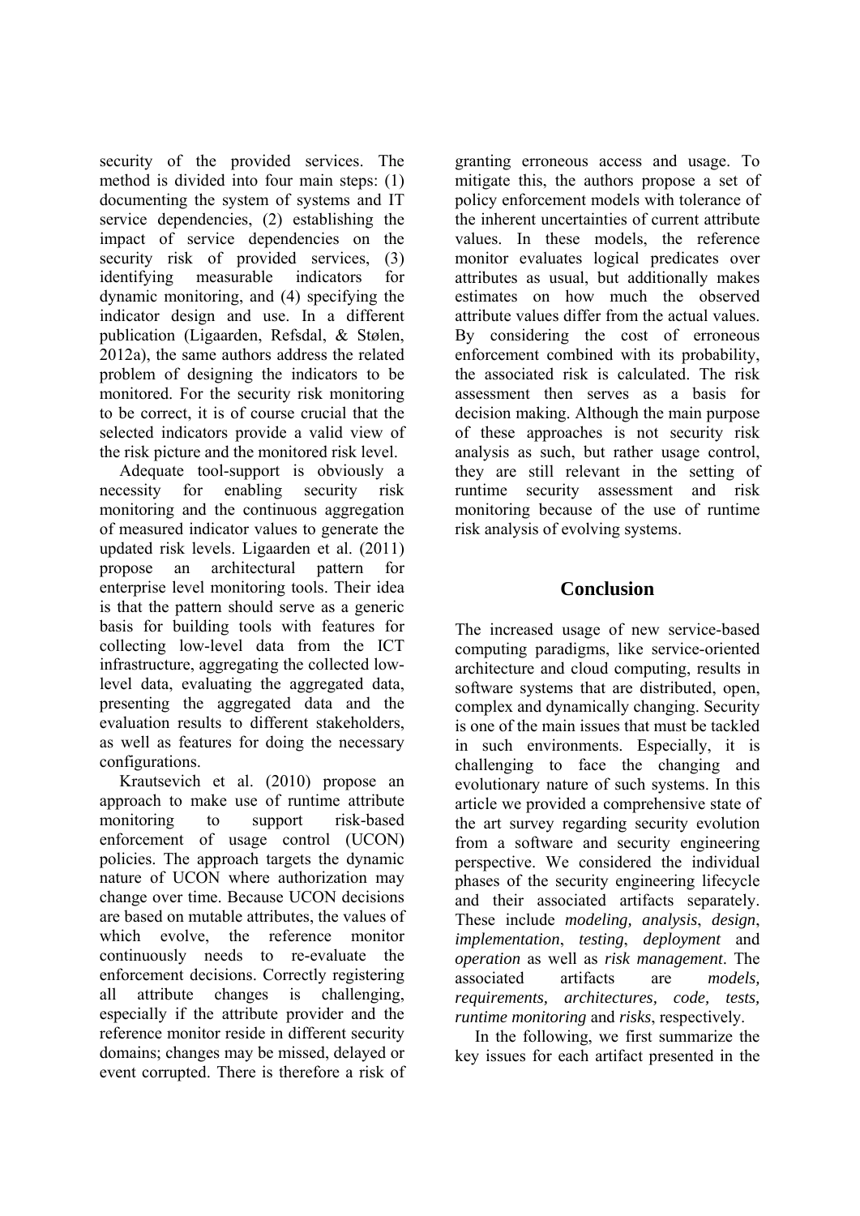security of the provided services. The method is divided into four main steps: (1) documenting the system of systems and IT service dependencies, (2) establishing the impact of service dependencies on the security risk of provided services, (3) identifying measurable indicators for dynamic monitoring, and (4) specifying the indicator design and use. In a different publication (Ligaarden, Refsdal, & Stølen, 2012a), the same authors address the related problem of designing the indicators to be monitored. For the security risk monitoring to be correct, it is of course crucial that the selected indicators provide a valid view of the risk picture and the monitored risk level.

Adequate tool-support is obviously a necessity for enabling security risk monitoring and the continuous aggregation of measured indicator values to generate the updated risk levels. Ligaarden et al. (2011) propose an architectural pattern for enterprise level monitoring tools. Their idea is that the pattern should serve as a generic basis for building tools with features for collecting low-level data from the ICT infrastructure, aggregating the collected low-level data, evaluating the aggregated data, presenting the aggregated data and the evaluation results to different stakeholders, as well as features for doing the necessary configurations.

Krautsevich et al. (2010) propose an approach to make use of runtime attribute monitoring to support risk-based enforcement of usage control (UCON) policies. The approach targets the dynamic nature of UCON where authorization may change over time. Because UCON decisions are based on mutable attributes, the values of which evolve, the reference monitor continuously needs to re-evaluate the enforcement decisions. Correctly registering all attribute changes is challenging, especially if the attribute provider and the reference monitor reside in different security domains; changes may be missed, delayed or event corrupted. There is therefore a risk of granting erroneous access and usage. To mitigate this, the authors propose a set of policy enforcement models with tolerance of the inherent uncertainties of current attribute values. In these models, the reference monitor evaluates logical predicates over attributes as usual, but additionally makes estimates on how much the observed attribute values differ from the actual values. By considering the cost of erroneous enforcement combined with its probability, the associated risk is calculated. The risk assessment then serves as a basis for decision making. Although the main purpose of these approaches is not security risk analysis as such, but rather usage control, they are still relevant in the setting of runtime security assessment and risk monitoring because of the use of runtime risk analysis of evolving systems.

## Conclusion

The increased usage of new service-based computing paradigms, like service-oriented architecture and cloud computing, results in software systems that are distributed, open, complex and dynamically changing. Security is one of the main issues that must be tackled in such environments. Especially, it is challenging to face the changing and evolutionary nature of such systems. In this article we provided a comprehensive state of the art survey regarding security evolution from a software and security engineering perspective. We considered the individual phases of the security engineering lifecycle and their associated artifacts separately. These include *modeling, analysis*, *design*, *implementation*, *testing*, *deployment* and *operation* as well as *risk management*. The associated artifacts are *models, requirements, architectures, code, tests, runtime monitoring* and *risks*, respectively.

In the following, we first summarize the key issues for each artifact presented in the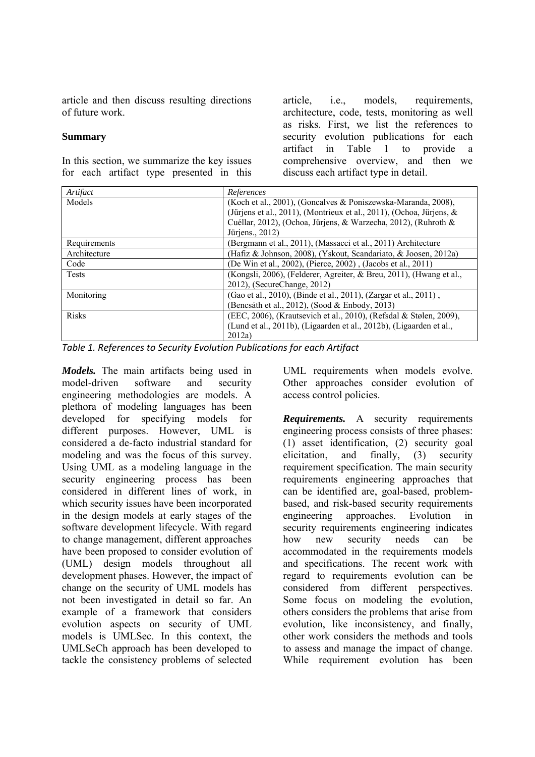article and then discuss resulting directions of future work.

### Summary

In this section, we summarize the key issues for each artifact type presented in this article, i.e., models, requirements, architecture, code, tests, monitoring as well as risks. First, we list the references to security evolution publications for each artifact in Table 1 to provide a comprehensive overview, and then we discuss each artifact type in detail.

| *Artifact* | *References* |
|---|---|
| Models | (Koch et al., 2001), (Goncalves & Poniszewska-Maranda, 2008), (Jürjens et al., 2011), (Montrieux et al., 2011), (Ochoa, Jürjens, & Cuéllar, 2012), (Ochoa, Jürjens, & Warzecha, 2012), (Ruhroth & Jürjens., 2012) |
| Requirements | (Bergmann et al., 2011), (Massacci et al., 2011) Architecture |
| Architecture | (Hafiz & Johnson, 2008), (Yskout, Scandariato, & Joosen, 2012a) |
| Code | (De Win et al., 2002), (Pierce, 2002) , (Jacobs et al., 2011) |
| Tests | (Kongsli, 2006), (Felderer, Agreiter, & Breu, 2011), (Hwang et al., 2012), (SecureChange, 2012) |
| Monitoring | (Gao et al., 2010), (Binde et al., 2011), (Zargar et al., 2011) , (Bencsáth et al., 2012), (Sood & Enbody, 2013) |
| Risks | (EEC, 2006), (Krautsevich et al., 2010), (Refsdal & Stølen, 2009), (Lund et al., 2011b), (Ligaarden et al., 2012b), (Ligaarden et al., 2012a) |

*Table 1. References to Security Evolution Publications for each Artifact*

***Models.*** The main artifacts being used in model-driven software and security engineering methodologies are models. A plethora of modeling languages has been developed for specifying models for different purposes. However, UML is considered a de-facto industrial standard for modeling and was the focus of this survey. Using UML as a modeling language in the security engineering process has been considered in different lines of work, in which security issues have been incorporated in the design models at early stages of the software development lifecycle. With regard to change management, different approaches have been proposed to consider evolution of (UML) design models throughout all development phases. However, the impact of change on the security of UML models has not been investigated in detail so far. An example of a framework that considers evolution aspects on security of UML models is UMLSec. In this context, the UMLSeCh approach has been developed to tackle the consistency problems of selected UML requirements when models evolve. Other approaches consider evolution of access control policies.

***Requirements.*** A security requirements engineering process consists of three phases: (1) asset identification, (2) security goal elicitation, and finally, (3) security requirement specification. The main security requirements engineering approaches that can be identified are, goal-based, problem-based, and risk-based security requirements engineering approaches. Evolution in security requirements engineering indicates how new security needs can be accommodated in the requirements models and specifications. The recent work with regard to requirements evolution can be considered from different perspectives. Some focus on modeling the evolution, others considers the problems that arise from evolution, like inconsistency, and finally, other work considers the methods and tools to assess and manage the impact of change. While requirement evolution has been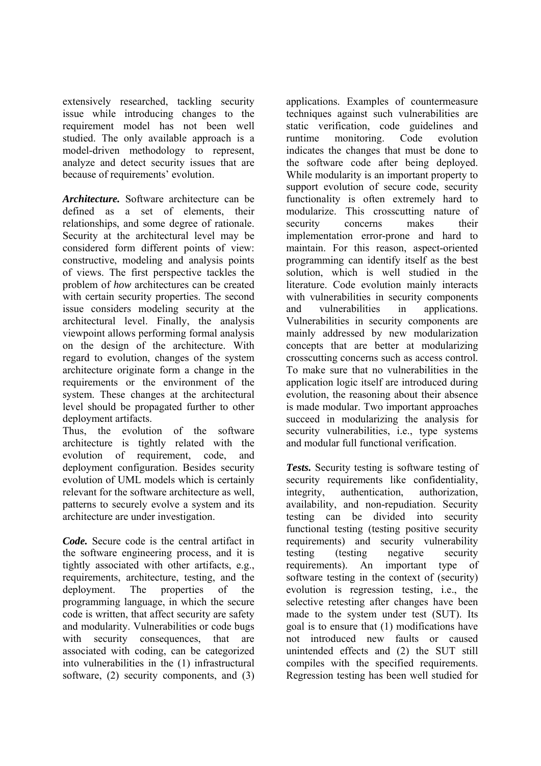extensively researched, tackling security issue while introducing changes to the requirement model has not been well studied. The only available approach is a model-driven methodology to represent, analyze and detect security issues that are because of requirements' evolution.

***Architecture.*** Software architecture can be defined as a set of elements, their relationships, and some degree of rationale. Security at the architectural level may be considered form different points of view: constructive, modeling and analysis points of views. The first perspective tackles the problem of *how* architectures can be created with certain security properties. The second issue considers modeling security at the architectural level. Finally, the analysis viewpoint allows performing formal analysis on the design of the architecture. With regard to evolution, changes of the system architecture originate form a change in the requirements or the environment of the system. These changes at the architectural level should be propagated further to other deployment artifacts.
Thus, the evolution of the software architecture is tightly related with the evolution of requirement, code, and deployment configuration. Besides security evolution of UML models which is certainly relevant for the software architecture as well, patterns to securely evolve a system and its architecture are under investigation.

***Code.*** Secure code is the central artifact in the software engineering process, and it is tightly associated with other artifacts, e.g., requirements, architecture, testing, and the deployment. The properties of the programming language, in which the secure code is written, that affect security are safety and modularity. Vulnerabilities or code bugs with security consequences, that are associated with coding, can be categorized into vulnerabilities in the (1) infrastructural software, (2) security components, and (3) applications. Examples of countermeasure techniques against such vulnerabilities are static verification, code guidelines and runtime monitoring. Code evolution indicates the changes that must be done to the software code after being deployed. While modularity is an important property to support evolution of secure code, security functionality is often extremely hard to modularize. This crosscutting nature of security concerns makes their implementation error-prone and hard to maintain. For this reason, aspect-oriented programming can identify itself as the best solution, which is well studied in the literature. Code evolution mainly interacts with vulnerabilities in security components and vulnerabilities in applications. Vulnerabilities in security components are mainly addressed by new modularization concepts that are better at modularizing crosscutting concerns such as access control. To make sure that no vulnerabilities in the application logic itself are introduced during evolution, the reasoning about their absence is made modular. Two important approaches succeed in modularizing the analysis for security vulnerabilities, i.e., type systems and modular full functional verification.

***Tests.*** Security testing is software testing of security requirements like confidentiality, integrity, authentication, authorization, availability, and non-repudiation. Security testing can be divided into security functional testing (testing positive security requirements) and security vulnerability testing (testing negative security requirements). An important type of software testing in the context of (security) evolution is regression testing, i.e., the selective retesting after changes have been made to the system under test (SUT). Its goal is to ensure that (1) modifications have not introduced new faults or caused unintended effects and (2) the SUT still compiles with the specified requirements. Regression testing has been well studied for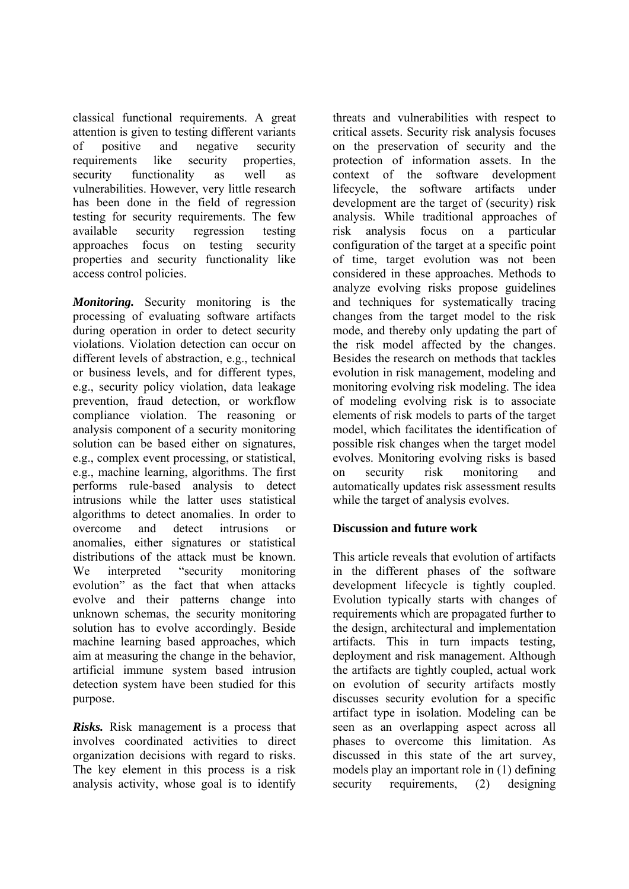classical functional requirements. A great attention is given to testing different variants of positive and negative security requirements like security properties, security functionality as well as vulnerabilities. However, very little research has been done in the field of regression testing for security requirements. The few available security regression testing approaches focus on testing security properties and security functionality like access control policies.

***Monitoring.*** Security monitoring is the processing of evaluating software artifacts during operation in order to detect security violations. Violation detection can occur on different levels of abstraction, e.g., technical or business levels, and for different types, e.g., security policy violation, data leakage prevention, fraud detection, or workflow compliance violation. The reasoning or analysis component of a security monitoring solution can be based either on signatures, e.g., complex event processing, or statistical, e.g., machine learning, algorithms. The first performs rule-based analysis to detect intrusions while the latter uses statistical algorithms to detect anomalies. In order to overcome and detect intrusions or anomalies, either signatures or statistical distributions of the attack must be known. We interpreted "security monitoring evolution" as the fact that when attacks evolve and their patterns change into unknown schemas, the security monitoring solution has to evolve accordingly. Beside machine learning based approaches, which aim at measuring the change in the behavior, artificial immune system based intrusion detection system have been studied for this purpose.

***Risks.*** Risk management is a process that involves coordinated activities to direct organization decisions with regard to risks. The key element in this process is a risk analysis activity, whose goal is to identify threats and vulnerabilities with respect to critical assets. Security risk analysis focuses on the preservation of security and the protection of information assets. In the context of the software development lifecycle, the software artifacts under development are the target of (security) risk analysis. While traditional approaches of risk analysis focus on a particular configuration of the target at a specific point of time, target evolution was not been considered in these approaches. Methods to analyze evolving risks propose guidelines and techniques for systematically tracing changes from the target model to the risk mode, and thereby only updating the part of the risk model affected by the changes. Besides the research on methods that tackles evolution in risk management, modeling and monitoring evolving risk modeling. The idea of modeling evolving risk is to associate elements of risk models to parts of the target model, which facilitates the identification of possible risk changes when the target model evolves. Monitoring evolving risks is based on security risk monitoring and automatically updates risk assessment results while the target of analysis evolves.

## Discussion and future work

This article reveals that evolution of artifacts in the different phases of the software development lifecycle is tightly coupled. Evolution typically starts with changes of requirements which are propagated further to the design, architectural and implementation artifacts. This in turn impacts testing, deployment and risk management. Although the artifacts are tightly coupled, actual work on evolution of security artifacts mostly discusses security evolution for a specific artifact type in isolation. Modeling can be seen as an overlapping aspect across all phases to overcome this limitation. As discussed in this state of the art survey, models play an important role in (1) defining security requirements, (2) designing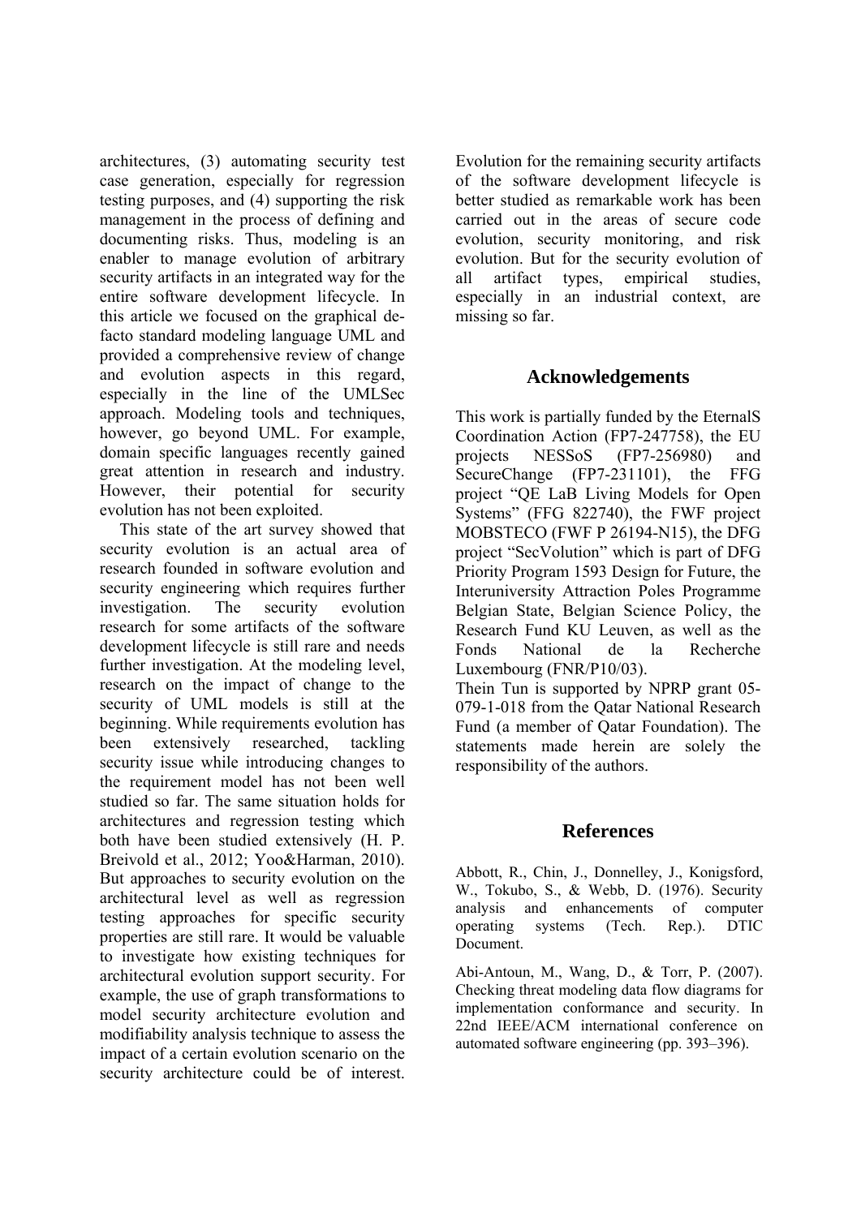architectures, (3) automating security test case generation, especially for regression testing purposes, and (4) supporting the risk management in the process of defining and documenting risks. Thus, modeling is an enabler to manage evolution of arbitrary security artifacts in an integrated way for the entire software development lifecycle. In this article we focused on the graphical de-facto standard modeling language UML and provided a comprehensive review of change and evolution aspects in this regard, especially in the line of the UMLSec approach. Modeling tools and techniques, however, go beyond UML. For example, domain specific languages recently gained great attention in research and industry. However, their potential for security evolution has not been exploited.

This state of the art survey showed that security evolution is an actual area of research founded in software evolution and security engineering which requires further investigation. The security evolution research for some artifacts of the software development lifecycle is still rare and needs further investigation. At the modeling level, research on the impact of change to the security of UML models is still at the beginning. While requirements evolution has been extensively researched, tackling security issue while introducing changes to the requirement model has not been well studied so far. The same situation holds for architectures and regression testing which both have been studied extensively (H. P. Breivold et al., 2012; Yoo&Harman, 2010). But approaches to security evolution on the architectural level as well as regression testing approaches for specific security properties are still rare. It would be valuable to investigate how existing techniques for architectural evolution support security. For example, the use of graph transformations to model security architecture evolution and modifiability analysis technique to assess the impact of a certain evolution scenario on the security architecture could be of interest. Evolution for the remaining security artifacts of the software development lifecycle is better studied as remarkable work has been carried out in the areas of secure code evolution, security monitoring, and risk evolution. But for the security evolution of all artifact types, empirical studies, especially in an industrial context, are missing so far.

## Acknowledgements

This work is partially funded by the EternalS Coordination Action (FP7-247758), the EU projects NESSoS (FP7-256980) and SecureChange (FP7-231101), the FFG project "QE LaB Living Models for Open Systems" (FFG 822740), the FWF project MOBSTECO (FWF P 26194-N15), the DFG project "SecVolution" which is part of DFG Priority Program 1593 Design for Future, the Interuniversity Attraction Poles Programme Belgian State, Belgian Science Policy, the Research Fund KU Leuven, as well as the Fonds National de la Recherche Luxembourg (FNR/P10/03).
Thein Tun is supported by NPRP grant 05-079-1-018 from the Qatar National Research Fund (a member of Qatar Foundation). The statements made herein are solely the responsibility of the authors.

## References

Abbott, R., Chin, J., Donnelley, J., Konigsford, W., Tokubo, S., & Webb, D. (1976). Security analysis and enhancements of computer operating systems (Tech. Rep.). DTIC Document.

Abi-Antoun, M., Wang, D., & Torr, P. (2007). Checking threat modeling data flow diagrams for implementation conformance and security. In 22nd IEEE/ACM international conference on automated software engineering (pp. 393–396).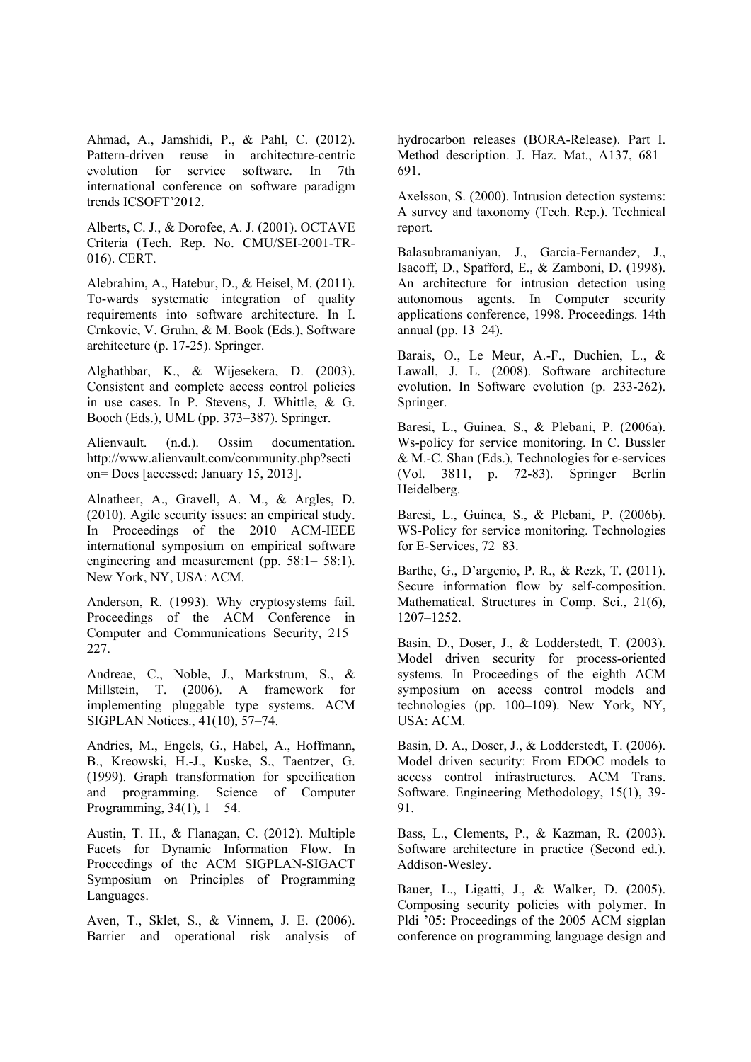Ahmad, A., Jamshidi, P., & Pahl, C. (2012). Pattern-driven reuse in architecture-centric evolution for service software. In 7th international conference on software paradigm trends ICSOFT'2012.

Alberts, C. J., & Dorofee, A. J. (2001). OCTAVE Criteria (Tech. Rep. No. CMU/SEI-2001-TR-016). CERT.

Alebrahim, A., Hatebur, D., & Heisel, M. (2011). To-wards systematic integration of quality requirements into software architecture. In I. Crnkovic, V. Gruhn, & M. Book (Eds.), Software architecture (p. 17-25). Springer.

Alghathbar, K., & Wijesekera, D. (2003). Consistent and complete access control policies in use cases. In P. Stevens, J. Whittle, & G. Booch (Eds.), UML (pp. 373–387). Springer.

Alienvault. (n.d.). Ossim documentation. http://www.alienvault.com/community.php?section= Docs [accessed: January 15, 2013].

Alnatheer, A., Gravell, A. M., & Argles, D. (2010). Agile security issues: an empirical study. In Proceedings of the 2010 ACM-IEEE international symposium on empirical software engineering and measurement (pp. 58:1– 58:1). New York, NY, USA: ACM.

Anderson, R. (1993). Why cryptosystems fail. Proceedings of the ACM Conference in Computer and Communications Security, 215–227.

Andreae, C., Noble, J., Markstrum, S., & Millstein, T. (2006). A framework for implementing pluggable type systems. ACM SIGPLAN Notices., 41(10), 57–74.

Andries, M., Engels, G., Habel, A., Hoffmann, B., Kreowski, H.-J., Kuske, S., Taentzer, G. (1999). Graph transformation for specification and programming. Science of Computer Programming, 34(1), 1 – 54.

Austin, T. H., & Flanagan, C. (2012). Multiple Facets for Dynamic Information Flow. In Proceedings of the ACM SIGPLAN-SIGACT Symposium on Principles of Programming Languages.

Aven, T., Sklet, S., & Vinnem, J. E. (2006). Barrier and operational risk analysis of hydrocarbon releases (BORA-Release). Part I. Method description. J. Haz. Mat., A137, 681–691.

Axelsson, S. (2000). Intrusion detection systems: A survey and taxonomy (Tech. Rep.). Technical report.

Balasubramaniyan, J., Garcia-Fernandez, J., Isacoff, D., Spafford, E., & Zamboni, D. (1998). An architecture for intrusion detection using autonomous agents. In Computer security applications conference, 1998. Proceedings. 14th annual (pp. 13–24).

Barais, O., Le Meur, A.-F., Duchien, L., & Lawall, J. L. (2008). Software architecture evolution. In Software evolution (p. 233-262). Springer.

Baresi, L., Guinea, S., & Plebani, P. (2006a). Ws-policy for service monitoring. In C. Bussler & M.-C. Shan (Eds.), Technologies for e-services (Vol. 3811, p. 72-83). Springer Berlin Heidelberg.

Baresi, L., Guinea, S., & Plebani, P. (2006b). WS-Policy for service monitoring. Technologies for E-Services, 72–83.

Barthe, G., D'argenio, P. R., & Rezk, T. (2011). Secure information flow by self-composition. Mathematical. Structures in Comp. Sci., 21(6), 1207–1252.

Basin, D., Doser, J., & Lodderstedt, T. (2003). Model driven security for process-oriented systems. In Proceedings of the eighth ACM symposium on access control models and technologies (pp. 100–109). New York, NY, USA: ACM.

Basin, D. A., Doser, J., & Lodderstedt, T. (2006). Model driven security: From EDOC models to access control infrastructures. ACM Trans. Software. Engineering Methodology, 15(1), 39-91.

Bass, L., Clements, P., & Kazman, R. (2003). Software architecture in practice (Second ed.). Addison-Wesley.

Bauer, L., Ligatti, J., & Walker, D. (2005). Composing security policies with polymer. In Pldi '05: Proceedings of the 2005 ACM sigplan conference on programming language design and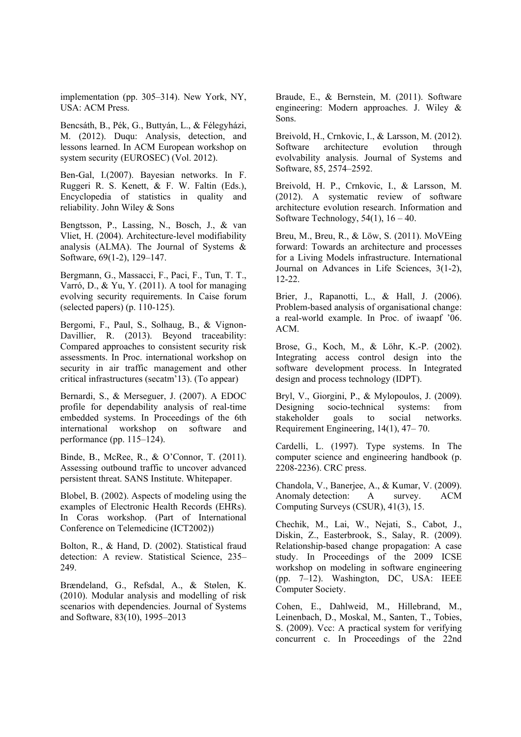implementation (pp. 305–314). New York, NY, USA: ACM Press.

Bencsáth, B., Pék, G., Buttyán, L., & Félegyházi, M. (2012). Duqu: Analysis, detection, and lessons learned. In ACM European workshop on system security (EUROSEC) (Vol. 2012).

Ben-Gal, I.(2007). Bayesian networks. In F. Ruggeri R. S. Kenett, & F. W. Faltin (Eds.), Encyclopedia of statistics in quality and reliability. John Wiley & Sons

Bengtsson, P., Lassing, N., Bosch, J., & van Vliet, H. (2004). Architecture-level modifiability analysis (ALMA). The Journal of Systems & Software, 69(1-2), 129–147.

Bergmann, G., Massacci, F., Paci, F., Tun, T. T., Varró, D., & Yu, Y. (2011). A tool for managing evolving security requirements. In Caise forum (selected papers) (p. 110-125).

Bergomi, F., Paul, S., Solhaug, B., & Vignon-Davillier, R. (2013). Beyond traceability: Compared approaches to consistent security risk assessments. In Proc. international workshop on security in air traffic management and other critical infrastructures (secatm'13). (To appear)

Bernardi, S., & Merseguer, J. (2007). A EDOC profile for dependability analysis of real-time embedded systems. In Proceedings of the 6th international workshop on software and performance (pp. 115–124).

Binde, B., McRee, R., & O'Connor, T. (2011). Assessing outbound traffic to uncover advanced persistent threat. SANS Institute. Whitepaper.

Blobel, B. (2002). Aspects of modeling using the examples of Electronic Health Records (EHRs). In Coras workshop. (Part of International Conference on Telemedicine (ICT2002))

Bolton, R., & Hand, D. (2002). Statistical fraud detection: A review. Statistical Science, 235–249.

Brændeland, G., Refsdal, A., & Stølen, K. (2010). Modular analysis and modelling of risk scenarios with dependencies. Journal of Systems and Software, 83(10), 1995–2013

Braude, E., & Bernstein, M. (2011). Software engineering: Modern approaches. J. Wiley & Sons.

Breivold, H., Crnkovic, I., & Larsson, M. (2012). Software architecture evolution through evolvability analysis. Journal of Systems and Software, 85, 2574–2592.

Breivold, H. P., Crnkovic, I., & Larsson, M. (2012). A systematic review of software architecture evolution research. Information and Software Technology, 54(1), 16 – 40.

Breu, M., Breu, R., & Löw, S. (2011). MoVEing forward: Towards an architecture and processes for a Living Models infrastructure. International Journal on Advances in Life Sciences, 3(1-2), 12-22.

Brier, J., Rapanotti, L., & Hall, J. (2006). Problem-based analysis of organisational change: a real-world example. In Proc. of iwaapf '06. ACM.

Brose, G., Koch, M., & Löhr, K.-P. (2002). Integrating access control design into the software development process. In Integrated design and process technology (IDPT).

Bryl, V., Giorgini, P., & Mylopoulos, J. (2009). Designing socio-technical systems: from stakeholder goals to social networks. Requirement Engineering, 14(1), 47– 70.

Cardelli, L. (1997). Type systems. In The computer science and engineering handbook (p. 2208-2236). CRC press.

Chandola, V., Banerjee, A., & Kumar, V. (2009). Anomaly detection: A survey. ACM Computing Surveys (CSUR), 41(3), 15.

Chechik, M., Lai, W., Nejati, S., Cabot, J., Diskin, Z., Easterbrook, S., Salay, R. (2009). Relationship-based change propagation: A case study. In Proceedings of the 2009 ICSE workshop on modeling in software engineering (pp. 7–12). Washington, DC, USA: IEEE Computer Society.

Cohen, E., Dahlweid, M., Hillebrand, M., Leinenbach, D., Moskal, M., Santen, T., Tobies, S. (2009). Vcc: A practical system for verifying concurrent c. In Proceedings of the 22nd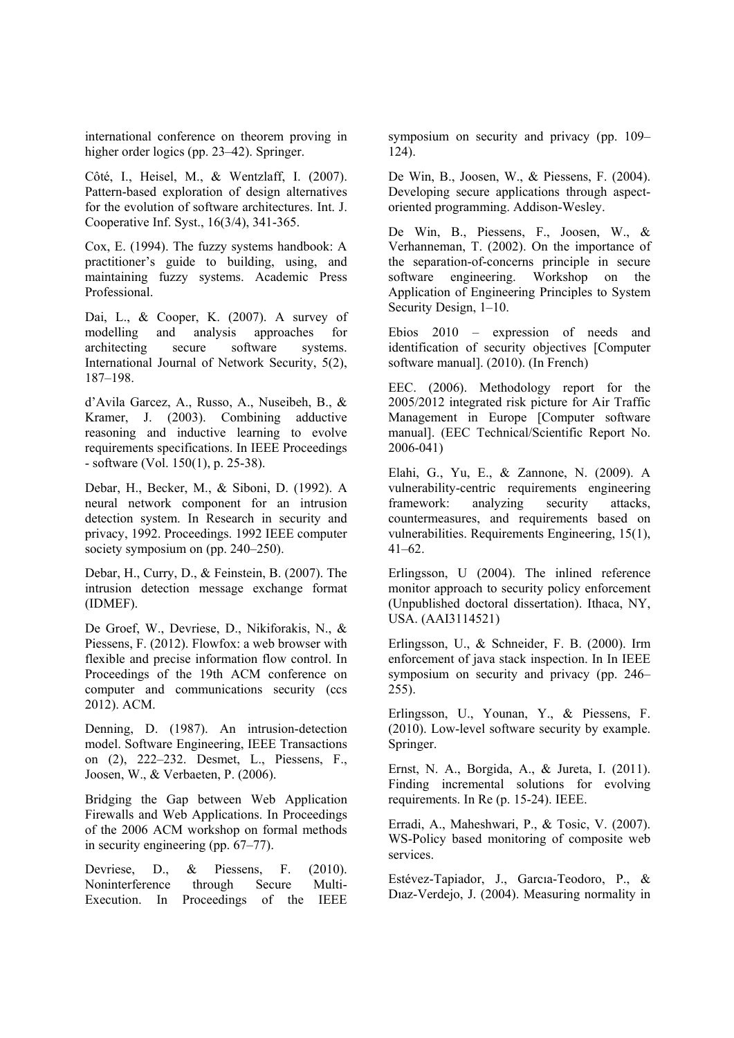international conference on theorem proving in higher order logics (pp. 23–42). Springer.

Côté, I., Heisel, M., & Wentzlaff, I. (2007). Pattern-based exploration of design alternatives for the evolution of software architectures. Int. J. Cooperative Inf. Syst., 16(3/4), 341-365.

Cox, E. (1994). The fuzzy systems handbook: A practitioner's guide to building, using, and maintaining fuzzy systems. Academic Press Professional.

Dai, L., & Cooper, K. (2007). A survey of modelling and analysis approaches for architecting secure software systems. International Journal of Network Security, 5(2), 187–198.

d'Avila Garcez, A., Russo, A., Nuseibeh, B., & Kramer, J. (2003). Combining adductive reasoning and inductive learning to evolve requirements specifications. In IEEE Proceedings - software (Vol. 150(1), p. 25-38).

Debar, H., Becker, M., & Siboni, D. (1992). A neural network component for an intrusion detection system. In Research in security and privacy, 1992. Proceedings. 1992 IEEE computer society symposium on (pp. 240–250).

Debar, H., Curry, D., & Feinstein, B. (2007). The intrusion detection message exchange format (IDMEF).

De Groef, W., Devriese, D., Nikiforakis, N., & Piessens, F. (2012). Flowfox: a web browser with flexible and precise information flow control. In Proceedings of the 19th ACM conference on computer and communications security (ccs 2012). ACM.

Denning, D. (1987). An intrusion-detection model. Software Engineering, IEEE Transactions on (2), 222–232. Desmet, L., Piessens, F., Joosen, W., & Verbaeten, P. (2006).

Bridging the Gap between Web Application Firewalls and Web Applications. In Proceedings of the 2006 ACM workshop on formal methods in security engineering (pp. 67–77).

Devriese, D., & Piessens, F. (2010). Noninterference through Secure Multi-Execution. In Proceedings of the IEEE symposium on security and privacy (pp. 109–124).

De Win, B., Joosen, W., & Piessens, F. (2004). Developing secure applications through aspect-oriented programming. Addison-Wesley.

De Win, B., Piessens, F., Joosen, W., & Verhanneman, T. (2002). On the importance of the separation-of-concerns principle in secure software engineering. Workshop on the Application of Engineering Principles to System Security Design, 1–10.

Ebios 2010 – expression of needs and identification of security objectives [Computer software manual]. (2010). (In French)

EEC. (2006). Methodology report for the 2005/2012 integrated risk picture for Air Traffic Management in Europe [Computer software manual]. (EEC Technical/Scientific Report No. 2006-041)

Elahi, G., Yu, E., & Zannone, N. (2009). A vulnerability-centric requirements engineering framework: analyzing security attacks, countermeasures, and requirements based on vulnerabilities. Requirements Engineering, 15(1), 41–62.

Erlingsson, U (2004). The inlined reference monitor approach to security policy enforcement (Unpublished doctoral dissertation). Ithaca, NY, USA. (AAI3114521)

Erlingsson, U., & Schneider, F. B. (2000). Irm enforcement of java stack inspection. In In IEEE symposium on security and privacy (pp. 246–255).

Erlingsson, U., Younan, Y., & Piessens, F. (2010). Low-level software security by example. Springer.

Ernst, N. A., Borgida, A., & Jureta, I. (2011). Finding incremental solutions for evolving requirements. In Re (p. 15-24). IEEE.

Erradi, A., Maheshwari, P., & Tosic, V. (2007). WS-Policy based monitoring of composite web services.

Estévez-Tapiador, J., Garcıa-Teodoro, P., & Dıaz-Verdejo, J. (2004). Measuring normality in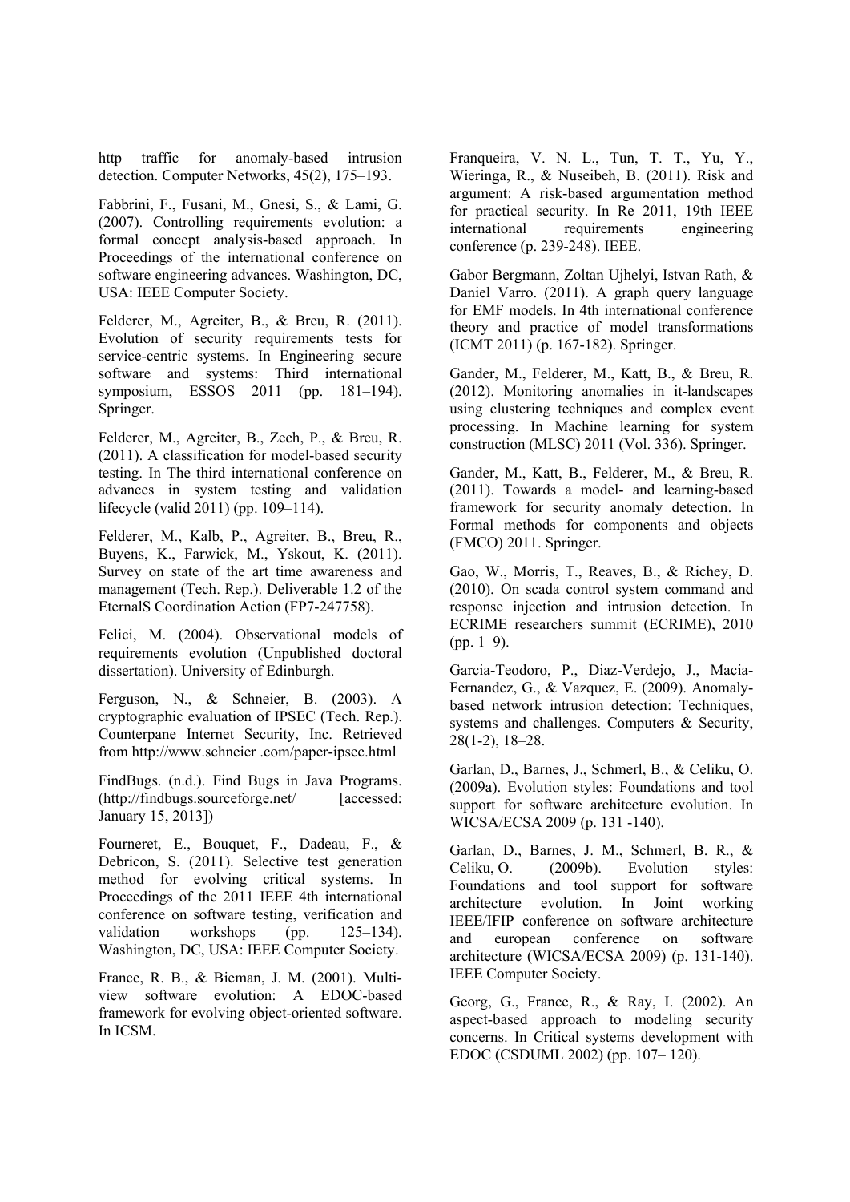http traffic for anomaly-based intrusion detection. Computer Networks, 45(2), 175–193.

Fabbrini, F., Fusani, M., Gnesi, S., & Lami, G. (2007). Controlling requirements evolution: a formal concept analysis-based approach. In Proceedings of the international conference on software engineering advances. Washington, DC, USA: IEEE Computer Society.

Felderer, M., Agreiter, B., & Breu, R. (2011). Evolution of security requirements tests for service-centric systems. In Engineering secure software and systems: Third international symposium, ESSOS 2011 (pp. 181–194). Springer.

Felderer, M., Agreiter, B., Zech, P., & Breu, R. (2011). A classification for model-based security testing. In The third international conference on advances in system testing and validation lifecycle (valid 2011) (pp. 109–114).

Felderer, M., Kalb, P., Agreiter, B., Breu, R., Buyens, K., Farwick, M., Yskout, K. (2011). Survey on state of the art time awareness and management (Tech. Rep.). Deliverable 1.2 of the EternalS Coordination Action (FP7-247758).

Felici, M. (2004). Observational models of requirements evolution (Unpublished doctoral dissertation). University of Edinburgh.

Ferguson, N., & Schneier, B. (2003). A cryptographic evaluation of IPSEC (Tech. Rep.). Counterpane Internet Security, Inc. Retrieved from http://www.schneier .com/paper-ipsec.html

FindBugs. (n.d.). Find Bugs in Java Programs. (http://findbugs.sourceforge.net/ [accessed: January 15, 2013])

Fourneret, E., Bouquet, F., Dadeau, F., & Debricon, S. (2011). Selective test generation method for evolving critical systems. In Proceedings of the 2011 IEEE 4th international conference on software testing, verification and validation workshops (pp. 125–134). Washington, DC, USA: IEEE Computer Society.

France, R. B., & Bieman, J. M. (2001). Multi-view software evolution: A EDOC-based framework for evolving object-oriented software. In ICSM.

Franqueira, V. N. L., Tun, T. T., Yu, Y., Wieringa, R., & Nuseibeh, B. (2011). Risk and argument: A risk-based argumentation method for practical security. In Re 2011, 19th IEEE international requirements engineering conference (p. 239-248). IEEE.

Gabor Bergmann, Zoltan Ujhelyi, Istvan Rath, & Daniel Varro. (2011). A graph query language for EMF models. In 4th international conference theory and practice of model transformations (ICMT 2011) (p. 167-182). Springer.

Gander, M., Felderer, M., Katt, B., & Breu, R. (2012). Monitoring anomalies in it-landscapes using clustering techniques and complex event processing. In Machine learning for system construction (MLSC) 2011 (Vol. 336). Springer.

Gander, M., Katt, B., Felderer, M., & Breu, R. (2011). Towards a model- and learning-based framework for security anomaly detection. In Formal methods for components and objects (FMCO) 2011. Springer.

Gao, W., Morris, T., Reaves, B., & Richey, D. (2010). On scada control system command and response injection and intrusion detection. In ECRIME researchers summit (ECRIME), 2010 (pp. 1–9).

Garcia-Teodoro, P., Diaz-Verdejo, J., Macia-Fernandez, G., & Vazquez, E. (2009). Anomaly-based network intrusion detection: Techniques, systems and challenges. Computers & Security, 28(1-2), 18–28.

Garlan, D., Barnes, J., Schmerl, B., & Celiku, O. (2009a). Evolution styles: Foundations and tool support for software architecture evolution. In WICSA/ECSA 2009 (p. 131 -140).

Garlan, D., Barnes, J. M., Schmerl, B. R., & Celiku, O. (2009b). Evolution styles: Foundations and tool support for software architecture evolution. In Joint working IEEE/IFIP conference on software architecture and european conference on software architecture (WICSA/ECSA 2009) (p. 131-140). IEEE Computer Society.

Georg, G., France, R., & Ray, I. (2002). An aspect-based approach to modeling security concerns. In Critical systems development with EDOC (CSDUML 2002) (pp. 107– 120).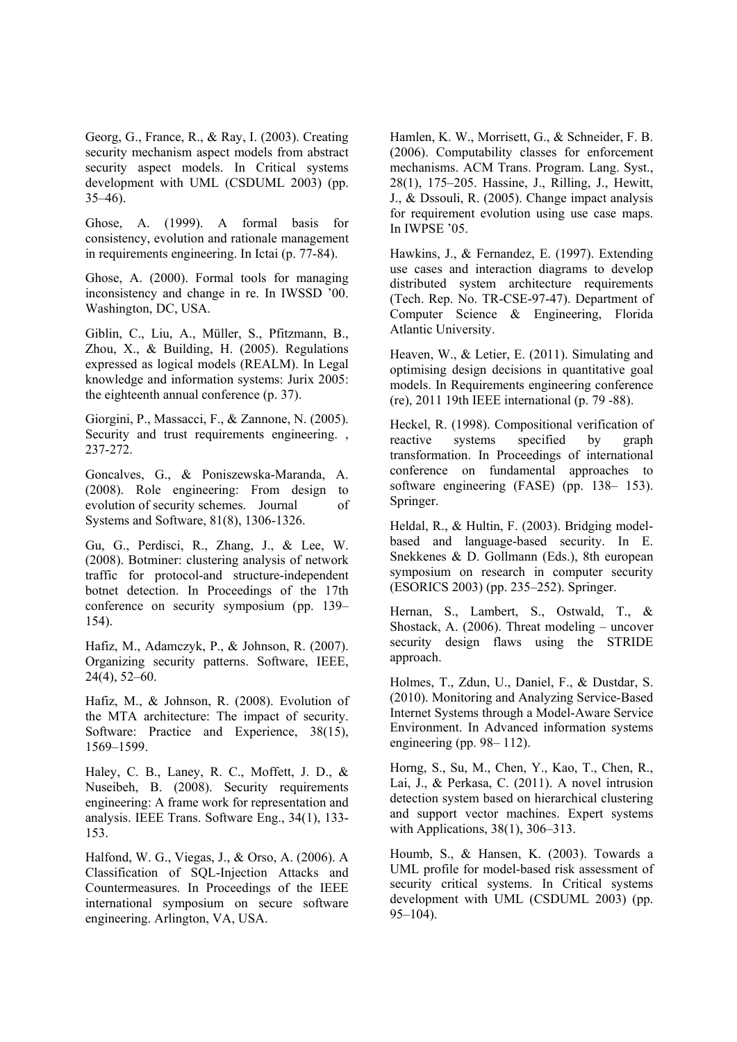Georg, G., France, R., & Ray, I. (2003). Creating security mechanism aspect models from abstract security aspect models. In Critical systems development with UML (CSDUML 2003) (pp. 35–46).

Ghose, A. (1999). A formal basis for consistency, evolution and rationale management in requirements engineering. In Ictai (p. 77-84).

Ghose, A. (2000). Formal tools for managing inconsistency and change in re. In IWSSD '00. Washington, DC, USA.

Giblin, C., Liu, A., Müller, S., Pfitzmann, B., Zhou, X., & Building, H. (2005). Regulations expressed as logical models (REALM). In Legal knowledge and information systems: Jurix 2005: the eighteenth annual conference (p. 37).

Giorgini, P., Massacci, F., & Zannone, N. (2005). Security and trust requirements engineering. , 237-272.

Goncalves, G., & Poniszewska-Maranda, A. (2008). Role engineering: From design to evolution of security schemes. Journal of Systems and Software, 81(8), 1306-1326.

Gu, G., Perdisci, R., Zhang, J., & Lee, W. (2008). Botminer: clustering analysis of network traffic for protocol-and structure-independent botnet detection. In Proceedings of the 17th conference on security symposium (pp. 139–154).

Hafiz, M., Adamczyk, P., & Johnson, R. (2007). Organizing security patterns. Software, IEEE, 24(4), 52–60.

Hafiz, M., & Johnson, R. (2008). Evolution of the MTA architecture: The impact of security. Software: Practice and Experience, 38(15), 1569–1599.

Haley, C. B., Laney, R. C., Moffett, J. D., & Nuseibeh, B. (2008). Security requirements engineering: A frame work for representation and analysis. IEEE Trans. Software Eng., 34(1), 133-153.

Halfond, W. G., Viegas, J., & Orso, A. (2006). A Classification of SQL-Injection Attacks and Countermeasures. In Proceedings of the IEEE international symposium on secure software engineering. Arlington, VA, USA.

Hamlen, K. W., Morrisett, G., & Schneider, F. B. (2006). Computability classes for enforcement mechanisms. ACM Trans. Program. Lang. Syst., 28(1), 175–205. Hassine, J., Rilling, J., Hewitt, J., & Dssouli, R. (2005). Change impact analysis for requirement evolution using use case maps. In IWPSE '05.

Hawkins, J., & Fernandez, E. (1997). Extending use cases and interaction diagrams to develop distributed system architecture requirements (Tech. Rep. No. TR-CSE-97-47). Department of Computer Science & Engineering, Florida Atlantic University.

Heaven, W., & Letier, E. (2011). Simulating and optimising design decisions in quantitative goal models. In Requirements engineering conference (re), 2011 19th IEEE international (p. 79 -88).

Heckel, R. (1998). Compositional verification of reactive systems specified by graph transformation. In Proceedings of international conference on fundamental approaches to software engineering (FASE) (pp. 138– 153). Springer.

Heldal, R., & Hultin, F. (2003). Bridging model-based and language-based security. In E. Snekkenes & D. Gollmann (Eds.), 8th european symposium on research in computer security (ESORICS 2003) (pp. 235–252). Springer.

Hernan, S., Lambert, S., Ostwald, T., & Shostack, A. (2006). Threat modeling – uncover security design flaws using the STRIDE approach.

Holmes, T., Zdun, U., Daniel, F., & Dustdar, S. (2010). Monitoring and Analyzing Service-Based Internet Systems through a Model-Aware Service Environment. In Advanced information systems engineering (pp. 98– 112).

Horng, S., Su, M., Chen, Y., Kao, T., Chen, R., Lai, J., & Perkasa, C. (2011). A novel intrusion detection system based on hierarchical clustering and support vector machines. Expert systems with Applications, 38(1), 306–313.

Houmb, S., & Hansen, K. (2003). Towards a UML profile for model-based risk assessment of security critical systems. In Critical systems development with UML (CSDUML 2003) (pp. 95–104).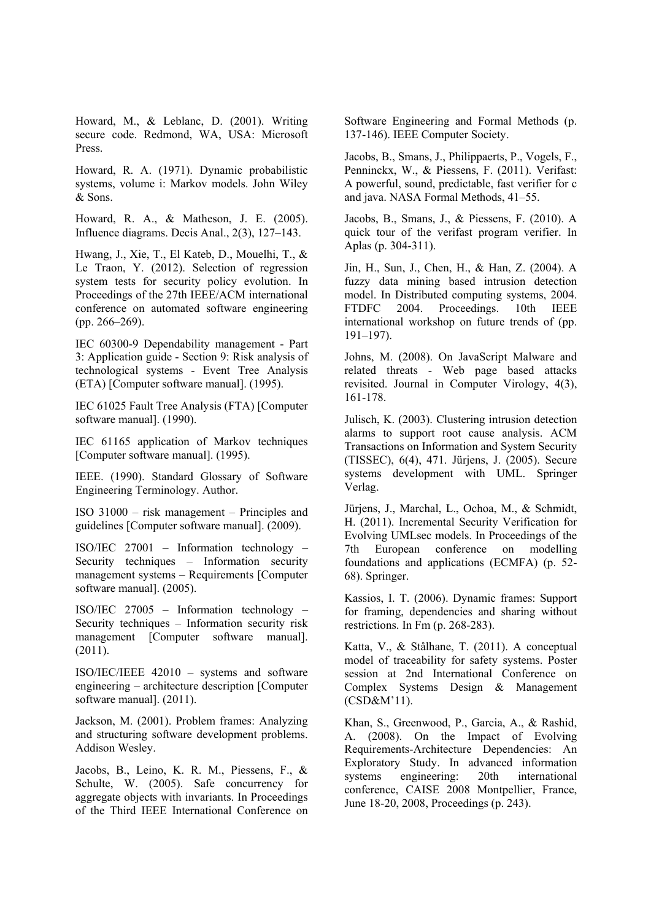Howard, M., & Leblanc, D. (2001). Writing secure code. Redmond, WA, USA: Microsoft Press.

Howard, R. A. (1971). Dynamic probabilistic systems, volume i: Markov models. John Wiley & Sons.

Howard, R. A., & Matheson, J. E. (2005). Influence diagrams. Decis Anal., 2(3), 127–143.

Hwang, J., Xie, T., El Kateb, D., Mouelhi, T., & Le Traon, Y. (2012). Selection of regression system tests for security policy evolution. In Proceedings of the 27th IEEE/ACM international conference on automated software engineering (pp. 266–269).

IEC 60300-9 Dependability management - Part 3: Application guide - Section 9: Risk analysis of technological systems - Event Tree Analysis (ETA) [Computer software manual]. (1995).

IEC 61025 Fault Tree Analysis (FTA) [Computer software manual]. (1990).

IEC 61165 application of Markov techniques [Computer software manual]. (1995).

IEEE. (1990). Standard Glossary of Software Engineering Terminology. Author.

ISO 31000 – risk management – Principles and guidelines [Computer software manual]. (2009).

ISO/IEC 27001 – Information technology – Security techniques – Information security management systems – Requirements [Computer software manual]. (2005).

ISO/IEC 27005 – Information technology – Security techniques – Information security risk management [Computer software manual]. (2011).

ISO/IEC/IEEE 42010 – systems and software engineering – architecture description [Computer software manual]. (2011).

Jackson, M. (2001). Problem frames: Analyzing and structuring software development problems. Addison Wesley.

Jacobs, B., Leino, K. R. M., Piessens, F., & Schulte, W. (2005). Safe concurrency for aggregate objects with invariants. In Proceedings of the Third IEEE International Conference on Software Engineering and Formal Methods (p. 137-146). IEEE Computer Society.

Jacobs, B., Smans, J., Philippaerts, P., Vogels, F., Penninckx, W., & Piessens, F. (2011). Verifast: A powerful, sound, predictable, fast verifier for c and java. NASA Formal Methods, 41–55.

Jacobs, B., Smans, J., & Piessens, F. (2010). A quick tour of the verifast program verifier. In Aplas (p. 304-311).

Jin, H., Sun, J., Chen, H., & Han, Z. (2004). A fuzzy data mining based intrusion detection model. In Distributed computing systems, 2004. FTDFC 2004. Proceedings. 10th IEEE international workshop on future trends of (pp. 191–197).

Johns, M. (2008). On JavaScript Malware and related threats - Web page based attacks revisited. Journal in Computer Virology, 4(3), 161-178.

Julisch, K. (2003). Clustering intrusion detection alarms to support root cause analysis. ACM Transactions on Information and System Security (TISSEC), 6(4), 471. Jürjens, J. (2005). Secure systems development with UML. Springer Verlag.

Jürjens, J., Marchal, L., Ochoa, M., & Schmidt, H. (2011). Incremental Security Verification for Evolving UMLsec models. In Proceedings of the 7th European conference on modelling foundations and applications (ECMFA) (p. 52-68). Springer.

Kassios, I. T. (2006). Dynamic frames: Support for framing, dependencies and sharing without restrictions. In Fm (p. 268-283).

Katta, V., & Stålhane, T. (2011). A conceptual model of traceability for safety systems. Poster session at 2nd International Conference on Complex Systems Design & Management (CSD&M'11).

Khan, S., Greenwood, P., Garcia, A., & Rashid, A. (2008). On the Impact of Evolving Requirements-Architecture Dependencies: An Exploratory Study. In advanced information systems engineering: 20th international conference, CAISE 2008 Montpellier, France, June 18-20, 2008, Proceedings (p. 243).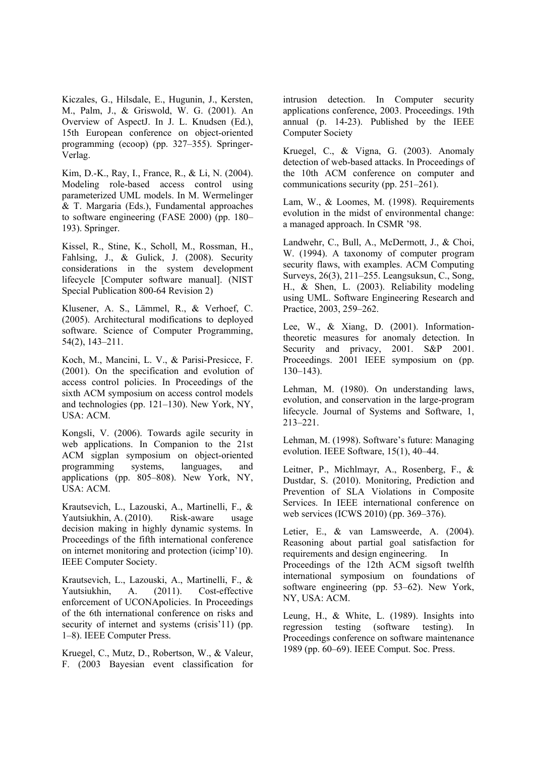Kiczales, G., Hilsdale, E., Hugunin, J., Kersten, M., Palm, J., & Griswold, W. G. (2001). An Overview of AspectJ. In J. L. Knudsen (Ed.), 15th European conference on object-oriented programming (ecoop) (pp. 327–355). Springer-Verlag.

Kim, D.-K., Ray, I., France, R., & Li, N. (2004). Modeling role-based access control using parameterized UML models. In M. Wermelinger & T. Margaria (Eds.), Fundamental approaches to software engineering (FASE 2000) (pp. 180–193). Springer.

Kissel, R., Stine, K., Scholl, M., Rossman, H., Fahlsing, J., & Gulick, J. (2008). Security considerations in the system development lifecycle [Computer software manual]. (NIST Special Publication 800-64 Revision 2)

Klusener, A. S., Lämmel, R., & Verhoef, C. (2005). Architectural modifications to deployed software. Science of Computer Programming, 54(2), 143–211.

Koch, M., Mancini, L. V., & Parisi-Presicce, F. (2001). On the specification and evolution of access control policies. In Proceedings of the sixth ACM symposium on access control models and technologies (pp. 121–130). New York, NY, USA: ACM.

Kongsli, V. (2006). Towards agile security in web applications. In Companion to the 21st ACM sigplan symposium on object-oriented programming systems, languages, and applications (pp. 805–808). New York, NY, USA: ACM.

Krautsevich, L., Lazouski, A., Martinelli, F., & Yautsiukhin, A. (2010). Risk-aware usage decision making in highly dynamic systems. In Proceedings of the fifth international conference on internet monitoring and protection (icimp'10). IEEE Computer Society.

Krautsevich, L., Lazouski, A., Martinelli, F., & Yautsiukhin, A. (2011). Cost-effective enforcement of UCONApolicies. In Proceedings of the 6th international conference on risks and security of internet and systems (crisis'11) (pp. 1–8). IEEE Computer Press.

Kruegel, C., Mutz, D., Robertson, W., & Valeur, F. (2003 Bayesian event classification for intrusion detection. In Computer security applications conference, 2003. Proceedings. 19th annual (p. 14-23). Published by the IEEE Computer Society

Kruegel, C., & Vigna, G. (2003). Anomaly detection of web-based attacks. In Proceedings of the 10th ACM conference on computer and communications security (pp. 251–261).

Lam, W., & Loomes, M. (1998). Requirements evolution in the midst of environmental change: a managed approach. In CSMR '98.

Landwehr, C., Bull, A., McDermott, J., & Choi, W. (1994). A taxonomy of computer program security flaws, with examples. ACM Computing Surveys, 26(3), 211–255. Leangsuksun, C., Song, H., & Shen, L. (2003). Reliability modeling using UML. Software Engineering Research and Practice, 2003, 259–262.

Lee, W., & Xiang, D. (2001). Information-theoretic measures for anomaly detection. In Security and privacy, 2001. S&P 2001. Proceedings. 2001 IEEE symposium on (pp. 130–143).

Lehman, M. (1980). On understanding laws, evolution, and conservation in the large-program lifecycle. Journal of Systems and Software, 1, 213–221.

Lehman, M. (1998). Software's future: Managing evolution. IEEE Software, 15(1), 40–44.

Leitner, P., Michlmayr, A., Rosenberg, F., & Dustdar, S. (2010). Monitoring, Prediction and Prevention of SLA Violations in Composite Services. In IEEE international conference on web services (ICWS 2010) (pp. 369–376).

Letier, E., & van Lamsweerde, A. (2004). Reasoning about partial goal satisfaction for requirements and design engineering. In Proceedings of the 12th ACM sigsoft twelfth international symposium on foundations of software engineering (pp. 53–62). New York, NY, USA: ACM.

Leung, H., & White, L. (1989). Insights into regression testing (software testing). In Proceedings conference on software maintenance 1989 (pp. 60–69). IEEE Comput. Soc. Press.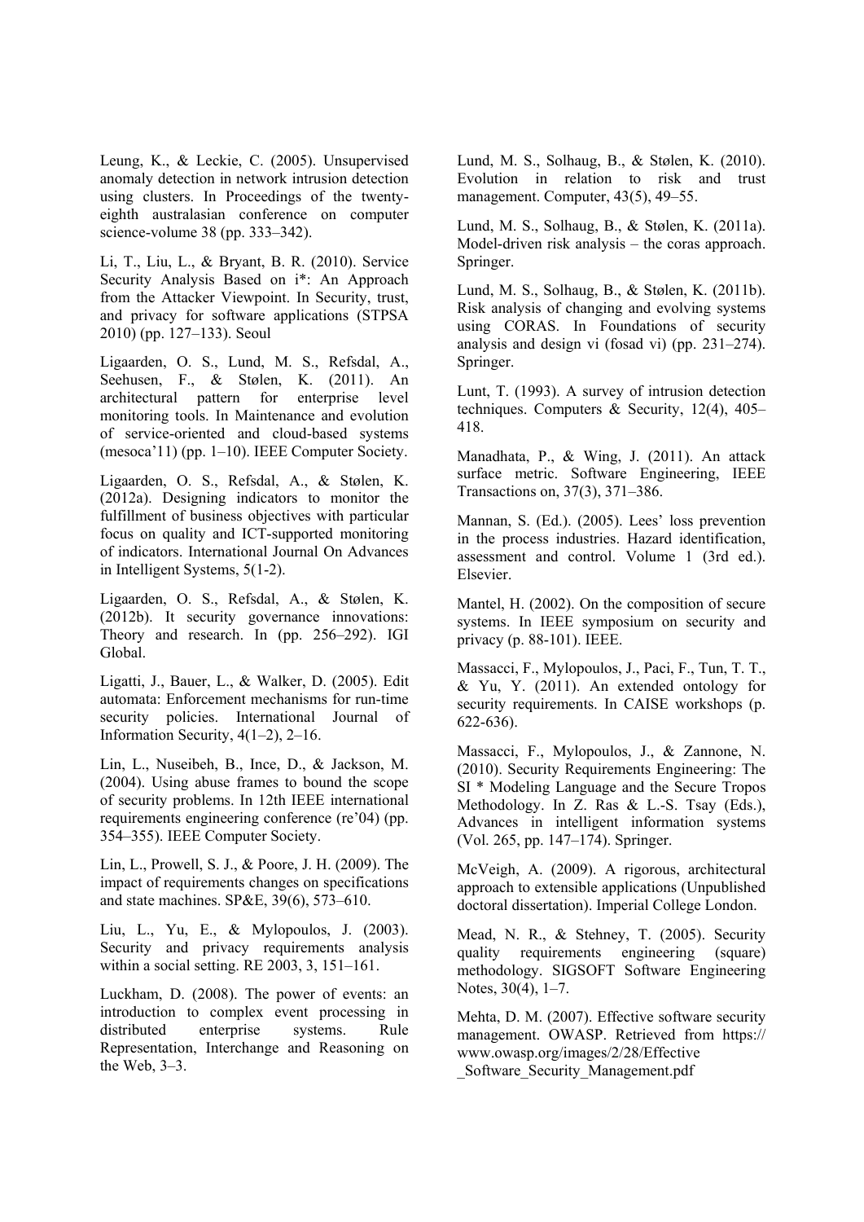Leung, K., & Leckie, C. (2005). Unsupervised anomaly detection in network intrusion detection using clusters. In Proceedings of the twenty-eighth australasian conference on computer science-volume 38 (pp. 333–342).

Li, T., Liu, L., & Bryant, B. R. (2010). Service Security Analysis Based on i*: An Approach from the Attacker Viewpoint. In Security, trust, and privacy for software applications (STPSA 2010) (pp. 127–133). Seoul

Ligaarden, O. S., Lund, M. S., Refsdal, A., Seehusen, F., & Stølen, K. (2011). An architectural pattern for enterprise level monitoring tools. In Maintenance and evolution of service-oriented and cloud-based systems (mesoca'11) (pp. 1–10). IEEE Computer Society.

Ligaarden, O. S., Refsdal, A., & Stølen, K. (2012a). Designing indicators to monitor the fulfillment of business objectives with particular focus on quality and ICT-supported monitoring of indicators. International Journal On Advances in Intelligent Systems, 5(1-2).

Ligaarden, O. S., Refsdal, A., & Stølen, K. (2012b). It security governance innovations: Theory and research. In (pp. 256–292). IGI Global.

Ligatti, J., Bauer, L., & Walker, D. (2005). Edit automata: Enforcement mechanisms for run-time security policies. International Journal of Information Security, 4(1–2), 2–16.

Lin, L., Nuseibeh, B., Ince, D., & Jackson, M. (2004). Using abuse frames to bound the scope of security problems. In 12th IEEE international requirements engineering conference (re'04) (pp. 354–355). IEEE Computer Society.

Lin, L., Prowell, S. J., & Poore, J. H. (2009). The impact of requirements changes on specifications and state machines. SP&E, 39(6), 573–610.

Liu, L., Yu, E., & Mylopoulos, J. (2003). Security and privacy requirements analysis within a social setting. RE 2003, 3, 151–161.

Luckham, D. (2008). The power of events: an introduction to complex event processing in distributed enterprise systems. Rule Representation, Interchange and Reasoning on the Web, 3–3.

Lund, M. S., Solhaug, B., & Stølen, K. (2010). Evolution in relation to risk and trust management. Computer, 43(5), 49–55.

Lund, M. S., Solhaug, B., & Stølen, K. (2011a). Model-driven risk analysis – the coras approach. Springer.

Lund, M. S., Solhaug, B., & Stølen, K. (2011b). Risk analysis of changing and evolving systems using CORAS. In Foundations of security analysis and design vi (fosad vi) (pp. 231–274). Springer.

Lunt, T. (1993). A survey of intrusion detection techniques. Computers & Security, 12(4), 405–418.

Manadhata, P., & Wing, J. (2011). An attack surface metric. Software Engineering, IEEE Transactions on, 37(3), 371–386.

Mannan, S. (Ed.). (2005). Lees' loss prevention in the process industries. Hazard identification, assessment and control. Volume 1 (3rd ed.). Elsevier.

Mantel, H. (2002). On the composition of secure systems. In IEEE symposium on security and privacy (p. 88-101). IEEE.

Massacci, F., Mylopoulos, J., Paci, F., Tun, T. T., & Yu, Y. (2011). An extended ontology for security requirements. In CAISE workshops (p. 622-636).

Massacci, F., Mylopoulos, J., & Zannone, N. (2010). Security Requirements Engineering: The SI * Modeling Language and the Secure Tropos Methodology. In Z. Ras & L.-S. Tsay (Eds.), Advances in intelligent information systems (Vol. 265, pp. 147–174). Springer.

McVeigh, A. (2009). A rigorous, architectural approach to extensible applications (Unpublished doctoral dissertation). Imperial College London.

Mead, N. R., & Stehney, T. (2005). Security quality requirements engineering (square) methodology. SIGSOFT Software Engineering Notes, 30(4), 1–7.

Mehta, D. M. (2007). Effective software security management. OWASP. Retrieved from https://www.owasp.org/images/2/28/Effective_Software_Security_Management.pdf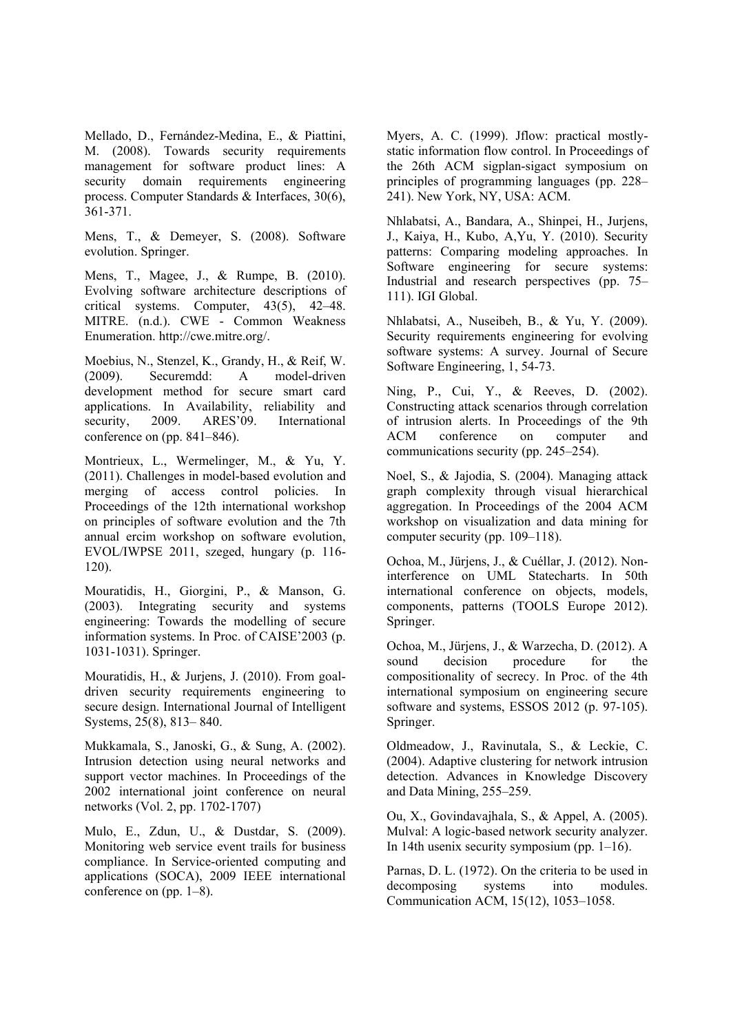Mellado, D., Fernández-Medina, E., & Piattini, M. (2008). Towards security requirements management for software product lines: A security domain requirements engineering process. Computer Standards & Interfaces, 30(6), 361-371.

Mens, T., & Demeyer, S. (2008). Software evolution. Springer.

Mens, T., Magee, J., & Rumpe, B. (2010). Evolving software architecture descriptions of critical systems. Computer, 43(5), 42–48. MITRE. (n.d.). CWE - Common Weakness Enumeration. http://cwe.mitre.org/.

Moebius, N., Stenzel, K., Grandy, H., & Reif, W. (2009). Securemdd: A model-driven development method for secure smart card applications. In Availability, reliability and security, 2009. ARES'09. International conference on (pp. 841–846).

Montrieux, L., Wermelinger, M., & Yu, Y. (2011). Challenges in model-based evolution and merging of access control policies. In Proceedings of the 12th international workshop on principles of software evolution and the 7th annual ercim workshop on software evolution, EVOL/IWPSE 2011, szeged, hungary (p. 116-120).

Mouratidis, H., Giorgini, P., & Manson, G. (2003). Integrating security and systems engineering: Towards the modelling of secure information systems. In Proc. of CAISE'2003 (p. 1031-1031). Springer.

Mouratidis, H., & Jurjens, J. (2010). From goal-driven security requirements engineering to secure design. International Journal of Intelligent Systems, 25(8), 813– 840.

Mukkamala, S., Janoski, G., & Sung, A. (2002). Intrusion detection using neural networks and support vector machines. In Proceedings of the 2002 international joint conference on neural networks (Vol. 2, pp. 1702-1707)

Mulo, E., Zdun, U., & Dustdar, S. (2009). Monitoring web service event trails for business compliance. In Service-oriented computing and applications (SOCA), 2009 IEEE international conference on (pp. 1–8).

Myers, A. C. (1999). Jflow: practical mostly-static information flow control. In Proceedings of the 26th ACM sigplan-sigact symposium on principles of programming languages (pp. 228–241). New York, NY, USA: ACM.

Nhlabatsi, A., Bandara, A., Shinpei, H., Jurjens, J., Kaiya, H., Kubo, A,Yu, Y. (2010). Security patterns: Comparing modeling approaches. In Software engineering for secure systems: Industrial and research perspectives (pp. 75–111). IGI Global.

Nhlabatsi, A., Nuseibeh, B., & Yu, Y. (2009). Security requirements engineering for evolving software systems: A survey. Journal of Secure Software Engineering, 1, 54-73.

Ning, P., Cui, Y., & Reeves, D. (2002). Constructing attack scenarios through correlation of intrusion alerts. In Proceedings of the 9th ACM conference on computer and communications security (pp. 245–254).

Noel, S., & Jajodia, S. (2004). Managing attack graph complexity through visual hierarchical aggregation. In Proceedings of the 2004 ACM workshop on visualization and data mining for computer security (pp. 109–118).

Ochoa, M., Jürjens, J., & Cuéllar, J. (2012). Non-interference on UML Statecharts. In 50th international conference on objects, models, components, patterns (TOOLS Europe 2012). Springer.

Ochoa, M., Jürjens, J., & Warzecha, D. (2012). A sound decision procedure for the compositionality of secrecy. In Proc. of the 4th international symposium on engineering secure software and systems, ESSOS 2012 (p. 97-105). Springer.

Oldmeadow, J., Ravinutala, S., & Leckie, C. (2004). Adaptive clustering for network intrusion detection. Advances in Knowledge Discovery and Data Mining, 255–259.

Ou, X., Govindavajhala, S., & Appel, A. (2005). Mulval: A logic-based network security analyzer. In 14th usenix security symposium (pp. 1–16).

Parnas, D. L. (1972). On the criteria to be used in decomposing systems into modules. Communication ACM, 15(12), 1053–1058.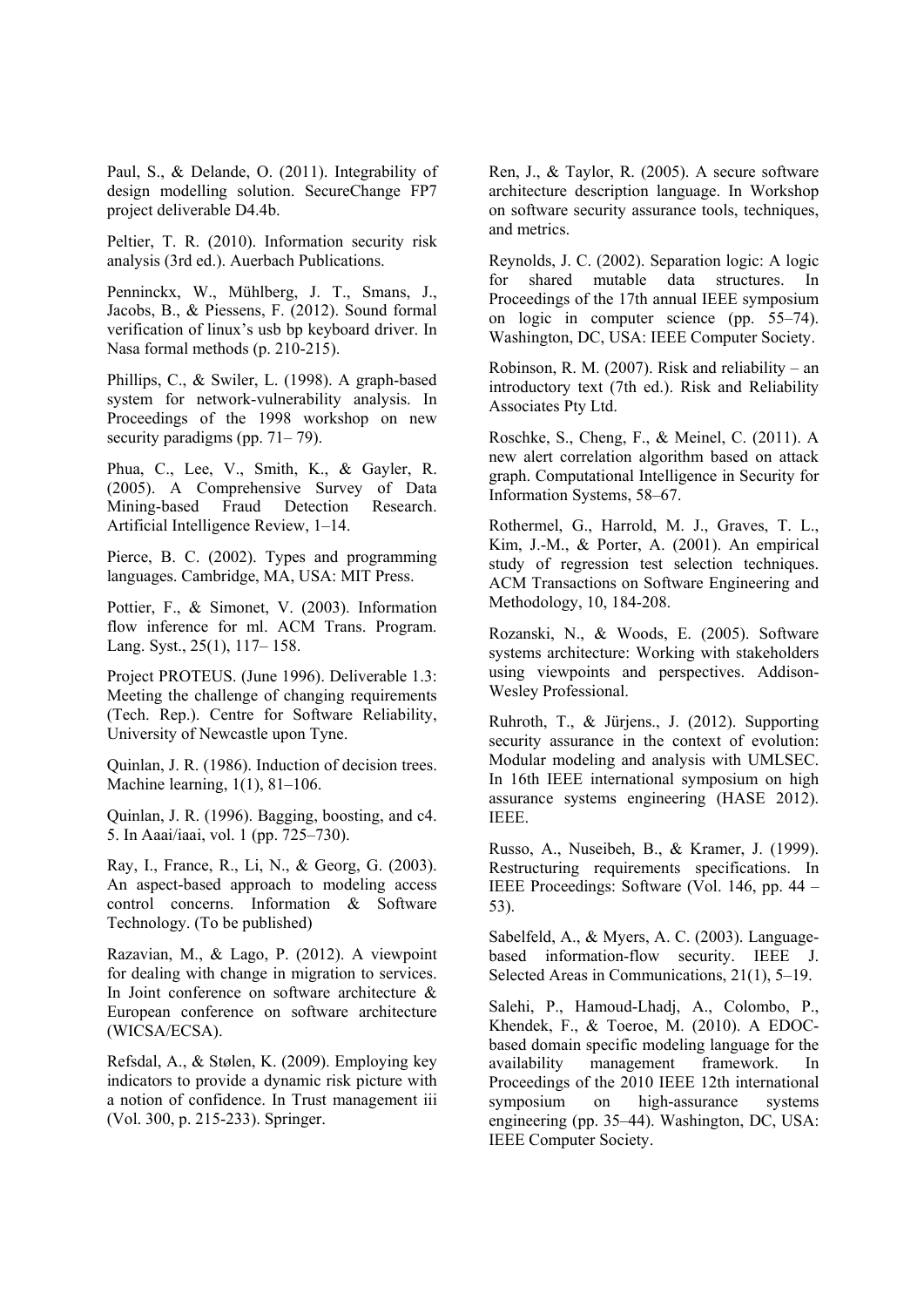Paul, S., & Delande, O. (2011). Integrability of design modelling solution. SecureChange FP7 project deliverable D4.4b.

Peltier, T. R. (2010). Information security risk analysis (3rd ed.). Auerbach Publications.

Penninckx, W., Mühlberg, J. T., Smans, J., Jacobs, B., & Piessens, F. (2012). Sound formal verification of linux's usb bp keyboard driver. In Nasa formal methods (p. 210-215).

Phillips, C., & Swiler, L. (1998). A graph-based system for network-vulnerability analysis. In Proceedings of the 1998 workshop on new security paradigms (pp. 71– 79).

Phua, C., Lee, V., Smith, K., & Gayler, R. (2005). A Comprehensive Survey of Data Mining-based Fraud Detection Research. Artificial Intelligence Review, 1–14.

Pierce, B. C. (2002). Types and programming languages. Cambridge, MA, USA: MIT Press.

Pottier, F., & Simonet, V. (2003). Information flow inference for ml. ACM Trans. Program. Lang. Syst., 25(1), 117– 158.

Project PROTEUS. (June 1996). Deliverable 1.3: Meeting the challenge of changing requirements (Tech. Rep.). Centre for Software Reliability, University of Newcastle upon Tyne.

Quinlan, J. R. (1986). Induction of decision trees. Machine learning, 1(1), 81–106.

Quinlan, J. R. (1996). Bagging, boosting, and c4. 5. In Aaai/iaai, vol. 1 (pp. 725–730).

Ray, I., France, R., Li, N., & Georg, G. (2003). An aspect-based approach to modeling access control concerns. Information & Software Technology. (To be published)

Razavian, M., & Lago, P. (2012). A viewpoint for dealing with change in migration to services. In Joint conference on software architecture & European conference on software architecture (WICSA/ECSA).

Refsdal, A., & Stølen, K. (2009). Employing key indicators to provide a dynamic risk picture with a notion of confidence. In Trust management iii (Vol. 300, p. 215-233). Springer.

Ren, J., & Taylor, R. (2005). A secure software architecture description language. In Workshop on software security assurance tools, techniques, and metrics.

Reynolds, J. C. (2002). Separation logic: A logic for shared mutable data structures. In Proceedings of the 17th annual IEEE symposium on logic in computer science (pp. 55–74). Washington, DC, USA: IEEE Computer Society.

Robinson, R. M. (2007). Risk and reliability – an introductory text (7th ed.). Risk and Reliability Associates Pty Ltd.

Roschke, S., Cheng, F., & Meinel, C. (2011). A new alert correlation algorithm based on attack graph. Computational Intelligence in Security for Information Systems, 58–67.

Rothermel, G., Harrold, M. J., Graves, T. L., Kim, J.-M., & Porter, A. (2001). An empirical study of regression test selection techniques. ACM Transactions on Software Engineering and Methodology, 10, 184-208.

Rozanski, N., & Woods, E. (2005). Software systems architecture: Working with stakeholders using viewpoints and perspectives. Addison-Wesley Professional.

Ruhroth, T., & Jürjens., J. (2012). Supporting security assurance in the context of evolution: Modular modeling and analysis with UMLSEC. In 16th IEEE international symposium on high assurance systems engineering (HASE 2012). IEEE.

Russo, A., Nuseibeh, B., & Kramer, J. (1999). Restructuring requirements specifications. In IEEE Proceedings: Software (Vol. 146, pp. 44 – 53).

Sabelfeld, A., & Myers, A. C. (2003). Language-based information-flow security. IEEE J. Selected Areas in Communications, 21(1), 5–19.

Salehi, P., Hamoud-Lhadj, A., Colombo, P., Khendek, F., & Toeroe, M. (2010). A EDOC-based domain specific modeling language for the availability management framework. In Proceedings of the 2010 IEEE 12th international symposium on high-assurance systems engineering (pp. 35–44). Washington, DC, USA: IEEE Computer Society.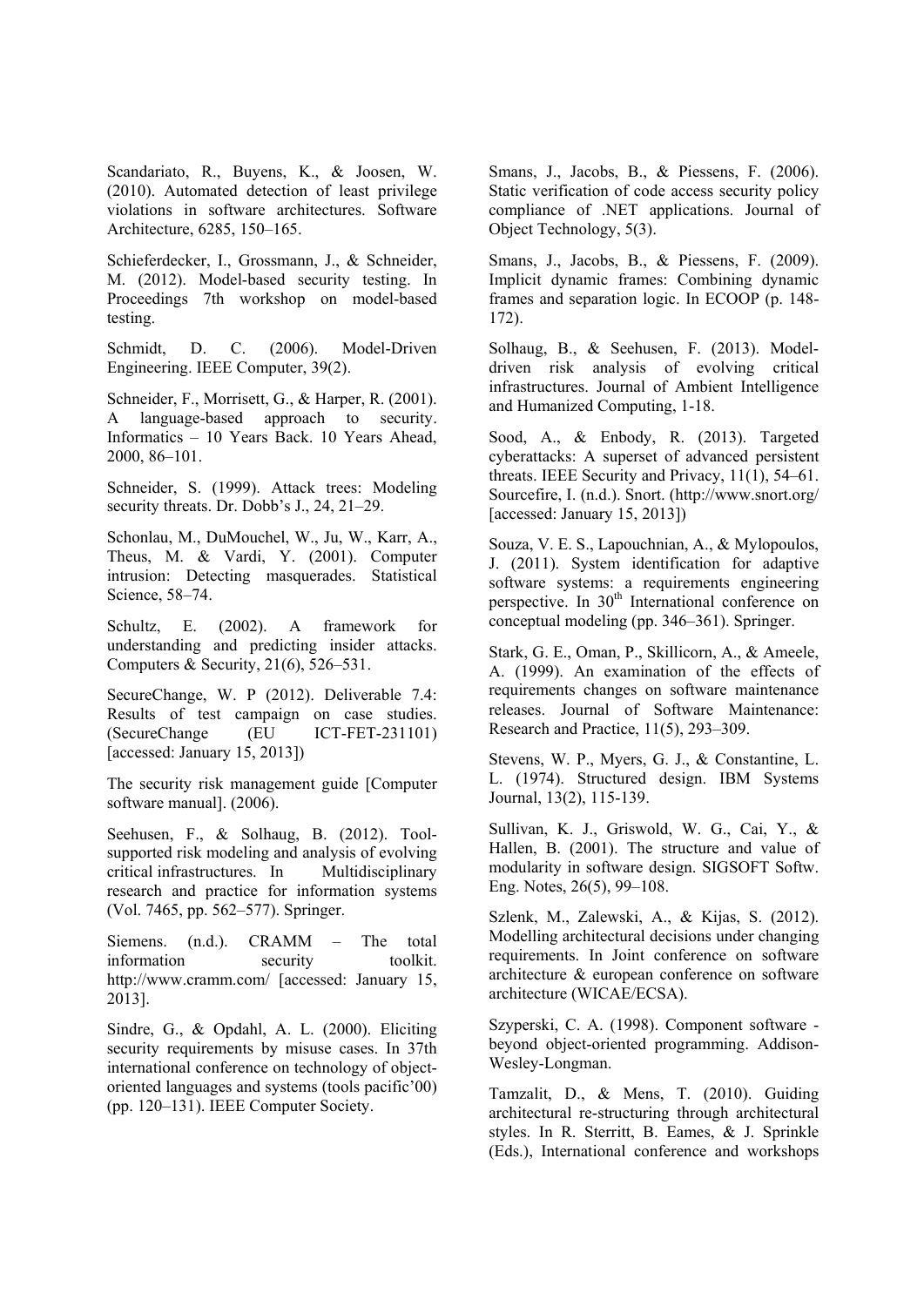Scandariato, R., Buyens, K., & Joosen, W. (2010). Automated detection of least privilege violations in software architectures. Software Architecture, 6285, 150–165.

Schieferdecker, I., Grossmann, J., & Schneider, M. (2012). Model-based security testing. In Proceedings 7th workshop on model-based testing.

Schmidt, D. C. (2006). Model-Driven Engineering. IEEE Computer, 39(2).

Schneider, F., Morrisett, G., & Harper, R. (2001). A language-based approach to security. Informatics – 10 Years Back. 10 Years Ahead, 2000, 86–101.

Schneider, S. (1999). Attack trees: Modeling security threats. Dr. Dobb's J., 24, 21–29.

Schonlau, M., DuMouchel, W., Ju, W., Karr, A., Theus, M. & Vardi, Y. (2001). Computer intrusion: Detecting masquerades. Statistical Science, 58–74.

Schultz, E. (2002). A framework for understanding and predicting insider attacks. Computers & Security, 21(6), 526–531.

SecureChange, W. P (2012). Deliverable 7.4: Results of test campaign on case studies. (SecureChange (EU ICT-FET-231101) [accessed: January 15, 2013])

The security risk management guide [Computer software manual]. (2006).

Seehusen, F., & Solhaug, B. (2012). Tool-supported risk modeling and analysis of evolving critical infrastructures. In Multidisciplinary research and practice for information systems (Vol. 7465, pp. 562–577). Springer.

Siemens. (n.d.). CRAMM – The total information security toolkit. http://www.cramm.com/ [accessed: January 15, 2013].

Sindre, G., & Opdahl, A. L. (2000). Eliciting security requirements by misuse cases. In 37th international conference on technology of object-oriented languages and systems (tools pacific'00) (pp. 120–131). IEEE Computer Society.

Smans, J., Jacobs, B., & Piessens, F. (2006). Static verification of code access security policy compliance of .NET applications. Journal of Object Technology, 5(3).

Smans, J., Jacobs, B., & Piessens, F. (2009). Implicit dynamic frames: Combining dynamic frames and separation logic. In ECOOP (p. 148-172).

Solhaug, B., & Seehusen, F. (2013). Model-driven risk analysis of evolving critical infrastructures. Journal of Ambient Intelligence and Humanized Computing, 1-18.

Sood, A., & Enbody, R. (2013). Targeted cyberattacks: A superset of advanced persistent threats. IEEE Security and Privacy, 11(1), 54–61.

Sourcefire, I. (n.d.). Snort. (http://www.snort.org/ [accessed: January 15, 2013])

Souza, V. E. S., Lapouchnian, A., & Mylopoulos, J. (2011). System identification for adaptive software systems: a requirements engineering perspective. In 30th International conference on conceptual modeling (pp. 346–361). Springer.

Stark, G. E., Oman, P., Skillicorn, A., & Ameele, A. (1999). An examination of the effects of requirements changes on software maintenance releases. Journal of Software Maintenance: Research and Practice, 11(5), 293–309.

Stevens, W. P., Myers, G. J., & Constantine, L. L. (1974). Structured design. IBM Systems Journal, 13(2), 115-139.

Sullivan, K. J., Griswold, W. G., Cai, Y., & Hallen, B. (2001). The structure and value of modularity in software design. SIGSOFT Softw. Eng. Notes, 26(5), 99–108.

Szlenk, M., Zalewski, A., & Kijas, S. (2012). Modelling architectural decisions under changing requirements. In Joint conference on software architecture & european conference on software architecture (WICAE/ECSA).

Szyperski, C. A. (1998). Component software - beyond object-oriented programming. Addison-Wesley-Longman.

Tamzalit, D., & Mens, T. (2010). Guiding architectural re-structuring through architectural styles. In R. Sterritt, B. Eames, & J. Sprinkle (Eds.), International conference and workshops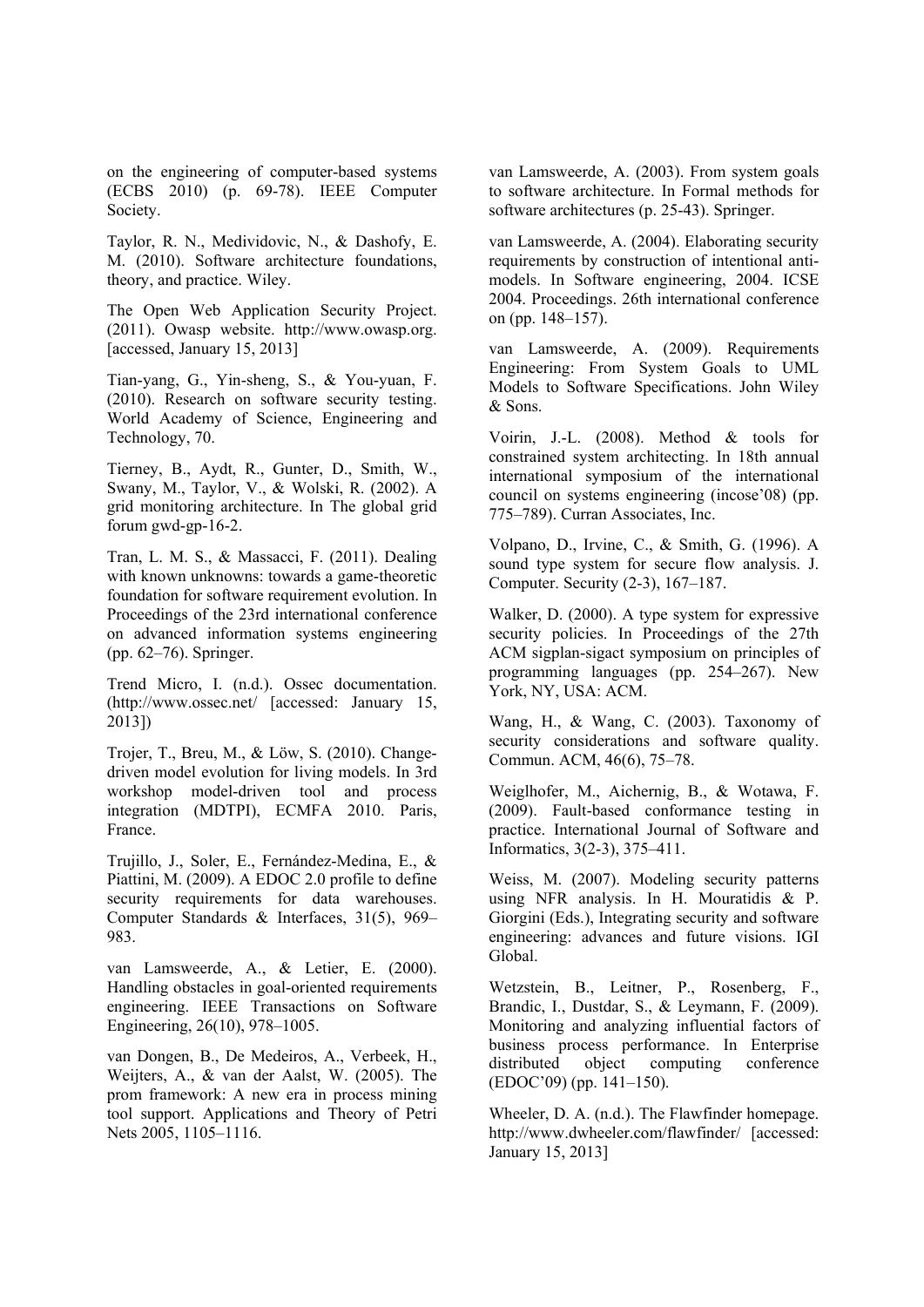on the engineering of computer-based systems (ECBS 2010) (p. 69-78). IEEE Computer Society.

Taylor, R. N., Medividovic, N., & Dashofy, E. M. (2010). Software architecture foundations, theory, and practice. Wiley.

The Open Web Application Security Project. (2011). Owasp website. http://www.owasp.org. [accessed, January 15, 2013]

Tian-yang, G., Yin-sheng, S., & You-yuan, F. (2010). Research on software security testing. World Academy of Science, Engineering and Technology, 70.

Tierney, B., Aydt, R., Gunter, D., Smith, W., Swany, M., Taylor, V., & Wolski, R. (2002). A grid monitoring architecture. In The global grid forum gwd-gp-16-2.

Tran, L. M. S., & Massacci, F. (2011). Dealing with known unknowns: towards a game-theoretic foundation for software requirement evolution. In Proceedings of the 23rd international conference on advanced information systems engineering (pp. 62–76). Springer.

Trend Micro, I. (n.d.). Ossec documentation. (http://www.ossec.net/ [accessed: January 15, 2013])

Trojer, T., Breu, M., & Löw, S. (2010). Change-driven model evolution for living models. In 3rd workshop model-driven tool and process integration (MDTPI), ECMFA 2010. Paris, France.

Trujillo, J., Soler, E., Fernández-Medina, E., & Piattini, M. (2009). A EDOC 2.0 profile to define security requirements for data warehouses. Computer Standards & Interfaces, 31(5), 969–983.

van Lamsweerde, A., & Letier, E. (2000). Handling obstacles in goal-oriented requirements engineering. IEEE Transactions on Software Engineering, 26(10), 978–1005.

van Dongen, B., De Medeiros, A., Verbeek, H., Weijters, A., & van der Aalst, W. (2005). The prom framework: A new era in process mining tool support. Applications and Theory of Petri Nets 2005, 1105–1116.

van Lamsweerde, A. (2003). From system goals to software architecture. In Formal methods for software architectures (p. 25-43). Springer.

van Lamsweerde, A. (2004). Elaborating security requirements by construction of intentional anti-models. In Software engineering, 2004. ICSE 2004. Proceedings. 26th international conference on (pp. 148–157).

van Lamsweerde, A. (2009). Requirements Engineering: From System Goals to UML Models to Software Specifications. John Wiley & Sons.

Voirin, J.-L. (2008). Method & tools for constrained system architecting. In 18th annual international symposium of the international council on systems engineering (incose'08) (pp. 775–789). Curran Associates, Inc.

Volpano, D., Irvine, C., & Smith, G. (1996). A sound type system for secure flow analysis. J. Computer. Security (2-3), 167–187.

Walker, D. (2000). A type system for expressive security policies. In Proceedings of the 27th ACM sigplan-sigact symposium on principles of programming languages (pp. 254–267). New York, NY, USA: ACM.

Wang, H., & Wang, C. (2003). Taxonomy of security considerations and software quality. Commun. ACM, 46(6), 75–78.

Weiglhofer, M., Aichernig, B., & Wotawa, F. (2009). Fault-based conformance testing in practice. International Journal of Software and Informatics, 3(2-3), 375–411.

Weiss, M. (2007). Modeling security patterns using NFR analysis. In H. Mouratidis & P. Giorgini (Eds.), Integrating security and software engineering: advances and future visions. IGI Global.

Wetzstein, B., Leitner, P., Rosenberg, F., Brandic, I., Dustdar, S., & Leymann, F. (2009). Monitoring and analyzing influential factors of business process performance. In Enterprise distributed object computing conference (EDOC'09) (pp. 141–150).

Wheeler, D. A. (n.d.). The Flawfinder homepage. http://www.dwheeler.com/flawfinder/ [accessed: January 15, 2013]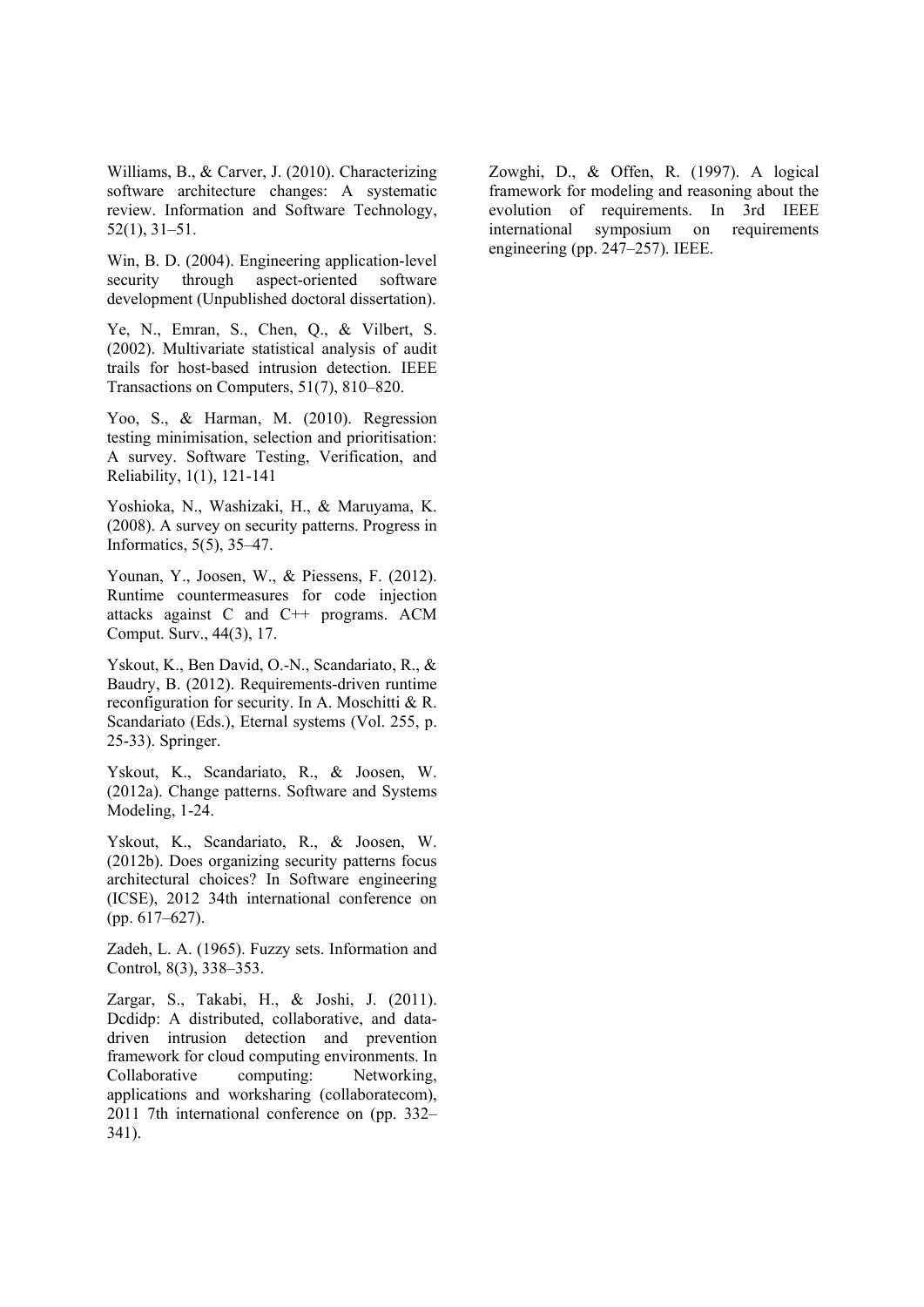Williams, B., & Carver, J. (2010). Characterizing software architecture changes: A systematic review. Information and Software Technology, 52(1), 31–51.

Win, B. D. (2004). Engineering application-level security through aspect-oriented software development (Unpublished doctoral dissertation).

Ye, N., Emran, S., Chen, Q., & Vilbert, S. (2002). Multivariate statistical analysis of audit trails for host-based intrusion detection. IEEE Transactions on Computers, 51(7), 810–820.

Yoo, S., & Harman, M. (2010). Regression testing minimisation, selection and prioritisation: A survey. Software Testing, Verification, and Reliability, 1(1), 121-141

Yoshioka, N., Washizaki, H., & Maruyama, K. (2008). A survey on security patterns. Progress in Informatics, 5(5), 35–47.

Younan, Y., Joosen, W., & Piessens, F. (2012). Runtime countermeasures for code injection attacks against C and C++ programs. ACM Comput. Surv., 44(3), 17.

Yskout, K., Ben David, O.-N., Scandariato, R., & Baudry, B. (2012). Requirements-driven runtime reconfiguration for security. In A. Moschitti & R. Scandariato (Eds.), Eternal systems (Vol. 255, p. 25-33). Springer.

Yskout, K., Scandariato, R., & Joosen, W. (2012a). Change patterns. Software and Systems Modeling, 1-24.

Yskout, K., Scandariato, R., & Joosen, W. (2012b). Does organizing security patterns focus architectural choices? In Software engineering (ICSE), 2012 34th international conference on (pp. 617–627).

Zadeh, L. A. (1965). Fuzzy sets. Information and Control, 8(3), 338–353.

Zargar, S., Takabi, H., & Joshi, J. (2011). Dcdidp: A distributed, collaborative, and data-driven intrusion detection and prevention framework for cloud computing environments. In Collaborative computing: Networking, applications and worksharing (collaboratecom), 2011 7th international conference on (pp. 332–341).

Zowghi, D., & Offen, R. (1997). A logical framework for modeling and reasoning about the evolution of requirements. In 3rd IEEE international symposium on requirements engineering (pp. 247–257). IEEE.